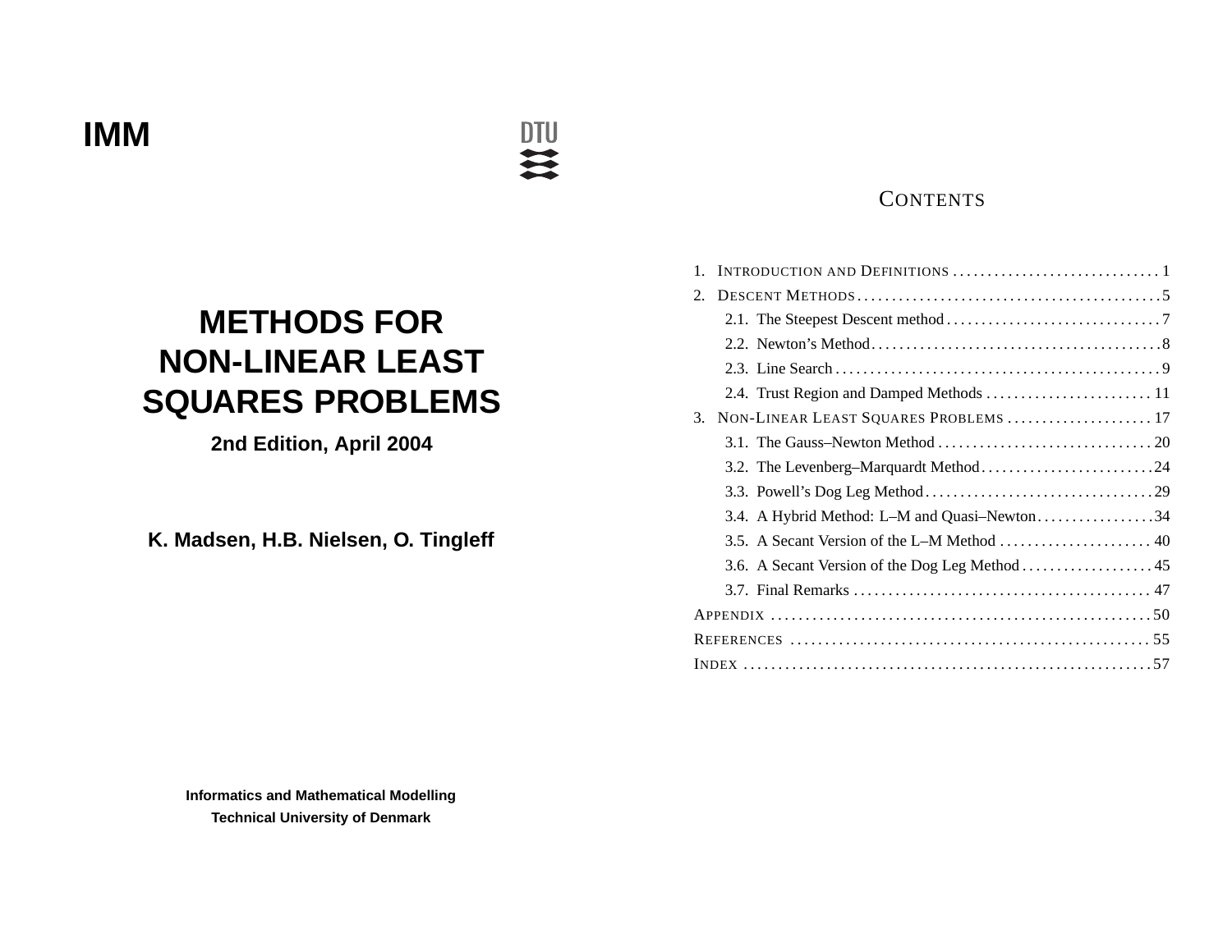**IMM**

DTU

# METHODS FOR NON-LINEAR LEAST SQUARES PROBLEMS

**2nd Edition, April 2004**

**K. Madsen, H.B. Nielsen, O. Tingleff**

**Informatics and Mathematical Modelling**
**Technical University of Denmark**

## CONTENTS

1. INTRODUCTION AND DEFINITIONS .............................. 1
2. DESCENT METHODS .............................. 5
   - 2.1. The Steepest Descent method .............................. 7
   - 2.2. Newton's Method .............................. 8
   - 2.3. Line Search .............................. 9
   - 2.4. Trust Region and Damped Methods .............................. 11
3. NON-LINEAR LEAST SQUARES PROBLEMS .............................. 17
   - 3.1. The Gauss–Newton Method .............................. 20
   - 3.2. The Levenberg–Marquardt Method .............................. 24
   - 3.3. Powell's Dog Leg Method .............................. 29
   - 3.4. A Hybrid Method: L–M and Quasi–Newton .............................. 34
   - 3.5. A Secant Version of the L–M Method .............................. 40
   - 3.6. A Secant Version of the Dog Leg Method .............................. 45
   - 3.7. Final Remarks .............................. 47

APPENDIX .............................. 50

REFERENCES .............................. 55

INDEX .............................. 57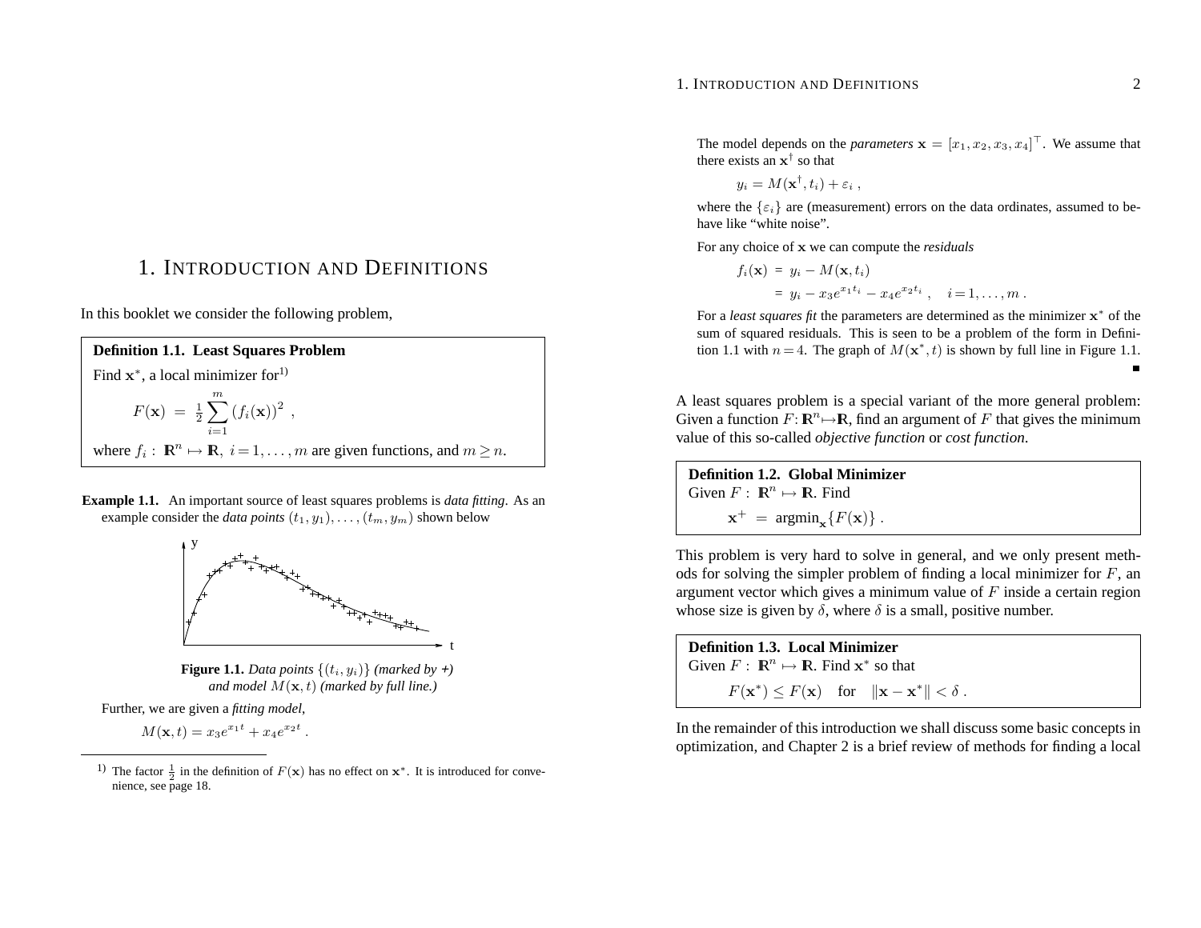# 1. Introduction and Definitions

In this booklet we consider the following problem,

**Definition 1.1. Least Squares Problem**

Find $\mathbf{x}^*$, a local minimizer for[1)]

$$F(\mathbf{x}) = \frac{1}{2} \sum_{i=1}^{m} (f_i(\mathbf{x}))^2 ,$$

where $f_i : \mathbb{R}^n \mapsto \mathbb{R},\ i=1,\ldots,m$ are given functions, and $m \geq n$.

**Example 1.1.** An important source of least squares problems is *data fitting*. As an example consider the *data points* $(t_1, y_1), \ldots, (t_m, y_m)$ shown below

**Figure 1.1.** *Data points* $\{(t_i, y_i)\}$ *(marked by +) and model* $M(\mathbf{x}, t)$ *(marked by full line.)*

Further, we are given a *fitting model*,

$$M(\mathbf{x}, t) = x_3 e^{x_1 t} + x_4 e^{x_2 t} .$$

The model depends on the *parameters* $\mathbf{x} = [x_1, x_2, x_3, x_4]^\top$. We assume that there exists an $\mathbf{x}^\dagger$ so that

$$y_i = M(\mathbf{x}^\dagger, t_i) + \varepsilon_i ,$$

where the $\{\varepsilon_i\}$ are (measurement) errors on the data ordinates, assumed to behave like "white noise".

For any choice of $\mathbf{x}$ we can compute the *residuals*

$$\begin{aligned} f_i(\mathbf{x}) &= y_i - M(\mathbf{x}, t_i) \\ &= y_i - x_3 e^{x_1 t_i} - x_4 e^{x_2 t_i} , \quad i=1,\ldots,m . \end{aligned}$$

For a *least squares fit* the parameters are determined as the minimizer $\mathbf{x}^*$ of the sum of squared residuals. This is seen to be a problem of the form in Definition 1.1 with $n=4$. The graph of $M(\mathbf{x}^*, t)$ is shown by full line in Figure 1.1. ∎

A least squares problem is a special variant of the more general problem: Given a function $F: \mathbb{R}^n \mapsto \mathbb{R}$, find an argument of $F$ that gives the minimum value of this so-called *objective function* or *cost function*.

**Definition 1.2. Global Minimizer**

Given $F : \mathbb{R}^n \mapsto \mathbb{R}$. Find

$$\mathbf{x}^+ = \text{argmin}_{\mathbf{x}} \{F(\mathbf{x})\} .$$

This problem is very hard to solve in general, and we only present methods for solving the simpler problem of finding a local minimizer for $F$, an argument vector which gives a minimum value of $F$ inside a certain region whose size is given by $\delta$, where $\delta$ is a small, positive number.

**Definition 1.3. Local Minimizer**

Given $F : \mathbb{R}^n \mapsto \mathbb{R}$. Find $\mathbf{x}^*$ so that

$$F(\mathbf{x}^*) \leq F(\mathbf{x}) \quad \text{for} \quad \|\mathbf{x} - \mathbf{x}^*\| < \delta .$$

In the remainder of this introduction we shall discuss some basic concepts in optimization, and Chapter 2 is a brief review of methods for finding a local

---

[1)] The factor $\frac{1}{2}$ in the definition of $F(\mathbf{x})$ has no effect on $\mathbf{x}^*$. It is introduced for convenience, see page 18.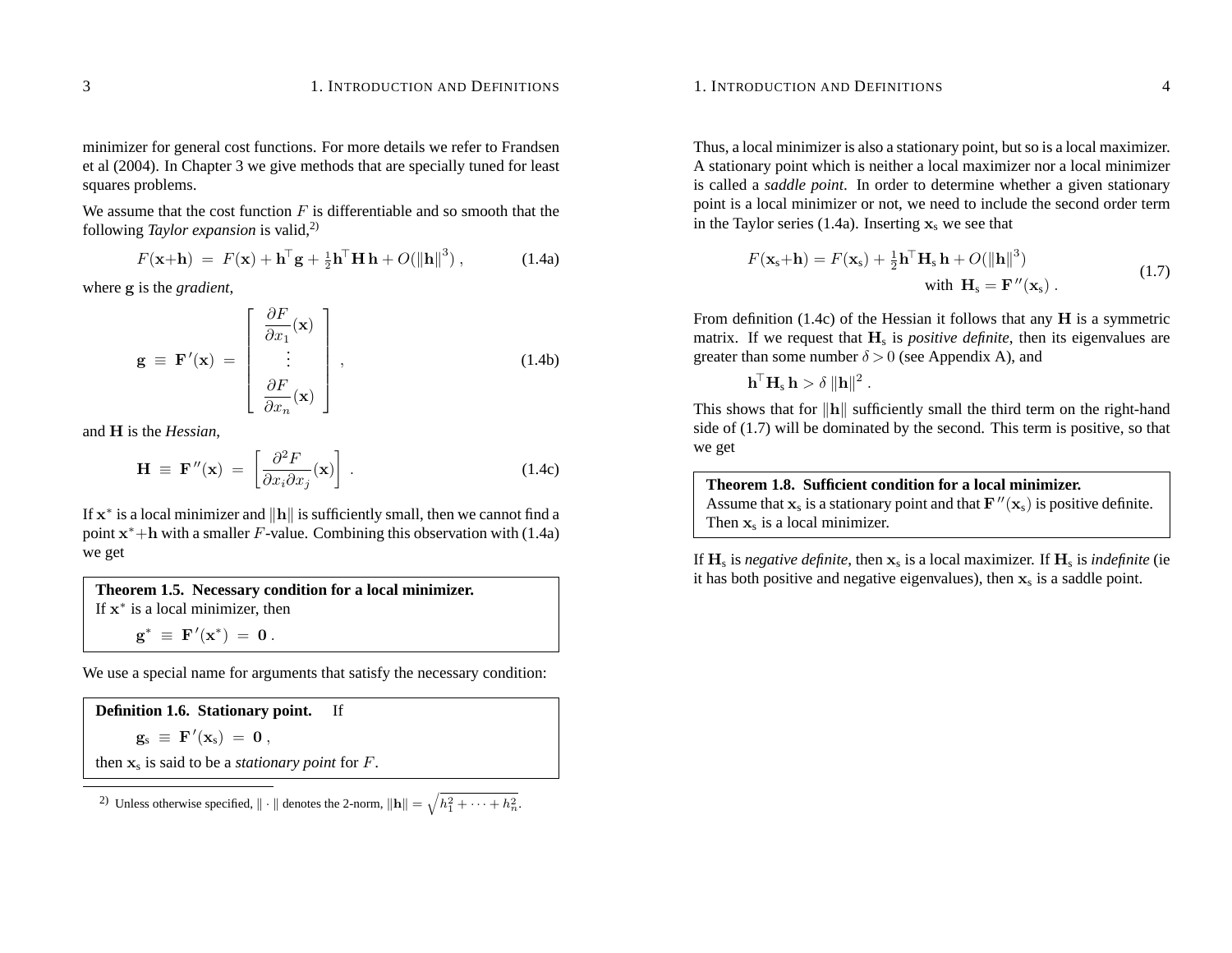minimizer for general cost functions. For more details we refer to Frandsen et al (2004). In Chapter 3 we give methods that are specially tuned for least squares problems.

We assume that the cost function $F$ is differentiable and so smooth that the following *Taylor expansion* is valid,[2)]

$$F(\mathbf{x}+\mathbf{h}) \;=\; F(\mathbf{x}) + \mathbf{h}^\top \mathbf{g} + \tfrac{1}{2}\mathbf{h}^\top \mathbf{H}\,\mathbf{h} + O(\|\mathbf{h}\|^3)\,, \tag{1.4a}$$

where $\mathbf{g}$ is the *gradient*,

$$\mathbf{g} \;\equiv\; \mathbf{F}'(\mathbf{x}) \;=\; \begin{bmatrix} \dfrac{\partial F}{\partial x_1}(\mathbf{x}) \\ \vdots \\ \dfrac{\partial F}{\partial x_n}(\mathbf{x}) \end{bmatrix}\,, \tag{1.4b}$$

and $\mathbf{H}$ is the *Hessian*,

$$\mathbf{H} \;\equiv\; \mathbf{F}''(\mathbf{x}) \;=\; \left[\frac{\partial^2 F}{\partial x_i \partial x_j}(\mathbf{x})\right]\,. \tag{1.4c}$$

If $\mathbf{x}^*$ is a local minimizer and $\|\mathbf{h}\|$ is sufficiently small, then we cannot find a point $\mathbf{x}^*{+}\mathbf{h}$ with a smaller $F$-value. Combining this observation with (1.4a) we get

**Theorem 1.5. Necessary condition for a local minimizer.**
If $\mathbf{x}^*$ is a local minimizer, then

$$\mathbf{g}^* \;\equiv\; \mathbf{F}'(\mathbf{x}^*) \;=\; \mathbf{0}\,.$$

We use a special name for arguments that satisfy the necessary condition:

**Definition 1.6. Stationary point.** If

$$\mathbf{g}_s \;\equiv\; \mathbf{F}'(\mathbf{x}_s) \;=\; \mathbf{0}\,,$$

then $\mathbf{x}_s$ is said to be a *stationary point* for $F$.

[2)] Unless otherwise specified, $\|\cdot\|$ denotes the 2-norm, $\|\mathbf{h}\| = \sqrt{h_1^2 + \cdots + h_n^2}$.

Thus, a local minimizer is also a stationary point, but so is a local maximizer. A stationary point which is neither a local maximizer nor a local minimizer is called a *saddle point*. In order to determine whether a given stationary point is a local minimizer or not, we need to include the second order term in the Taylor series (1.4a). Inserting $\mathbf{x}_s$ we see that

$$\begin{aligned} F(\mathbf{x}_s{+}\mathbf{h}) &= F(\mathbf{x}_s) + \tfrac{1}{2}\mathbf{h}^\top \mathbf{H}_s\,\mathbf{h} + O(\|\mathbf{h}\|^3) \\ &\quad \text{with } \;\mathbf{H}_s = \mathbf{F}''(\mathbf{x}_s)\,. \end{aligned} \tag{1.7}$$

From definition (1.4c) of the Hessian it follows that any $\mathbf{H}$ is a symmetric matrix. If we request that $\mathbf{H}_s$ is *positive definite*, then its eigenvalues are greater than some number $\delta > 0$ (see Appendix A), and

$$\mathbf{h}^\top \mathbf{H}_s\,\mathbf{h} > \delta\,\|\mathbf{h}\|^2\,.$$

This shows that for $\|\mathbf{h}\|$ sufficiently small the third term on the right-hand side of (1.7) will be dominated by the second. This term is positive, so that we get

**Theorem 1.8. Sufficient condition for a local minimizer.**
Assume that $\mathbf{x}_s$ is a stationary point and that $\mathbf{F}''(\mathbf{x}_s)$ is positive definite. Then $\mathbf{x}_s$ is a local minimizer.

If $\mathbf{H}_s$ is *negative definite*, then $\mathbf{x}_s$ is a local maximizer. If $\mathbf{H}_s$ is *indefinite* (ie it has both positive and negative eigenvalues), then $\mathbf{x}_s$ is a saddle point.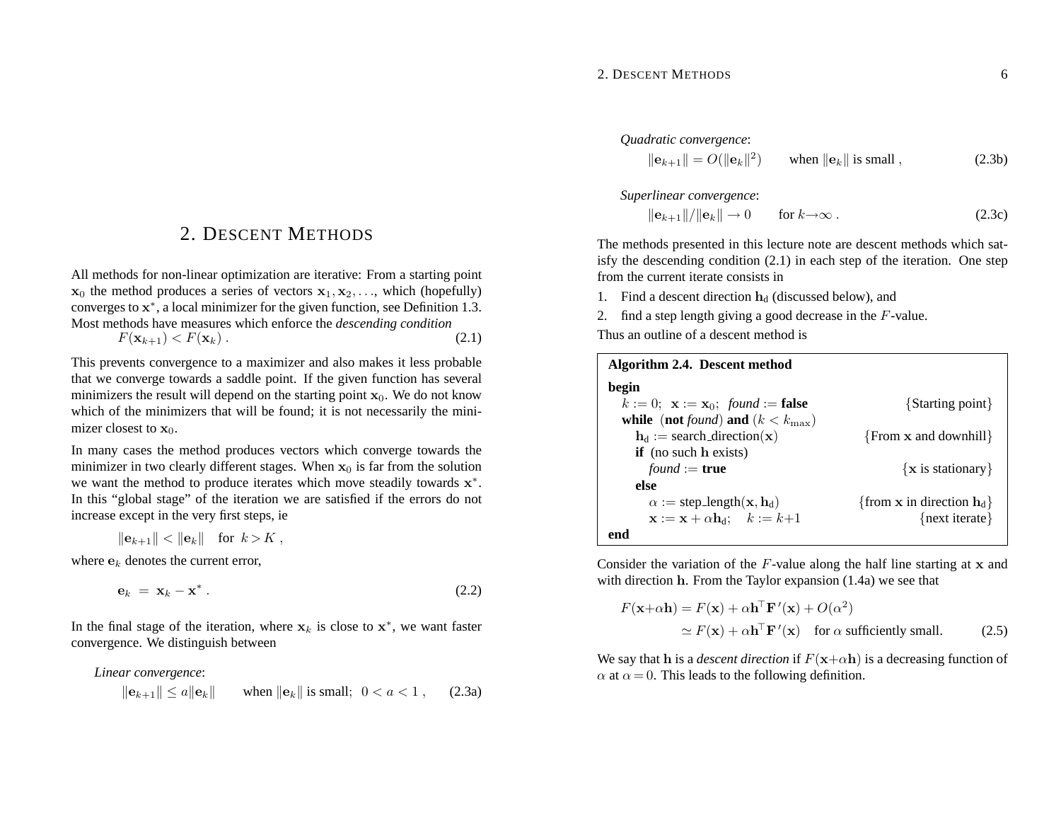# 2. DESCENT METHODS

All methods for non-linear optimization are iterative: From a starting point $\mathbf{x}_0$ the method produces a series of vectors $\mathbf{x}_1, \mathbf{x}_2, \ldots$, which (hopefully) converges to $\mathbf{x}^*$, a local minimizer for the given function, see Definition 1.3. Most methods have measures which enforce the *descending condition*

$$F(\mathbf{x}_{k+1}) < F(\mathbf{x}_k) \; . \tag{2.1}$$

This prevents convergence to a maximizer and also makes it less probable that we converge towards a saddle point. If the given function has several minimizers the result will depend on the starting point $\mathbf{x}_0$. We do not know which of the minimizers that will be found; it is not necessarily the minimizer closest to $\mathbf{x}_0$.

In many cases the method produces vectors which converge towards the minimizer in two clearly different stages. When $\mathbf{x}_0$ is far from the solution we want the method to produce iterates which move steadily towards $\mathbf{x}^*$. In this "global stage" of the iteration we are satisfied if the errors do not increase except in the very first steps, ie

$$\|\mathbf{e}_{k+1}\| < \|\mathbf{e}_k\| \quad \text{for } k > K \; ,$$

where $\mathbf{e}_k$ denotes the current error,

$$\mathbf{e}_k \; = \; \mathbf{x}_k - \mathbf{x}^* \; . \tag{2.2}$$

In the final stage of the iteration, where $\mathbf{x}_k$ is close to $\mathbf{x}^*$, we want faster convergence. We distinguish between

*Linear convergence*:

$$\|\mathbf{e}_{k+1}\| \leq a\|\mathbf{e}_k\| \qquad \text{when } \|\mathbf{e}_k\| \text{ is small; } \; 0 < a < 1 \; , \tag{2.3a}$$

*Quadratic convergence*:

$$\|\mathbf{e}_{k+1}\| = O(\|\mathbf{e}_k\|^2) \qquad \text{when } \|\mathbf{e}_k\| \text{ is small} \; , \tag{2.3b}$$

*Superlinear convergence*:

$$\|\mathbf{e}_{k+1}\|/\|\mathbf{e}_k\| \to 0 \qquad \text{for } k \to \infty \; . \tag{2.3c}$$

The methods presented in this lecture note are descent methods which satisfy the descending condition (2.1) in each step of the iteration. One step from the current iterate consists in

1. Find a descent direction $\mathbf{h}_\mathrm{d}$ (discussed below), and
2. find a step length giving a good decrease in the $F$-value.

Thus an outline of a descent method is

**Algorithm 2.4. Descent method**

```
begin
  k := 0;  x := x_0;  found := false                 {Starting point}
  while (not found) and (k < k_max)
    h_d := search_direction(x)                        {From x and downhill}
    if (no such h exists)
      found := true                                   {x is stationary}
    else
      α := step_length(x, h_d)                        {from x in direction h_d}
      x := x + α h_d;   k := k+1                      {next iterate}
end
```

Consider the variation of the $F$-value along the half line starting at $\mathbf{x}$ and with direction $\mathbf{h}$. From the Taylor expansion (1.4a) we see that

$$\begin{aligned} F(\mathbf{x}+\alpha\mathbf{h}) &= F(\mathbf{x}) + \alpha\mathbf{h}^\top\mathbf{F}'(\mathbf{x}) + O(\alpha^2) \\ &\simeq F(\mathbf{x}) + \alpha\mathbf{h}^\top\mathbf{F}'(\mathbf{x}) \quad \text{for } \alpha \text{ sufficiently small.} \end{aligned} \tag{2.5}$$

We say that $\mathbf{h}$ is a *descent direction* if $F(\mathbf{x}+\alpha\mathbf{h})$ is a decreasing function of $\alpha$ at $\alpha = 0$. This leads to the following definition.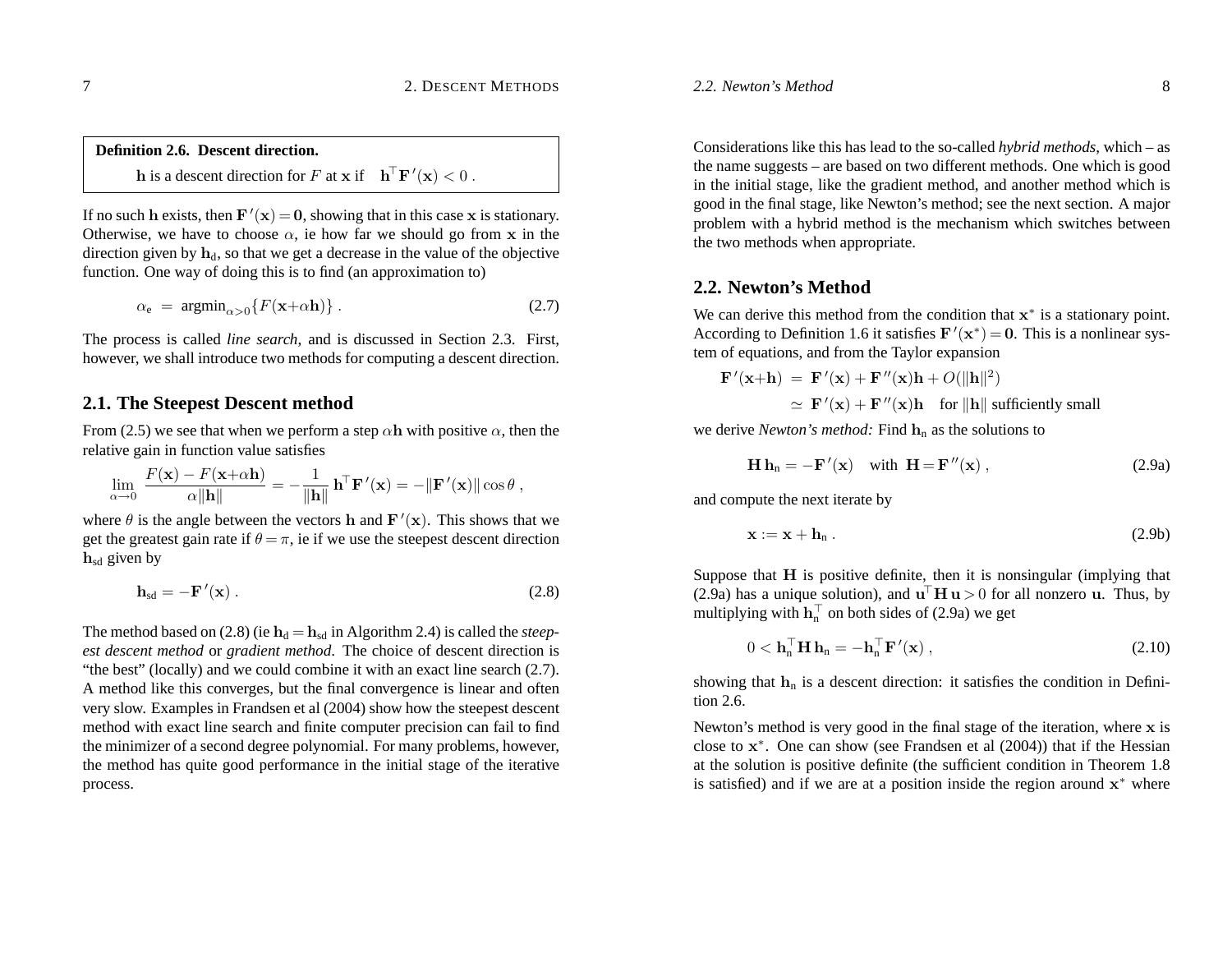**Definition 2.6. Descent direction.**

$\mathbf{h}$ is a descent direction for $F$ at $\mathbf{x}$ if $\mathbf{h}^\top \mathbf{F}'(\mathbf{x}) < 0$ .

If no such $\mathbf{h}$ exists, then $\mathbf{F}'(\mathbf{x}) = \mathbf{0}$, showing that in this case $\mathbf{x}$ is stationary. Otherwise, we have to choose $\alpha$, ie how far we should go from $\mathbf{x}$ in the direction given by $\mathbf{h}_d$, so that we get a decrease in the value of the objective function. One way of doing this is to find (an approximation to)

$$\alpha_e = \text{argmin}_{\alpha>0}\{F(\mathbf{x}+\alpha\mathbf{h})\} . \tag{2.7}$$

The process is called *line search*, and is discussed in Section 2.3. First, however, we shall introduce two methods for computing a descent direction.

## 2.1. The Steepest Descent method

From (2.5) we see that when we perform a step $\alpha\mathbf{h}$ with positive $\alpha$, then the relative gain in function value satisfies

$$\lim_{\alpha\to 0} \frac{F(\mathbf{x}) - F(\mathbf{x}+\alpha\mathbf{h})}{\alpha\|\mathbf{h}\|} = -\frac{1}{\|\mathbf{h}\|}\,\mathbf{h}^\top \mathbf{F}'(\mathbf{x}) = -\|\mathbf{F}'(\mathbf{x})\|\cos\theta ,$$

where $\theta$ is the angle between the vectors $\mathbf{h}$ and $\mathbf{F}'(\mathbf{x})$. This shows that we get the greatest gain rate if $\theta = \pi$, ie if we use the steepest descent direction $\mathbf{h}_{sd}$ given by

$$\mathbf{h}_{sd} = -\mathbf{F}'(\mathbf{x}) . \tag{2.8}$$

The method based on (2.8) (ie $\mathbf{h}_d = \mathbf{h}_{sd}$ in Algorithm 2.4) is called the *steepest descent method* or *gradient method*. The choice of descent direction is "the best" (locally) and we could combine it with an exact line search (2.7). A method like this converges, but the final convergence is linear and often very slow. Examples in Frandsen et al (2004) show how the steepest descent method with exact line search and finite computer precision can fail to find the minimizer of a second degree polynomial. For many problems, however, the method has quite good performance in the initial stage of the iterative process.

Considerations like this has lead to the so-called *hybrid methods*, which – as the name suggests – are based on two different methods. One which is good in the initial stage, like the gradient method, and another method which is good in the final stage, like Newton's method; see the next section. A major problem with a hybrid method is the mechanism which switches between the two methods when appropriate.

## 2.2. Newton's Method

We can derive this method from the condition that $\mathbf{x}^*$ is a stationary point. According to Definition 1.6 it satisfies $\mathbf{F}'(\mathbf{x}^*) = \mathbf{0}$. This is a nonlinear system of equations, and from the Taylor expansion

$$\begin{aligned}\mathbf{F}'(\mathbf{x}+\mathbf{h}) &= \mathbf{F}'(\mathbf{x}) + \mathbf{F}''(\mathbf{x})\mathbf{h} + O(\|\mathbf{h}\|^2)\\ &\simeq \mathbf{F}'(\mathbf{x}) + \mathbf{F}''(\mathbf{x})\mathbf{h} \quad \text{for } \|\mathbf{h}\| \text{ sufficiently small}\end{aligned}$$

we derive *Newton's method:* Find $\mathbf{h}_n$ as the solutions to

$$\mathbf{H}\,\mathbf{h}_n = -\mathbf{F}'(\mathbf{x}) \quad \text{with} \;\; \mathbf{H} = \mathbf{F}''(\mathbf{x}) , \tag{2.9a}$$

and compute the next iterate by

$$\mathbf{x} := \mathbf{x} + \mathbf{h}_n . \tag{2.9b}$$

Suppose that $\mathbf{H}$ is positive definite, then it is nonsingular (implying that (2.9a) has a unique solution), and $\mathbf{u}^\top\mathbf{H}\,\mathbf{u} > 0$ for all nonzero $\mathbf{u}$. Thus, by multiplying with $\mathbf{h}_n^\top$ on both sides of (2.9a) we get

$$0 < \mathbf{h}_n^\top \mathbf{H}\,\mathbf{h}_n = -\mathbf{h}_n^\top \mathbf{F}'(\mathbf{x}) , \tag{2.10}$$

showing that $\mathbf{h}_n$ is a descent direction: it satisfies the condition in Definition 2.6.

Newton's method is very good in the final stage of the iteration, where $\mathbf{x}$ is close to $\mathbf{x}^*$. One can show (see Frandsen et al (2004)) that if the Hessian at the solution is positive definite (the sufficient condition in Theorem 1.8 is satisfied) and if we are at a position inside the region around $\mathbf{x}^*$ where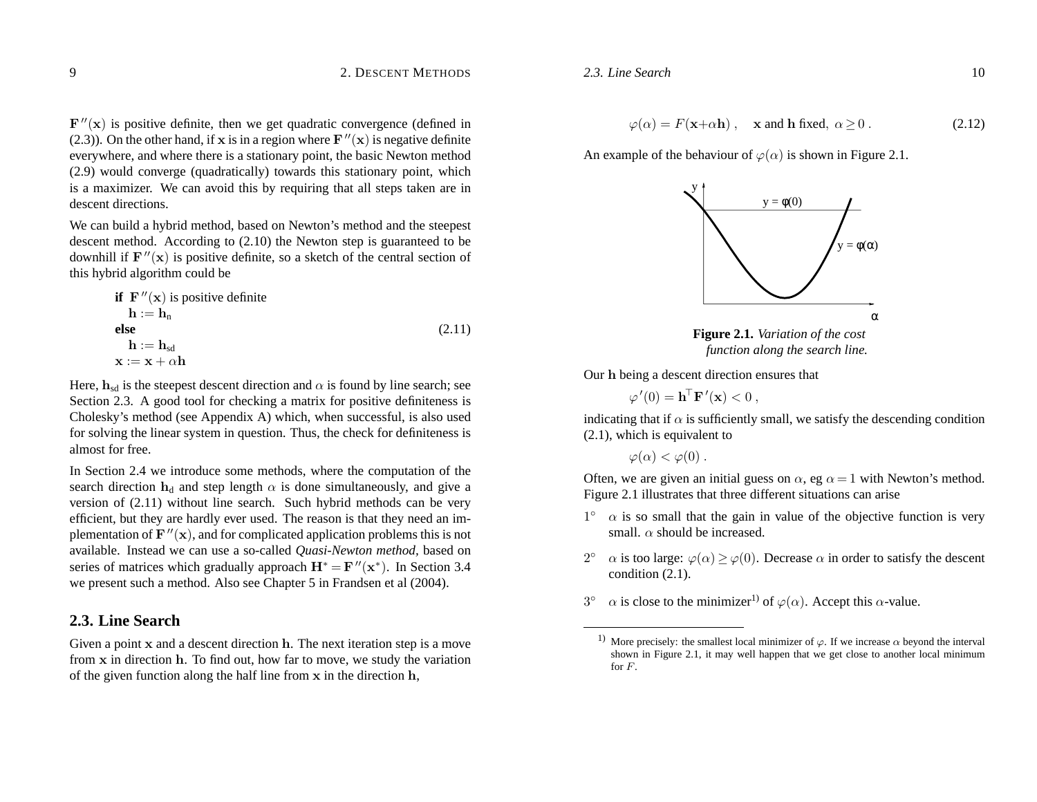$\mathbf{F}''(\mathbf{x})$ is positive definite, then we get quadratic convergence (defined in (2.3)). On the other hand, if $\mathbf{x}$ is in a region where $\mathbf{F}''(\mathbf{x})$ is negative definite everywhere, and where there is a stationary point, the basic Newton method (2.9) would converge (quadratically) towards this stationary point, which is a maximizer. We can avoid this by requiring that all steps taken are in descent directions.

We can build a hybrid method, based on Newton's method and the steepest descent method. According to (2.10) the Newton step is guaranteed to be downhill if $\mathbf{F}''(\mathbf{x})$ is positive definite, so a sketch of the central section of this hybrid algorithm could be

$$
\begin{array}{l}
\textbf{if } \mathbf{F}''(\mathbf{x}) \text{ is positive definite} \\
\quad \mathbf{h} := \mathbf{h}_{\text{n}} \\
\textbf{else} \\
\quad \mathbf{h} := \mathbf{h}_{\text{sd}} \\
\mathbf{x} := \mathbf{x} + \alpha\mathbf{h}
\end{array}
\tag{2.11}
$$

Here, $\mathbf{h}_{\text{sd}}$ is the steepest descent direction and $\alpha$ is found by line search; see Section 2.3. A good tool for checking a matrix for positive definiteness is Cholesky's method (see Appendix A) which, when successful, is also used for solving the linear system in question. Thus, the check for definiteness is almost for free.

In Section 2.4 we introduce some methods, where the computation of the search direction $\mathbf{h}_{\text{d}}$ and step length $\alpha$ is done simultaneously, and give a version of (2.11) without line search. Such hybrid methods can be very efficient, but they are hardly ever used. The reason is that they need an implementation of $\mathbf{F}''(\mathbf{x})$, and for complicated application problems this is not available. Instead we can use a so-called *Quasi-Newton method*, based on series of matrices which gradually approach $\mathbf{H}^* = \mathbf{F}''(\mathbf{x}^*)$. In Section 3.4 we present such a method. Also see Chapter 5 in Frandsen et al (2004).

## 2.3. Line Search

Given a point $\mathbf{x}$ and a descent direction $\mathbf{h}$. The next iteration step is a move from $\mathbf{x}$ in direction $\mathbf{h}$. To find out, how far to move, we study the variation of the given function along the half line from $\mathbf{x}$ in the direction $\mathbf{h}$,

$$
\varphi(\alpha) = F(\mathbf{x}+\alpha\mathbf{h}), \quad \mathbf{x} \text{ and } \mathbf{h} \text{ fixed}, \ \alpha \geq 0 . \tag{2.12}
$$

An example of the behaviour of $\varphi(\alpha)$ is shown in Figure 2.1.

**Figure 2.1.** *Variation of the cost function along the search line.*

Our $\mathbf{h}$ being a descent direction ensures that

$$
\varphi'(0) = \mathbf{h}^\top \mathbf{F}'(\mathbf{x}) < 0 ,
$$

indicating that if $\alpha$ is sufficiently small, we satisfy the descending condition (2.1), which is equivalent to

$$
\varphi(\alpha) < \varphi(0) .
$$

Often, we are given an initial guess on $\alpha$, eg $\alpha = 1$ with Newton's method. Figure 2.1 illustrates that three different situations can arise

1° $\alpha$ is so small that the gain in value of the objective function is very small. $\alpha$ should be increased.

2° $\alpha$ is too large: $\varphi(\alpha) \geq \varphi(0)$. Decrease $\alpha$ in order to satisfy the descent condition (2.1).

3° $\alpha$ is close to the minimizer[1]) of $\varphi(\alpha)$. Accept this $\alpha$-value.

---

[1]) More precisely: the smallest local minimizer of $\varphi$. If we increase $\alpha$ beyond the interval shown in Figure 2.1, it may well happen that we get close to another local minimum for $F$.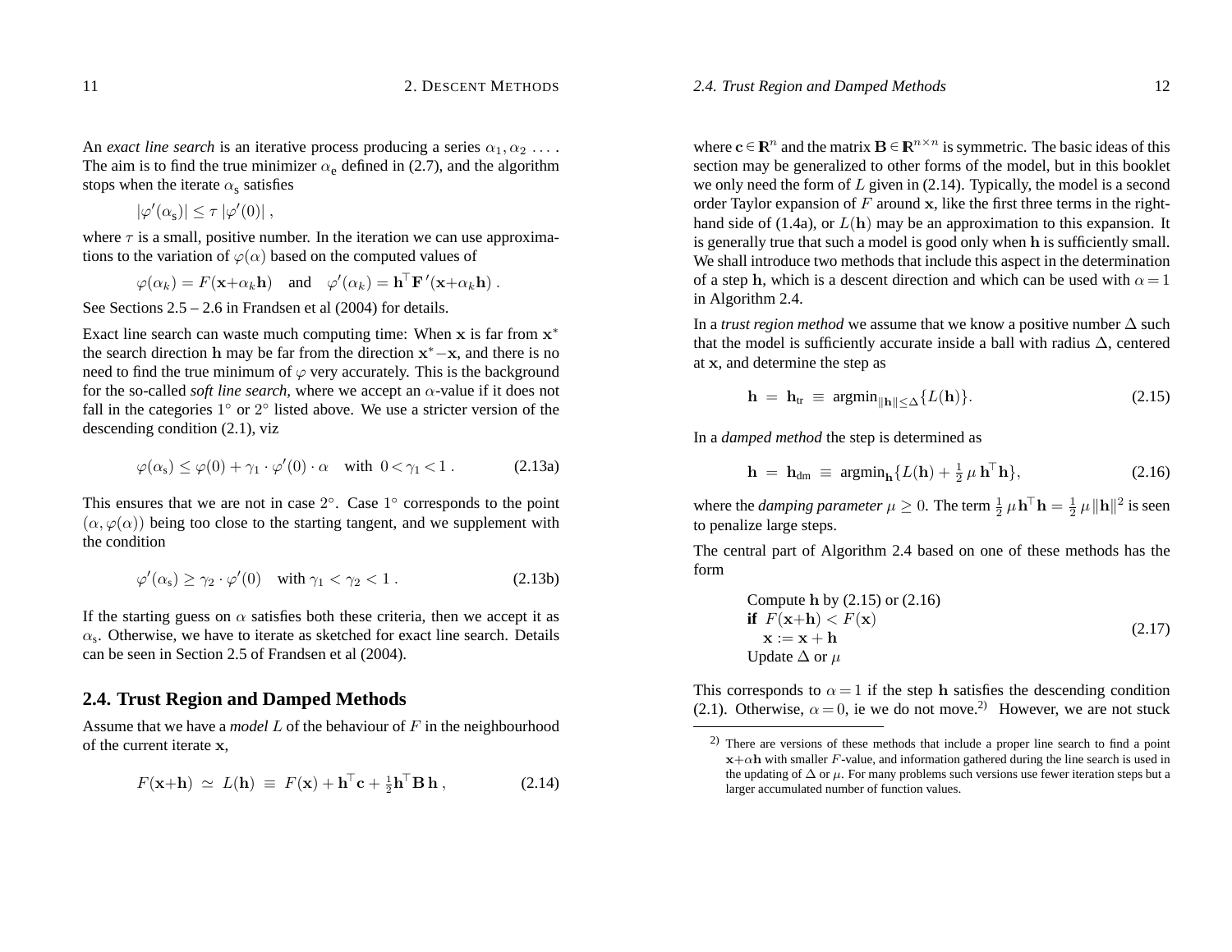An *exact line search* is an iterative process producing a series $\alpha_1, \alpha_2 \ \ldots$ . The aim is to find the true minimizer $\alpha_e$ defined in (2.7), and the algorithm stops when the iterate $\alpha_s$ satisfies

$$|\varphi'(\alpha_s)| \le \tau \, |\varphi'(0)| ,$$

where $\tau$ is a small, positive number. In the iteration we can use approximations to the variation of $\varphi(\alpha)$ based on the computed values of

$$\varphi(\alpha_k) = F(\mathbf{x}+\alpha_k \mathbf{h}) \quad \text{and} \quad \varphi'(\alpha_k) = \mathbf{h}^\top \mathbf{F}'(\mathbf{x}+\alpha_k \mathbf{h}) .$$

See Sections 2.5 – 2.6 in Frandsen et al (2004) for details.

Exact line search can waste much computing time: When $\mathbf{x}$ is far from $\mathbf{x}^*$ the search direction $\mathbf{h}$ may be far from the direction $\mathbf{x}^* - \mathbf{x}$, and there is no need to find the true minimum of $\varphi$ very accurately. This is the background for the so-called *soft line search*, where we accept an $\alpha$-value if it does not fall in the categories $1^\circ$ or $2^\circ$ listed above. We use a stricter version of the descending condition (2.1), viz

$$\varphi(\alpha_s) \le \varphi(0) + \gamma_1 \cdot \varphi'(0) \cdot \alpha \quad \text{with } \ 0 < \gamma_1 < 1 \, . \tag{2.13a}$$

This ensures that we are not in case $2^\circ$. Case $1^\circ$ corresponds to the point $(\alpha, \varphi(\alpha))$ being too close to the starting tangent, and we supplement with the condition

$$\varphi'(\alpha_s) \ge \gamma_2 \cdot \varphi'(0) \quad \text{with } \gamma_1 < \gamma_2 < 1 \, . \tag{2.13b}$$

If the starting guess on $\alpha$ satisfies both these criteria, then we accept it as $\alpha_s$. Otherwise, we have to iterate as sketched for exact line search. Details can be seen in Section 2.5 of Frandsen et al (2004).

## 2.4. Trust Region and Damped Methods

Assume that we have a *model* $L$ of the behaviour of $F$ in the neighbourhood of the current iterate $\mathbf{x}$,

$$F(\mathbf{x}+\mathbf{h}) \ \simeq \ L(\mathbf{h}) \ \equiv \ F(\mathbf{x}) + \mathbf{h}^\top \mathbf{c} + \tfrac{1}{2} \mathbf{h}^\top \mathbf{B} \, \mathbf{h} \, , \tag{2.14}$$

where $\mathbf{c} \in \mathbb{R}^n$ and the matrix $\mathbf{B} \in \mathbb{R}^{n \times n}$ is symmetric. The basic ideas of this section may be generalized to other forms of the model, but in this booklet we only need the form of $L$ given in (2.14). Typically, the model is a second order Taylor expansion of $F$ around $\mathbf{x}$, like the first three terms in the right-hand side of (1.4a), or $L(\mathbf{h})$ may be an approximation to this expansion. It is generally true that such a model is good only when $\mathbf{h}$ is sufficiently small. We shall introduce two methods that include this aspect in the determination of a step $\mathbf{h}$, which is a descent direction and which can be used with $\alpha = 1$ in Algorithm 2.4.

In a *trust region method* we assume that we know a positive number $\Delta$ such that the model is sufficiently accurate inside a ball with radius $\Delta$, centered at $\mathbf{x}$, and determine the step as

$$\mathbf{h} \ = \ \mathbf{h}_{\text{tr}} \ \equiv \ \text{argmin}_{\|\mathbf{h}\| \le \Delta} \{L(\mathbf{h})\}. \tag{2.15}$$

In a *damped method* the step is determined as

$$\mathbf{h} \ = \ \mathbf{h}_{\text{dm}} \ \equiv \ \text{argmin}_{\mathbf{h}} \{L(\mathbf{h}) + \tfrac{1}{2} \, \mu \, \mathbf{h}^\top \mathbf{h}\}, \tag{2.16}$$

where the *damping parameter* $\mu \ge 0$. The term $\frac{1}{2} \mu \mathbf{h}^\top \mathbf{h} = \frac{1}{2} \mu \|\mathbf{h}\|^2$ is seen to penalize large steps.

The central part of Algorithm 2.4 based on one of these methods has the form

$$\begin{array}{l} \text{Compute } \mathbf{h} \text{ by (2.15) or (2.16)} \\ \textbf{if } \ F(\mathbf{x}+\mathbf{h}) < F(\mathbf{x}) \\ \quad \mathbf{x} := \mathbf{x} + \mathbf{h} \\ \text{Update } \Delta \text{ or } \mu \end{array} \tag{2.17}$$

This corresponds to $\alpha = 1$ if the step $\mathbf{h}$ satisfies the descending condition (2.1). Otherwise, $\alpha = 0$, ie we do not move.[2)] However, we are not stuck

[2)] There are versions of these methods that include a proper line search to find a point $\mathbf{x}+\alpha\mathbf{h}$ with smaller $F$-value, and information gathered during the line search is used in the updating of $\Delta$ or $\mu$. For many problems such versions use fewer iteration steps but a larger accumulated number of function values.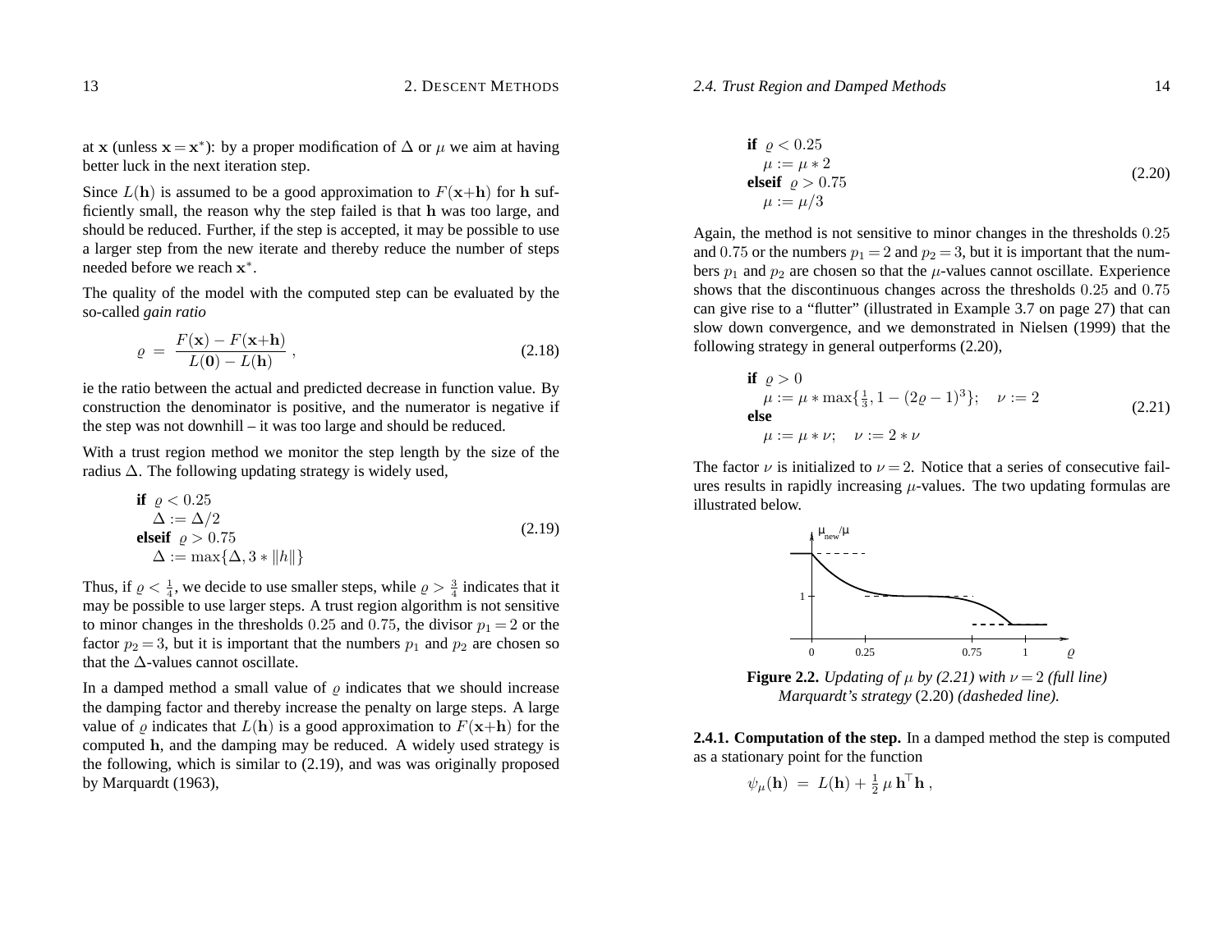at $\mathbf{x}$ (unless $\mathbf{x} = \mathbf{x}^*$): by a proper modification of $\Delta$ or $\mu$ we aim at having better luck in the next iteration step.

Since $L(\mathbf{h})$ is assumed to be a good approximation to $F(\mathbf{x}+\mathbf{h})$ for $\mathbf{h}$ sufficiently small, the reason why the step failed is that $\mathbf{h}$ was too large, and should be reduced. Further, if the step is accepted, it may be possible to use a larger step from the new iterate and thereby reduce the number of steps needed before we reach $\mathbf{x}^*$.

The quality of the model with the computed step can be evaluated by the so-called *gain ratio*

$$\varrho = \frac{F(\mathbf{x}) - F(\mathbf{x}+\mathbf{h})}{L(\mathbf{0}) - L(\mathbf{h})}, \tag{2.18}$$

ie the ratio between the actual and predicted decrease in function value. By construction the denominator is positive, and the numerator is negative if the step was not downhill – it was too large and should be reduced.

With a trust region method we monitor the step length by the size of the radius $\Delta$. The following updating strategy is widely used,

$$\begin{array}{l} \textbf{if } \varrho < 0.25 \\ \quad \Delta := \Delta/2 \\ \textbf{elseif } \varrho > 0.75 \\ \quad \Delta := \max\{\Delta, 3 * \|h\|\} \end{array} \tag{2.19}$$

Thus, if $\varrho < \frac{1}{4}$, we decide to use smaller steps, while $\varrho > \frac{3}{4}$ indicates that it may be possible to use larger steps. A trust region algorithm is not sensitive to minor changes in the thresholds $0.25$ and $0.75$, the divisor $p_1 = 2$ or the factor $p_2 = 3$, but it is important that the numbers $p_1$ and $p_2$ are chosen so that the $\Delta$-values cannot oscillate.

In a damped method a small value of $\varrho$ indicates that we should increase the damping factor and thereby increase the penalty on large steps. A large value of $\varrho$ indicates that $L(\mathbf{h})$ is a good approximation to $F(\mathbf{x}+\mathbf{h})$ for the computed $\mathbf{h}$, and the damping may be reduced. A widely used strategy is the following, which is similar to (2.19), and was was originally proposed by Marquardt (1963),

$$\begin{array}{l} \textbf{if } \varrho < 0.25 \\ \quad \mu := \mu * 2 \\ \textbf{elseif } \varrho > 0.75 \\ \quad \mu := \mu/3 \end{array} \tag{2.20}$$

Again, the method is not sensitive to minor changes in the thresholds $0.25$ and $0.75$ or the numbers $p_1 = 2$ and $p_2 = 3$, but it is important that the numbers $p_1$ and $p_2$ are chosen so that the $\mu$-values cannot oscillate. Experience shows that the discontinuous changes across the thresholds $0.25$ and $0.75$ can give rise to a "flutter" (illustrated in Example 3.7 on page 27) that can slow down convergence, and we demonstrated in Nielsen (1999) that the following strategy in general outperforms (2.20),

$$\begin{array}{l} \textbf{if } \varrho > 0 \\ \quad \mu := \mu * \max\{\frac{1}{3}, 1 - (2\varrho - 1)^3\}; \quad \nu := 2 \\ \textbf{else} \\ \quad \mu := \mu * \nu; \quad \nu := 2 * \nu \end{array} \tag{2.21}$$

The factor $\nu$ is initialized to $\nu = 2$. Notice that a series of consecutive failures results in rapidly increasing $\mu$-values. The two updating formulas are illustrated below.

**Figure 2.2.** *Updating of $\mu$ by (2.21) with $\nu = 2$ (full line) Marquardt's strategy* (2.20) *(dasheded line).*

**2.4.1. Computation of the step.** In a damped method the step is computed as a stationary point for the function

$$\psi_\mu(\mathbf{h}) = L(\mathbf{h}) + \tfrac{1}{2}\mu\, \mathbf{h}^\top \mathbf{h},$$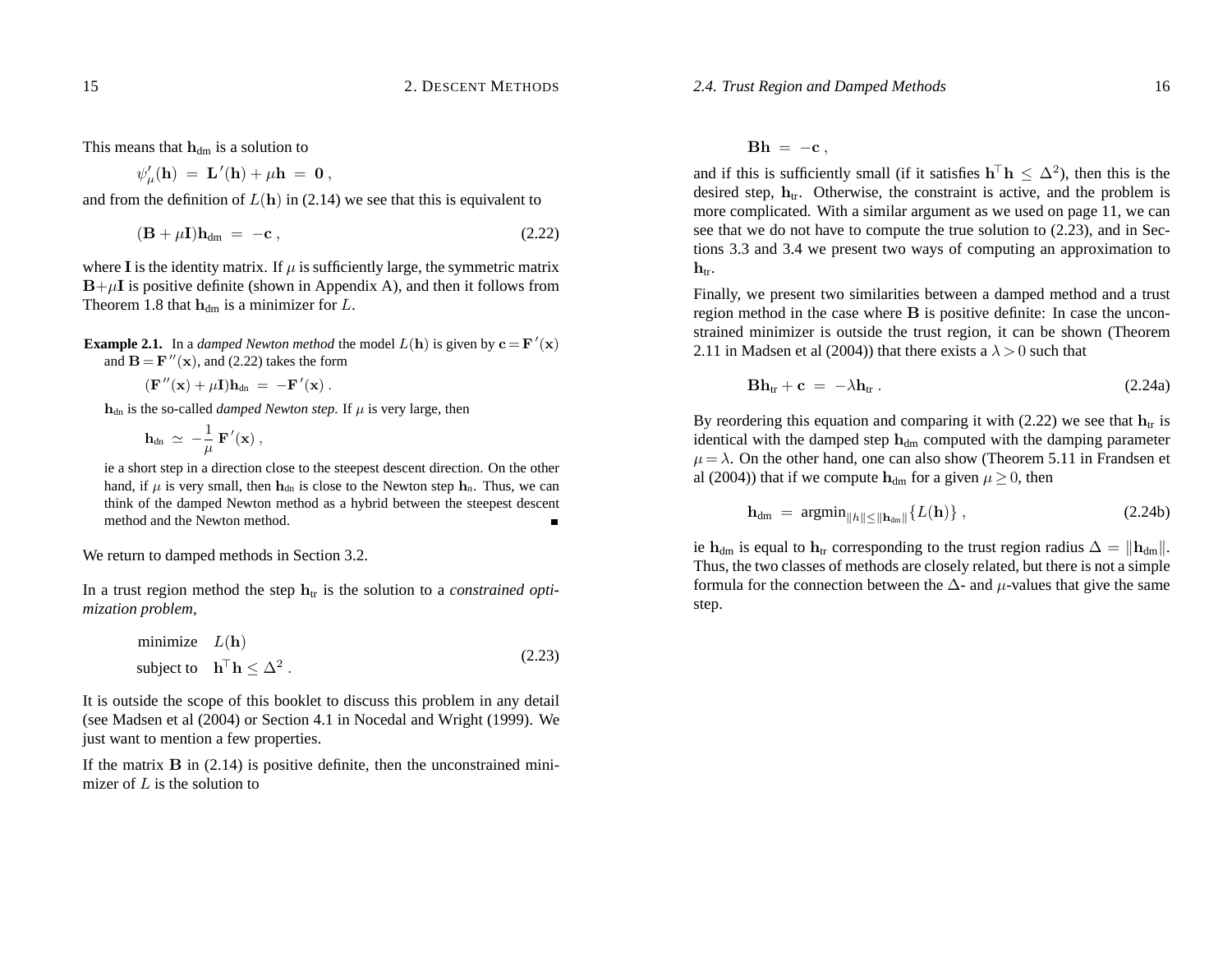This means that $\mathbf{h}_{\text{dm}}$ is a solution to

$$\psi'_\mu(\mathbf{h}) \;=\; \mathbf{L}'(\mathbf{h}) + \mu\mathbf{h} \;=\; \mathbf{0}\,,$$

and from the definition of $L(\mathbf{h})$ in (2.14) we see that this is equivalent to

$$(\mathbf{B} + \mu\mathbf{I})\mathbf{h}_{\text{dm}} \;=\; -\mathbf{c}\,, \tag{2.22}$$

where $\mathbf{I}$ is the identity matrix. If $\mu$ is sufficiently large, the symmetric matrix $\mathbf{B}{+}\mu\mathbf{I}$ is positive definite (shown in Appendix A), and then it follows from Theorem 1.8 that $\mathbf{h}_{\text{dm}}$ is a minimizer for $L$.

**Example 2.1.** In a *damped Newton method* the model $L(\mathbf{h})$ is given by $\mathbf{c} = \mathbf{F}'(\mathbf{x})$ and $\mathbf{B} = \mathbf{F}''(\mathbf{x})$, and (2.22) takes the form

$$(\mathbf{F}''(\mathbf{x}) + \mu\mathbf{I})\mathbf{h}_{\text{dn}} \;=\; -\mathbf{F}'(\mathbf{x})\,.$$

$\mathbf{h}_{\text{dn}}$ is the so-called *damped Newton step.* If $\mu$ is very large, then

$$\mathbf{h}_{\text{dn}} \;\simeq\; -\frac{1}{\mu}\,\mathbf{F}'(\mathbf{x})\,,$$

ie a short step in a direction close to the steepest descent direction. On the other hand, if $\mu$ is very small, then $\mathbf{h}_{\text{dn}}$ is close to the Newton step $\mathbf{h}_{\text{n}}$. Thus, we can think of the damped Newton method as a hybrid between the steepest descent method and the Newton method. ∎

We return to damped methods in Section 3.2.

In a trust region method the step $\mathbf{h}_{\text{tr}}$ is the solution to a *constrained optimization problem,*

$$\begin{aligned} &\text{minimize} \quad L(\mathbf{h}) \\ &\text{subject to} \quad \mathbf{h}^\top\mathbf{h} \le \Delta^2\,. \end{aligned} \tag{2.23}$$

It is outside the scope of this booklet to discuss this problem in any detail (see Madsen et al (2004) or Section 4.1 in Nocedal and Wright (1999). We just want to mention a few properties.

If the matrix $\mathbf{B}$ in (2.14) is positive definite, then the unconstrained minimizer of $L$ is the solution to

$$\mathbf{B}\mathbf{h} \;=\; -\mathbf{c}\,,$$

and if this is sufficiently small (if it satisfies $\mathbf{h}^\top\mathbf{h} \le \Delta^2$), then this is the desired step, $\mathbf{h}_{\text{tr}}$. Otherwise, the constraint is active, and the problem is more complicated. With a similar argument as we used on page 11, we can see that we do not have to compute the true solution to (2.23), and in Sections 3.3 and 3.4 we present two ways of computing an approximation to $\mathbf{h}_{\text{tr}}$.

Finally, we present two similarities between a damped method and a trust region method in the case where $\mathbf{B}$ is positive definite: In case the unconstrained minimizer is outside the trust region, it can be shown (Theorem 2.11 in Madsen et al (2004)) that there exists a $\lambda > 0$ such that

$$\mathbf{B}\mathbf{h}_{\text{tr}} + \mathbf{c} \;=\; -\lambda\mathbf{h}_{\text{tr}}\,. \tag{2.24a}$$

By reordering this equation and comparing it with (2.22) we see that $\mathbf{h}_{\text{tr}}$ is identical with the damped step $\mathbf{h}_{\text{dm}}$ computed with the damping parameter $\mu = \lambda$. On the other hand, one can also show (Theorem 5.11 in Frandsen et al (2004)) that if we compute $\mathbf{h}_{\text{dm}}$ for a given $\mu \ge 0$, then

$$\mathbf{h}_{\text{dm}} \;=\; \text{argmin}_{\|h\| \le \|\mathbf{h}_{\text{dm}}\|}\{L(\mathbf{h})\}\,, \tag{2.24b}$$

ie $\mathbf{h}_{\text{dm}}$ is equal to $\mathbf{h}_{\text{tr}}$ corresponding to the trust region radius $\Delta = \|\mathbf{h}_{\text{dm}}\|$. Thus, the two classes of methods are closely related, but there is not a simple formula for the connection between the $\Delta$- and $\mu$-values that give the same step.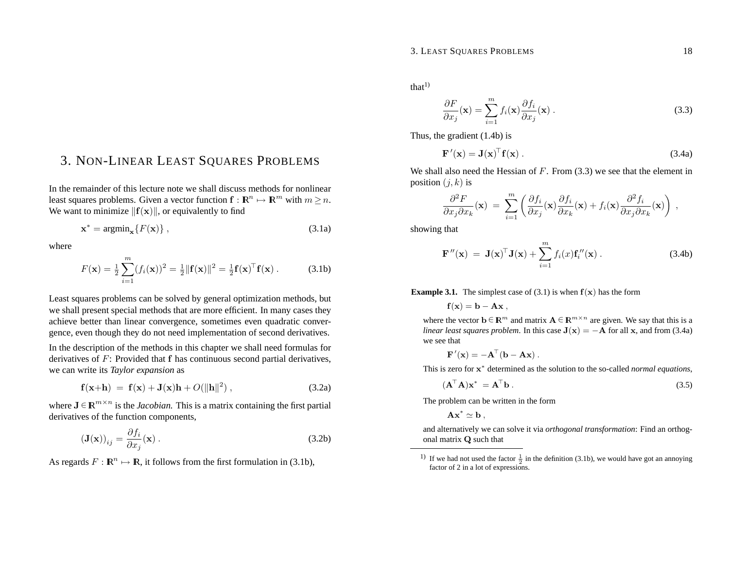# 3. Non-Linear Least Squares Problems

In the remainder of this lecture note we shall discuss methods for nonlinear least squares problems. Given a vector function $\mathbf{f} : \mathbb{R}^n \mapsto \mathbb{R}^m$ with $m \geq n$. We want to minimize $\|\mathbf{f}(\mathbf{x})\|$, or equivalently to find

$$\mathbf{x}^* = \text{argmin}_{\mathbf{x}}\{F(\mathbf{x})\} , \tag{3.1a}$$

where

$$F(\mathbf{x}) = \tfrac{1}{2}\sum_{i=1}^{m}(f_i(\mathbf{x}))^2 = \tfrac{1}{2}\|\mathbf{f}(\mathbf{x})\|^2 = \tfrac{1}{2}\mathbf{f}(\mathbf{x})^\top\mathbf{f}(\mathbf{x}) . \tag{3.1b}$$

Least squares problems can be solved by general optimization methods, but we shall present special methods that are more efficient. In many cases they achieve better than linear convergence, sometimes even quadratic convergence, even though they do not need implementation of second derivatives.

In the description of the methods in this chapter we shall need formulas for derivatives of $F$: Provided that $\mathbf{f}$ has continuous second partial derivatives, we can write its *Taylor expansion* as

$$\mathbf{f}(\mathbf{x}+\mathbf{h}) \;=\; \mathbf{f}(\mathbf{x}) + \mathbf{J}(\mathbf{x})\mathbf{h} + O(\|\mathbf{h}\|^2) , \tag{3.2a}$$

where $\mathbf{J} \in \mathbb{R}^{m\times n}$ is the *Jacobian.* This is a matrix containing the first partial derivatives of the function components,

$$(\mathbf{J}(\mathbf{x}))_{ij} = \frac{\partial f_i}{\partial x_j}(\mathbf{x}) . \tag{3.2b}$$

As regards $F : \mathbb{R}^n \mapsto \mathbb{R}$, it follows from the first formulation in (3.1b), that[1)]

$$\frac{\partial F}{\partial x_j}(\mathbf{x}) = \sum_{i=1}^{m} f_i(\mathbf{x})\frac{\partial f_i}{\partial x_j}(\mathbf{x}) . \tag{3.3}$$

Thus, the gradient (1.4b) is

$$\mathbf{F}'(\mathbf{x}) = \mathbf{J}(\mathbf{x})^\top\mathbf{f}(\mathbf{x}) . \tag{3.4a}$$

We shall also need the Hessian of $F$. From (3.3) we see that the element in position $(j,k)$ is

$$\frac{\partial^2 F}{\partial x_j \partial x_k}(\mathbf{x}) \;=\; \sum_{i=1}^{m}\left(\frac{\partial f_i}{\partial x_j}(\mathbf{x})\frac{\partial f_i}{\partial x_k}(\mathbf{x}) + f_i(\mathbf{x})\frac{\partial^2 f_i}{\partial x_j \partial x_k}(\mathbf{x})\right) ,$$

showing that

$$\mathbf{F}''(\mathbf{x}) \;=\; \mathbf{J}(\mathbf{x})^\top\mathbf{J}(\mathbf{x}) + \sum_{i=1}^{m} f_i(x)\mathbf{f}_i''(\mathbf{x}) . \tag{3.4b}$$

**Example 3.1.** The simplest case of (3.1) is when $\mathbf{f}(\mathbf{x})$ has the form

$$\mathbf{f}(\mathbf{x}) = \mathbf{b} - \mathbf{A}\mathbf{x} ,$$

where the vector $\mathbf{b} \in \mathbb{R}^m$ and matrix $\mathbf{A} \in \mathbb{R}^{m\times n}$ are given. We say that this is a *linear least squares problem.* In this case $\mathbf{J}(\mathbf{x}) = -\mathbf{A}$ for all $\mathbf{x}$, and from (3.4a) we see that

$$\mathbf{F}'(\mathbf{x}) = -\mathbf{A}^\top(\mathbf{b} - \mathbf{A}\mathbf{x}) .$$

This is zero for $\mathbf{x}^*$ determined as the solution to the so-called *normal equations,*

$$(\mathbf{A}^\top\mathbf{A})\mathbf{x}^* \;= \mathbf{A}^\top\mathbf{b} . \tag{3.5}$$

The problem can be written in the form

$$\mathbf{A}\mathbf{x}^* \simeq \mathbf{b} ,$$

and alternatively we can solve it via *orthogonal transformation*: Find an orthogonal matrix $\mathbf{Q}$ such that

---

1) If we had not used the factor $\frac{1}{2}$ in the definition (3.1b), we would have got an annoying factor of 2 in a lot of expressions.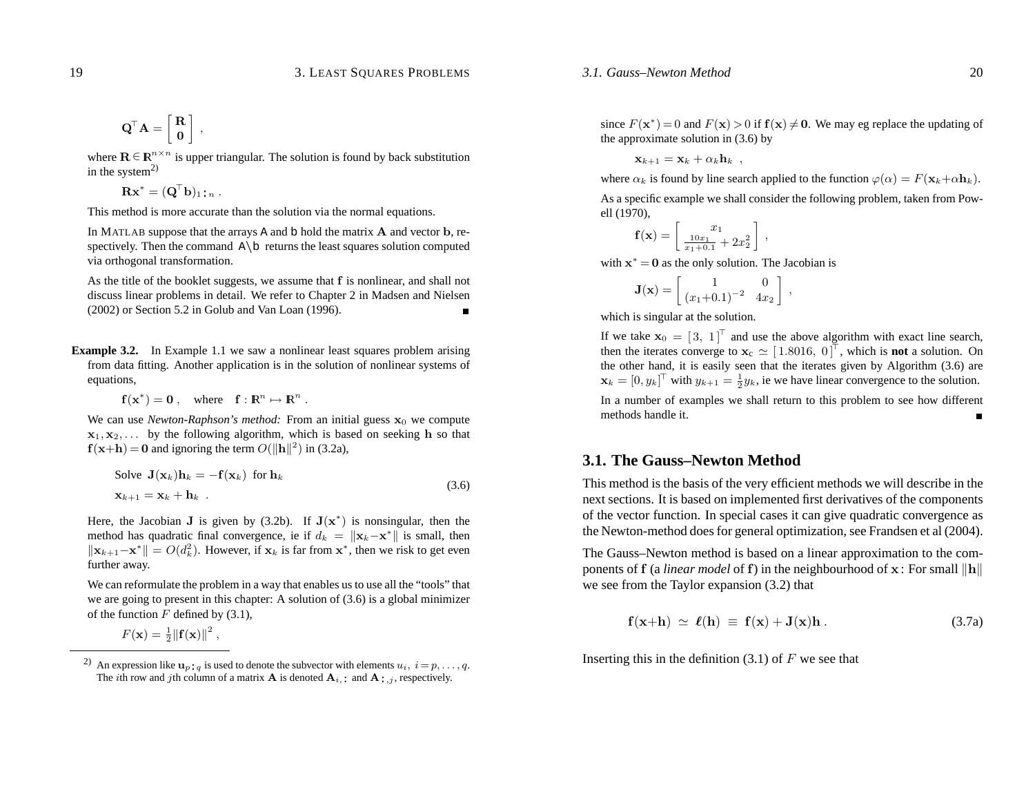$$\mathbf{Q}^\top \mathbf{A} = \begin{bmatrix} \mathbf{R} \\ \mathbf{0} \end{bmatrix} ,$$

where $\mathbf{R} \in \mathbb{R}^{n\times n}$ is upper triangular. The solution is found by back substitution in the system[2)]

$$\mathbf{R}\mathbf{x}^* = (\mathbf{Q}^\top \mathbf{b})_{1:n} .$$

This method is more accurate than the solution via the normal equations.

In MATLAB suppose that the arrays A and b hold the matrix $\mathbf{A}$ and vector $\mathbf{b}$, respectively. Then the command A\b returns the least squares solution computed via orthogonal transformation.

As the title of the booklet suggests, we assume that $\mathbf{f}$ is nonlinear, and shall not discuss linear problems in detail. We refer to Chapter 2 in Madsen and Nielsen (2002) or Section 5.2 in Golub and Van Loan (1996). ∎

**Example 3.2.** In Example 1.1 we saw a nonlinear least squares problem arising from data fitting. Another application is in the solution of nonlinear systems of equations,

$$\mathbf{f}(\mathbf{x}^*) = \mathbf{0} , \quad \text{where} \quad \mathbf{f} : \mathbb{R}^n \mapsto \mathbb{R}^n .$$

We can use *Newton-Raphson's method:* From an initial guess $\mathbf{x}_0$ we compute $\mathbf{x}_1, \mathbf{x}_2, \ldots$ by the following algorithm, which is based on seeking $\mathbf{h}$ so that $\mathbf{f}(\mathbf{x}+\mathbf{h}) = \mathbf{0}$ and ignoring the term $O(\|\mathbf{h}\|^2)$ in (3.2a),

$$\begin{aligned} &\text{Solve } \mathbf{J}(\mathbf{x}_k)\mathbf{h}_k = -\mathbf{f}(\mathbf{x}_k) \text{ for } \mathbf{h}_k \\ &\mathbf{x}_{k+1} = \mathbf{x}_k + \mathbf{h}_k \ . \end{aligned} \tag{3.6}$$

Here, the Jacobian $\mathbf{J}$ is given by (3.2b). If $\mathbf{J}(\mathbf{x}^*)$ is nonsingular, then the method has quadratic final convergence, ie if $d_k = \|\mathbf{x}_k - \mathbf{x}^*\|$ is small, then $\|\mathbf{x}_{k+1} - \mathbf{x}^*\| = O(d_k^2)$. However, if $\mathbf{x}_k$ is far from $\mathbf{x}^*$, then we risk to get even further away.

We can reformulate the problem in a way that enables us to use all the "tools" that we are going to present in this chapter: A solution of (3.6) is a global minimizer of the function $F$ defined by (3.1),

$$F(\mathbf{x}) = \tfrac{1}{2}\|\mathbf{f}(\mathbf{x})\|^2 ,$$

since $F(\mathbf{x}^*) = 0$ and $F(\mathbf{x}) > 0$ if $\mathbf{f}(\mathbf{x}) \neq \mathbf{0}$. We may eg replace the updating of the approximate solution in (3.6) by

$$\mathbf{x}_{k+1} = \mathbf{x}_k + \alpha_k \mathbf{h}_k \ ,$$

where $\alpha_k$ is found by line search applied to the function $\varphi(\alpha) = F(\mathbf{x}_k + \alpha\mathbf{h}_k)$.

As a specific example we shall consider the following problem, taken from Powell (1970),

$$\mathbf{f}(\mathbf{x}) = \begin{bmatrix} x_1 \\ \frac{10x_1}{x_1+0.1} + 2x_2^2 \end{bmatrix} ,$$

with $\mathbf{x}^* = \mathbf{0}$ as the only solution. The Jacobian is

$$\mathbf{J}(\mathbf{x}) = \begin{bmatrix} 1 & 0 \\ (x_1+0.1)^{-2} & 4x_2 \end{bmatrix} ,$$

which is singular at the solution.

If we take $\mathbf{x}_0 = [\,3,\ 1\,]^\top$ and use the above algorithm with exact line search, then the iterates converge to $\mathbf{x}_c \simeq [\,1.8016,\ 0\,]^\top$, which is **not** a solution. On the other hand, it is easily seen that the iterates given by Algorithm (3.6) are $\mathbf{x}_k = [0, y_k]^\top$ with $y_{k+1} = \frac{1}{2}y_k$, ie we have linear convergence to the solution.

In a number of examples we shall return to this problem to see how different methods handle it. ∎

## 3.1. The Gauss–Newton Method

This method is the basis of the very efficient methods we will describe in the next sections. It is based on implemented first derivatives of the components of the vector function. In special cases it can give quadratic convergence as the Newton-method does for general optimization, see Frandsen et al (2004).

The Gauss–Newton method is based on a linear approximation to the components of $\mathbf{f}$ (a *linear model* of $\mathbf{f}$) in the neighbourhood of $\mathbf{x}$: For small $\|\mathbf{h}\|$ we see from the Taylor expansion (3.2) that

$$\mathbf{f}(\mathbf{x}+\mathbf{h}) \;\simeq\; \boldsymbol{\ell}(\mathbf{h}) \;\equiv\; \mathbf{f}(\mathbf{x}) + \mathbf{J}(\mathbf{x})\mathbf{h} . \tag{3.7a}$$

Inserting this in the definition (3.1) of $F$ we see that

---

[2)] An expression like $\mathbf{u}_{p:q}$ is used to denote the subvector with elements $u_i,\ i = p, \ldots, q$. The $i$th row and $j$th column of a matrix $\mathbf{A}$ is denoted $\mathbf{A}_{i,:}$ and $\mathbf{A}_{:,j}$, respectively.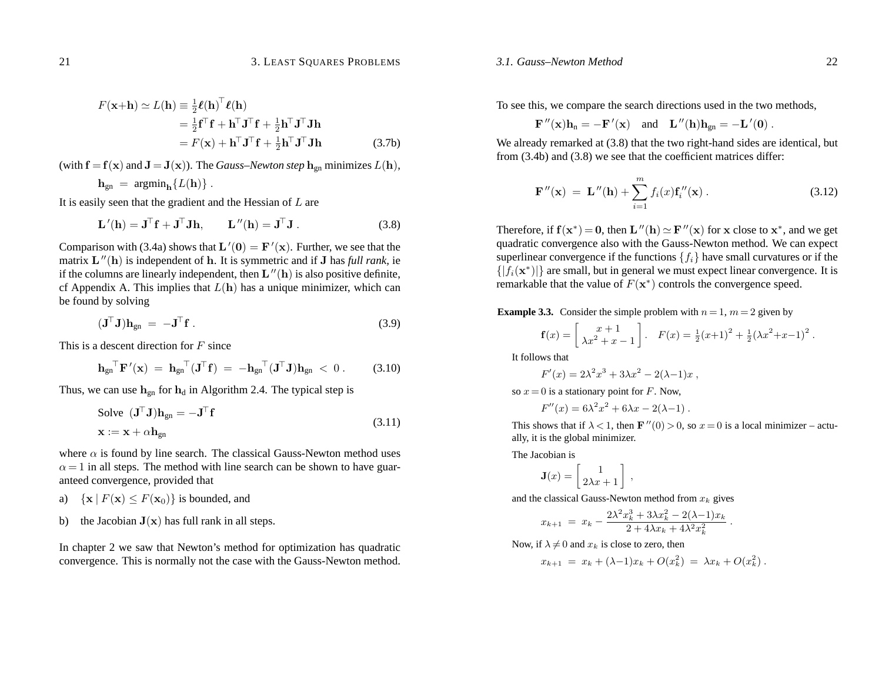$$F(\mathbf{x}+\mathbf{h}) \simeq L(\mathbf{h}) \equiv \tfrac{1}{2}\boldsymbol{\ell}(\mathbf{h})^\top \boldsymbol{\ell}(\mathbf{h})$$
$$= \tfrac{1}{2}\mathbf{f}^\top\mathbf{f} + \mathbf{h}^\top\mathbf{J}^\top\mathbf{f} + \tfrac{1}{2}\mathbf{h}^\top\mathbf{J}^\top\mathbf{J}\mathbf{h}$$
$$= F(\mathbf{x}) + \mathbf{h}^\top\mathbf{J}^\top\mathbf{f} + \tfrac{1}{2}\mathbf{h}^\top\mathbf{J}^\top\mathbf{J}\mathbf{h} \qquad (3.7\text{b})$$

(with $\mathbf{f} = \mathbf{f}(\mathbf{x})$ and $\mathbf{J} = \mathbf{J}(\mathbf{x})$). The *Gauss–Newton step* $\mathbf{h}_{\text{gn}}$ minimizes $L(\mathbf{h})$,

$$\mathbf{h}_{\text{gn}} \;=\; \text{argmin}_{\mathbf{h}}\{L(\mathbf{h})\} \,.$$

It is easily seen that the gradient and the Hessian of $L$ are

$$\mathbf{L}'(\mathbf{h}) = \mathbf{J}^\top\mathbf{f} + \mathbf{J}^\top\mathbf{J}\mathbf{h}, \qquad \mathbf{L}''(\mathbf{h}) = \mathbf{J}^\top\mathbf{J} \,. \qquad (3.8)$$

Comparison with (3.4a) shows that $\mathbf{L}'(\mathbf{0}) = \mathbf{F}'(\mathbf{x})$. Further, we see that the matrix $\mathbf{L}''(\mathbf{h})$ is independent of $\mathbf{h}$. It is symmetric and if $\mathbf{J}$ has *full rank*, ie if the columns are linearly independent, then $\mathbf{L}''(\mathbf{h})$ is also positive definite, cf Appendix A. This implies that $L(\mathbf{h})$ has a unique minimizer, which can be found by solving

$$(\mathbf{J}^\top\mathbf{J})\mathbf{h}_{\text{gn}} \;=\; -\mathbf{J}^\top\mathbf{f} \,. \qquad (3.9)$$

This is a descent direction for $F$ since

$$\mathbf{h}_{\text{gn}}{}^\top\mathbf{F}'(\mathbf{x}) \;=\; \mathbf{h}_{\text{gn}}{}^\top(\mathbf{J}^\top\mathbf{f}) \;=\; -\mathbf{h}_{\text{gn}}{}^\top(\mathbf{J}^\top\mathbf{J})\mathbf{h}_{\text{gn}} \;<\; 0 \,. \qquad (3.10)$$

Thus, we can use $\mathbf{h}_{\text{gn}}$ for $\mathbf{h}_{\text{d}}$ in Algorithm 2.4. The typical step is

$$\begin{aligned} &\text{Solve } \; (\mathbf{J}^\top\mathbf{J})\mathbf{h}_{\text{gn}} = -\mathbf{J}^\top\mathbf{f} \\ &\mathbf{x} := \mathbf{x} + \alpha\mathbf{h}_{\text{gn}} \end{aligned} \qquad (3.11)$$

where $\alpha$ is found by line search. The classical Gauss-Newton method uses $\alpha = 1$ in all steps. The method with line search can be shown to have guaranteed convergence, provided that

a) $\{\mathbf{x} \mid F(\mathbf{x}) \le F(\mathbf{x}_0)\}$ is bounded, and

b) the Jacobian $\mathbf{J}(\mathbf{x})$ has full rank in all steps.

In chapter 2 we saw that Newton's method for optimization has quadratic convergence. This is normally not the case with the Gauss-Newton method. To see this, we compare the search directions used in the two methods,

$$\mathbf{F}''(\mathbf{x})\mathbf{h}_{\text{n}} = -\mathbf{F}'(\mathbf{x}) \quad \text{and} \quad \mathbf{L}''(\mathbf{h})\mathbf{h}_{\text{gn}} = -\mathbf{L}'(\mathbf{0}) \,.$$

We already remarked at (3.8) that the two right-hand sides are identical, but from (3.4b) and (3.8) we see that the coefficient matrices differ:

$$\mathbf{F}''(\mathbf{x}) \;=\; \mathbf{L}''(\mathbf{h}) + \sum_{i=1}^{m} f_i(x)\mathbf{f}_i''(\mathbf{x}) \,. \qquad (3.12)$$

Therefore, if $\mathbf{f}(\mathbf{x}^*) = \mathbf{0}$, then $\mathbf{L}''(\mathbf{h}) \simeq \mathbf{F}''(\mathbf{x})$ for $\mathbf{x}$ close to $\mathbf{x}^*$, and we get quadratic convergence also with the Gauss-Newton method. We can expect superlinear convergence if the functions $\{f_i\}$ have small curvatures or if the $\{|f_i(\mathbf{x}^*)|\}$ are small, but in general we must expect linear convergence. It is remarkable that the value of $F(\mathbf{x}^*)$ controls the convergence speed.

**Example 3.3.** Consider the simple problem with $n = 1$, $m = 2$ given by

$$\mathbf{f}(x) = \begin{bmatrix} x+1 \\ \lambda x^2 + x - 1 \end{bmatrix}. \quad F(x) = \tfrac{1}{2}(x+1)^2 + \tfrac{1}{2}(\lambda x^2 + x - 1)^2 \,.$$

It follows that

$$F'(x) = 2\lambda^2 x^3 + 3\lambda x^2 - 2(\lambda-1)x \,,$$

so $x = 0$ is a stationary point for $F$. Now,

$$F''(x) = 6\lambda^2 x^2 + 6\lambda x - 2(\lambda-1) \,.$$

This shows that if $\lambda < 1$, then $\mathbf{F}''(0) > 0$, so $x = 0$ is a local minimizer – actually, it is the global minimizer.

The Jacobian is

$$\mathbf{J}(x) = \begin{bmatrix} 1 \\ 2\lambda x + 1 \end{bmatrix} \,,$$

and the classical Gauss-Newton method from $x_k$ gives

$$x_{k+1} \;=\; x_k - \frac{2\lambda^2 x_k^3 + 3\lambda x_k^2 - 2(\lambda-1)x_k}{2 + 4\lambda x_k + 4\lambda^2 x_k^2} \,.$$

Now, if $\lambda \neq 0$ and $x_k$ is close to zero, then

$$x_{k+1} \;=\; x_k + (\lambda-1)x_k + O(x_k^2) \;=\; \lambda x_k + O(x_k^2) \,.$$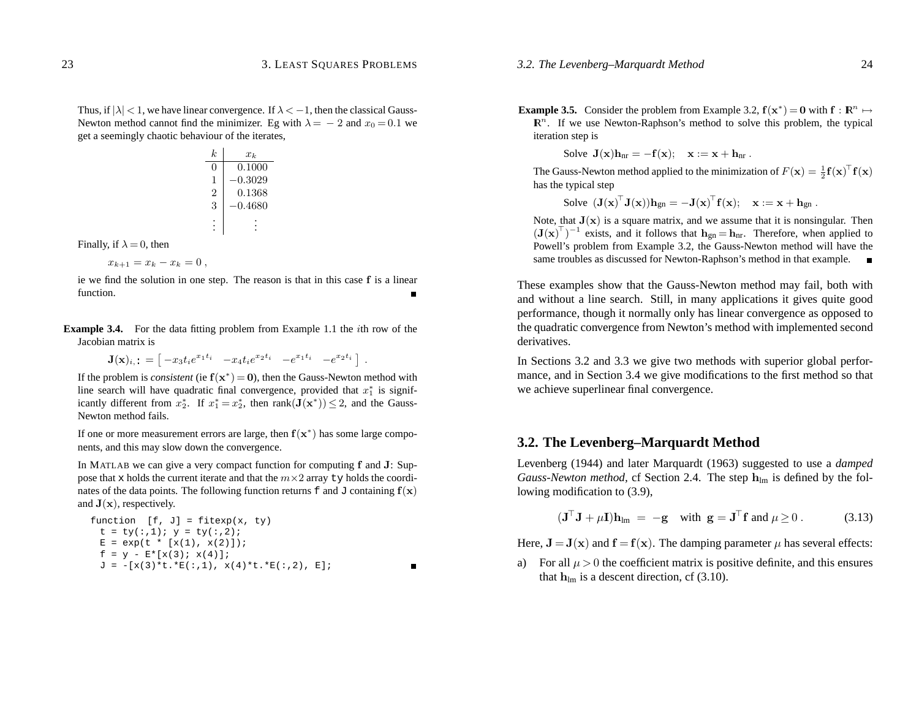Thus, if $|\lambda| < 1$, we have linear convergence. If $\lambda < -1$, then the classical Gauss-Newton method cannot find the minimizer. Eg with $\lambda = -2$ and $x_0 = 0.1$ we get a seemingly chaotic behaviour of the iterates,

| $k$ | $x_k$ |
|---|---|
| 0 | 0.1000 |
| 1 | −0.3029 |
| 2 | 0.1368 |
| 3 | −0.4680 |
| ⋮ | ⋮ |

Finally, if $\lambda = 0$, then

$$x_{k+1} = x_k - x_k = 0 ,$$

ie we find the solution in one step. The reason is that in this case $\mathbf{f}$ is a linear function. ∎

**Example 3.4.** For the data fitting problem from Example 1.1 the $i$th row of the Jacobian matrix is

$$\mathbf{J}(\mathbf{x})_{i,:} = \begin{bmatrix} -x_3 t_i e^{x_1 t_i} & -x_4 t_i e^{x_2 t_i} & -e^{x_1 t_i} & -e^{x_2 t_i} \end{bmatrix} .$$

If the problem is *consistent* (ie $\mathbf{f}(\mathbf{x}^*) = \mathbf{0}$), then the Gauss-Newton method with line search will have quadratic final convergence, provided that $x_1^*$ is significantly different from $x_2^*$. If $x_1^* = x_2^*$, then $\mathrm{rank}(\mathbf{J}(\mathbf{x}^*)) \le 2$, and the Gauss-Newton method fails.

If one or more measurement errors are large, then $\mathbf{f}(\mathbf{x}^*)$ has some large components, and this may slow down the convergence.

In MATLAB we can give a very compact function for computing $\mathbf{f}$ and $\mathbf{J}$: Suppose that `x` holds the current iterate and that the $m \times 2$ array `ty` holds the coordinates of the data points. The following function returns `f` and `J` containing $\mathbf{f}(\mathbf{x})$ and $\mathbf{J}(\mathbf{x})$, respectively.

```
function  [f, J] = fitexp(x, ty)
  t = ty(:,1); y = ty(:,2);
  E = exp(t * [x(1), x(2)]);
  f = y - E*[x(3); x(4)];
  J = -[x(3)*t.*E(:,1), x(4)*t.*E(:,2), E];
```

∎

**Example 3.5.** Consider the problem from Example 3.2, $\mathbf{f}(\mathbf{x}^*) = \mathbf{0}$ with $\mathbf{f} : \mathbb{R}^n \mapsto \mathbb{R}^n$. If we use Newton-Raphson's method to solve this problem, the typical iteration step is

$$\text{Solve } \mathbf{J}(\mathbf{x})\mathbf{h}_{\mathrm{nr}} = -\mathbf{f}(\mathbf{x}); \quad \mathbf{x} := \mathbf{x} + \mathbf{h}_{\mathrm{nr}} .$$

The Gauss-Newton method applied to the minimization of $F(\mathbf{x}) = \frac{1}{2}\mathbf{f}(\mathbf{x})^\top \mathbf{f}(\mathbf{x})$ has the typical step

$$\text{Solve } (\mathbf{J}(\mathbf{x})^\top \mathbf{J}(\mathbf{x}))\mathbf{h}_{\mathrm{gn}} = -\mathbf{J}(\mathbf{x})^\top \mathbf{f}(\mathbf{x}); \quad \mathbf{x} := \mathbf{x} + \mathbf{h}_{\mathrm{gn}} .$$

Note, that $\mathbf{J}(\mathbf{x})$ is a square matrix, and we assume that it is nonsingular. Then $(\mathbf{J}(\mathbf{x})^\top)^{-1}$ exists, and it follows that $\mathbf{h}_{\mathrm{gn}} = \mathbf{h}_{\mathrm{nr}}$. Therefore, when applied to Powell's problem from Example 3.2, the Gauss-Newton method will have the same troubles as discussed for Newton-Raphson's method in that example. ∎

These examples show that the Gauss-Newton method may fail, both with and without a line search. Still, in many applications it gives quite good performance, though it normally only has linear convergence as opposed to the quadratic convergence from Newton's method with implemented second derivatives.

In Sections 3.2 and 3.3 we give two methods with superior global performance, and in Section 3.4 we give modifications to the first method so that we achieve superlinear final convergence.

## 3.2. The Levenberg–Marquardt Method

Levenberg (1944) and later Marquardt (1963) suggested to use a *damped Gauss-Newton method*, cf Section 2.4. The step $\mathbf{h}_{\mathrm{lm}}$ is defined by the following modification to (3.9),

$$(\mathbf{J}^\top \mathbf{J} + \mu \mathbf{I})\mathbf{h}_{\mathrm{lm}} = -\mathbf{g} \quad \text{with } \mathbf{g} = \mathbf{J}^\top \mathbf{f} \text{ and } \mu \ge 0 . \tag{3.13}$$

Here, $\mathbf{J} = \mathbf{J}(\mathbf{x})$ and $\mathbf{f} = \mathbf{f}(\mathbf{x})$. The damping parameter $\mu$ has several effects:

a) For all $\mu > 0$ the coefficient matrix is positive definite, and this ensures that $\mathbf{h}_{\mathrm{lm}}$ is a descent direction, cf (3.10).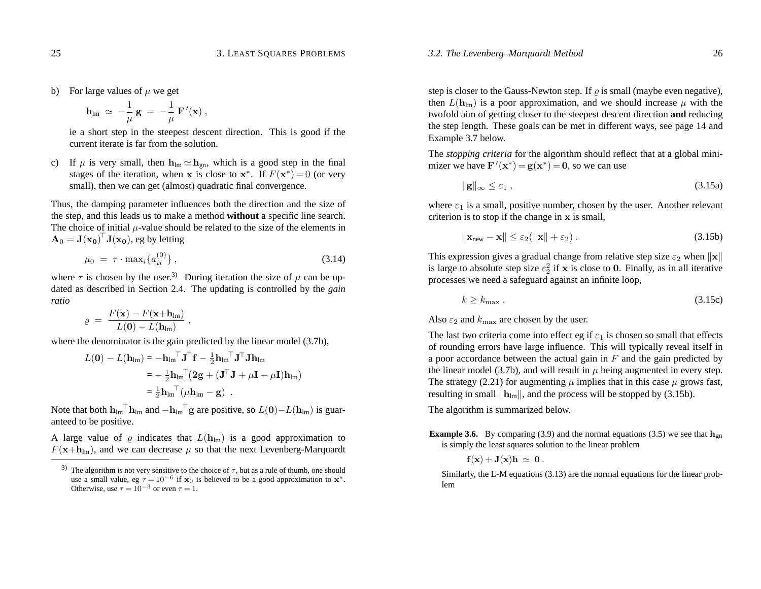b) For large values of $\mu$ we get

$$\mathbf{h}_{\text{lm}} \simeq -\frac{1}{\mu}\,\mathbf{g} = -\frac{1}{\mu}\,\mathbf{F}'(\mathbf{x})\,,$$

ie a short step in the steepest descent direction. This is good if the current iterate is far from the solution.

c) If $\mu$ is very small, then $\mathbf{h}_{\text{lm}} \simeq \mathbf{h}_{\text{gn}}$, which is a good step in the final stages of the iteration, when $\mathbf{x}$ is close to $\mathbf{x}^*$. If $F(\mathbf{x}^*) = 0$ (or very small), then we can get (almost) quadratic final convergence.

Thus, the damping parameter influences both the direction and the size of the step, and this leads us to make a method **without** a specific line search. The choice of initial $\mu$-value should be related to the size of the elements in $\mathbf{A}_0 = \mathbf{J}(\mathbf{x_0})^\top \mathbf{J}(\mathbf{x_0})$, eg by letting

$$\mu_0 = \tau \cdot \max_i\{a_{ii}^{(0)}\}\,, \tag{3.14}$$

where $\tau$ is chosen by the user.[3] During iteration the size of $\mu$ can be updated as described in Section 2.4. The updating is controlled by the *gain ratio*

$$\varrho = \frac{F(\mathbf{x}) - F(\mathbf{x}+\mathbf{h}_{\text{lm}})}{L(\mathbf{0}) - L(\mathbf{h}_{\text{lm}})}\,,$$

where the denominator is the gain predicted by the linear model (3.7b),

$$\begin{aligned}
L(\mathbf{0}) - L(\mathbf{h}_{\text{lm}}) &= -\mathbf{h}_{\text{lm}}{}^\top \mathbf{J}^\top \mathbf{f} - \tfrac{1}{2}\mathbf{h}_{\text{lm}}{}^\top \mathbf{J}^\top \mathbf{J} \mathbf{h}_{\text{lm}} \\
&= -\tfrac{1}{2}\mathbf{h}_{\text{lm}}{}^\top\big(\mathbf{2g} + (\mathbf{J}^\top\mathbf{J} + \mu\mathbf{I} - \mu\mathbf{I})\mathbf{h}_{\text{lm}}\big) \\
&= \tfrac{1}{2}\mathbf{h}_{\text{lm}}{}^\top(\mu\mathbf{h}_{\text{lm}} - \mathbf{g})\ .
\end{aligned}$$

Note that both $\mathbf{h}_{\text{lm}}{}^\top\mathbf{h}_{\text{lm}}$ and $-\mathbf{h}_{\text{lm}}{}^\top\mathbf{g}$ are positive, so $L(\mathbf{0}) - L(\mathbf{h}_{\text{lm}})$ is guaranteed to be positive.

A large value of $\varrho$ indicates that $L(\mathbf{h}_{\text{lm}})$ is a good approximation to $F(\mathbf{x}+\mathbf{h}_{\text{lm}})$, and we can decrease $\mu$ so that the next Levenberg-Marquardt step is closer to the Gauss-Newton step. If $\varrho$ is small (maybe even negative), then $L(\mathbf{h}_{\text{lm}})$ is a poor approximation, and we should increase $\mu$ with the twofold aim of getting closer to the steepest descent direction **and** reducing the step length. These goals can be met in different ways, see page 14 and Example 3.7 below.

The *stopping criteria* for the algorithm should reflect that at a global minimizer we have $\mathbf{F}'(\mathbf{x}^*) = \mathbf{g}(\mathbf{x}^*) = \mathbf{0}$, so we can use

$$\|\mathbf{g}\|_\infty \le \varepsilon_1\,, \tag{3.15a}$$

where $\varepsilon_1$ is a small, positive number, chosen by the user. Another relevant criterion is to stop if the change in $\mathbf{x}$ is small,

$$\|\mathbf{x}_{\text{new}} - \mathbf{x}\| \le \varepsilon_2(\|\mathbf{x}\| + \varepsilon_2)\,. \tag{3.15b}$$

This expression gives a gradual change from relative step size $\varepsilon_2$ when $\|\mathbf{x}\|$ is large to absolute step size $\varepsilon_2^2$ if $\mathbf{x}$ is close to $\mathbf{0}$. Finally, as in all iterative processes we need a safeguard against an infinite loop,

$$k \ge k_{\max}\,. \tag{3.15c}$$

Also $\varepsilon_2$ and $k_{\max}$ are chosen by the user.

The last two criteria come into effect eg if $\varepsilon_1$ is chosen so small that effects of rounding errors have large influence. This will typically reveal itself in a poor accordance between the actual gain in $F$ and the gain predicted by the linear model (3.7b), and will result in $\mu$ being augmented in every step. The strategy (2.21) for augmenting $\mu$ implies that in this case $\mu$ grows fast, resulting in small $\|\mathbf{h}_{\text{lm}}\|$, and the process will be stopped by (3.15b).

The algorithm is summarized below.

**Example 3.6.** By comparing (3.9) and the normal equations (3.5) we see that $\mathbf{h}_{\text{gn}}$ is simply the least squares solution to the linear problem

$$\mathbf{f}(\mathbf{x}) + \mathbf{J}(\mathbf{x})\mathbf{h} \simeq \mathbf{0}\,.$$

Similarly, the L-M equations (3.13) are the normal equations for the linear problem

---

[3] The algorithm is not very sensitive to the choice of $\tau$, but as a rule of thumb, one should use a small value, eg $\tau = 10^{-6}$ if $\mathbf{x}_0$ is believed to be a good approximation to $\mathbf{x}^*$. Otherwise, use $\tau = 10^{-3}$ or even $\tau = 1$.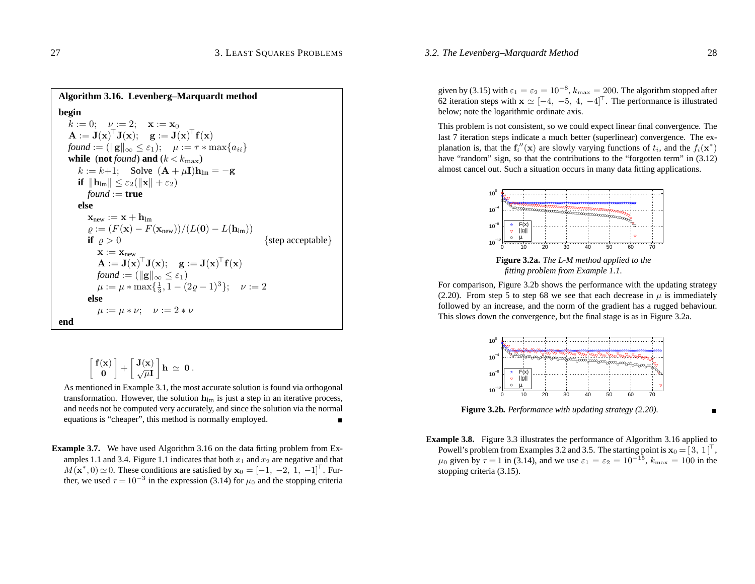**Algorithm 3.16. Levenberg–Marquardt method**

**begin**

$k := 0; \quad \nu := 2; \quad \mathbf{x} := \mathbf{x}_0$

$\mathbf{A} := \mathbf{J}(\mathbf{x})^\top \mathbf{J}(\mathbf{x}); \quad \mathbf{g} := \mathbf{J}(\mathbf{x})^\top \mathbf{f}(\mathbf{x})$

*found* $:= (\|\mathbf{g}\|_\infty \le \varepsilon_1); \quad \mu := \tau * \max\{a_{ii}\}$

**while** (**not** *found*) **and** $(k < k_{\max})$

  $k := k+1; \quad$ Solve $(\mathbf{A} + \mu\mathbf{I})\mathbf{h}_{\text{lm}} = -\mathbf{g}$

  **if** $\|\mathbf{h}_{\text{lm}}\| \le \varepsilon_2(\|\mathbf{x}\| + \varepsilon_2)$

    *found* := **true**

  **else**

    $\mathbf{x}_{\text{new}} := \mathbf{x} + \mathbf{h}_{\text{lm}}$

    $\varrho := (F(\mathbf{x}) - F(\mathbf{x}_{\text{new}}))/(L(\mathbf{0}) - L(\mathbf{h}_{\text{lm}}))$

    **if** $\varrho > 0$  {step acceptable}

      $\mathbf{x} := \mathbf{x}_{\text{new}}$

      $\mathbf{A} := \mathbf{J}(\mathbf{x})^\top \mathbf{J}(\mathbf{x}); \quad \mathbf{g} := \mathbf{J}(\mathbf{x})^\top \mathbf{f}(\mathbf{x})$

      *found* $:= (\|\mathbf{g}\|_\infty \le \varepsilon_1)$

      $\mu := \mu * \max\{\frac{1}{3}, 1 - (2\varrho - 1)^3\}; \quad \nu := 2$

    **else**

      $\mu := \mu * \nu; \quad \nu := 2 * \nu$

**end**

$$\begin{bmatrix} \mathbf{f}(\mathbf{x}) \\ \mathbf{0} \end{bmatrix} + \begin{bmatrix} \mathbf{J}(\mathbf{x}) \\ \sqrt{\mu}\mathbf{I} \end{bmatrix} \mathbf{h} \simeq \mathbf{0}\,.$$

As mentioned in Example 3.1, the most accurate solution is found via orthogonal transformation. However, the solution $\mathbf{h}_{\text{lm}}$ is just a step in an iterative process, and needs not be computed very accurately, and since the solution via the normal equations is "cheaper", this method is normally employed. ∎

**Example 3.7.** We have used Algorithm 3.16 on the data fitting problem from Examples 1.1 and 3.4. Figure 1.1 indicates that both $x_1$ and $x_2$ are negative and that $M(\mathbf{x}^*, 0) \simeq 0$. These conditions are satisfied by $\mathbf{x}_0 = [-1,\ -2,\ 1,\ -1]^\top$. Further, we used $\tau = 10^{-3}$ in the expression (3.14) for $\mu_0$ and the stopping criteria given by (3.15) with $\varepsilon_1 = \varepsilon_2 = 10^{-8}$, $k_{\max} = 200$. The algorithm stopped after 62 iteration steps with $\mathbf{x} \simeq [-4,\ -5,\ 4,\ -4]^\top$. The performance is illustrated below; note the logarithmic ordinate axis.

This problem is not consistent, so we could expect linear final convergence. The last 7 iteration steps indicate a much better (superlinear) convergence. The explanation is, that the $\mathbf{f}_i''(\mathbf{x})$ are slowly varying functions of $t_i$, and the $f_i(\mathbf{x}^*)$ have "random" sign, so that the contributions to the "forgotten term" in (3.12) almost cancel out. Such a situation occurs in many data fitting applications.

**Figure 3.2a.** *The L-M method applied to the fitting problem from Example 1.1.*

For comparison, Figure 3.2b shows the performance with the updating strategy (2.20). From step 5 to step 68 we see that each decrease in $\mu$ is immediately followed by an increase, and the norm of the gradient has a rugged behaviour. This slows down the convergence, but the final stage is as in Figure 3.2a.

**Figure 3.2b.** *Performance with updating strategy (2.20).* ∎

**Example 3.8.** Figure 3.3 illustrates the performance of Algorithm 3.16 applied to Powell's problem from Examples 3.2 and 3.5. The starting point is $\mathbf{x}_0 = [3,\ 1]^\top$, $\mu_0$ given by $\tau = 1$ in (3.14), and we use $\varepsilon_1 = \varepsilon_2 = 10^{-15}$, $k_{\max} = 100$ in the stopping criteria (3.15).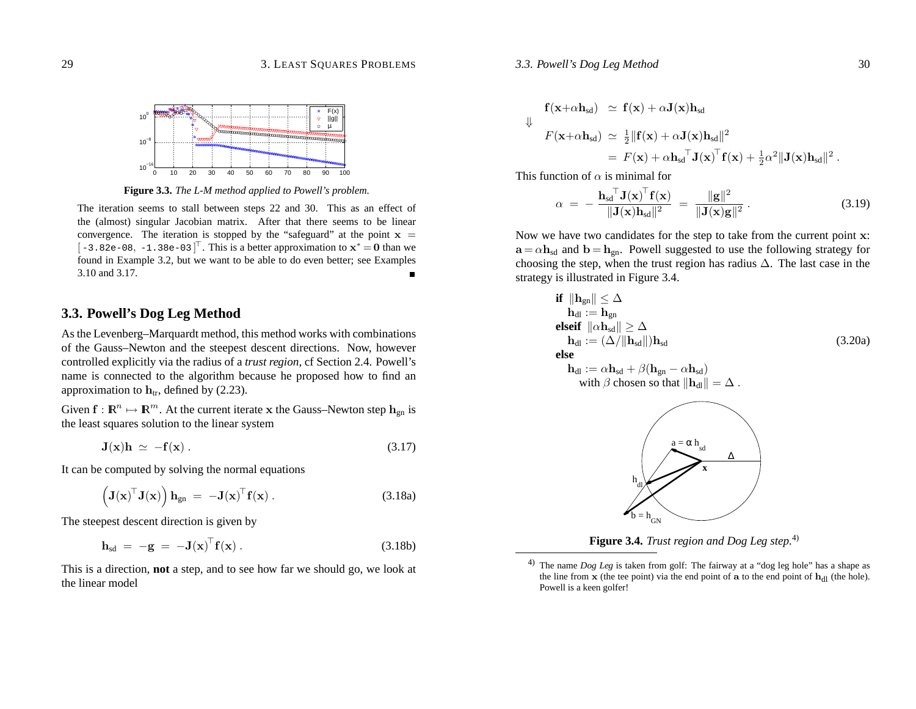**Figure 3.3.** *The L-M method applied to Powell's problem.*

The iteration seems to stall between steps 22 and 30. This as an effect of the (almost) singular Jacobian matrix. After that there seems to be linear convergence. The iteration is stopped by the "safeguard" at the point $\mathbf{x} = [\,\texttt{-3.82e-08},\ \texttt{-1.38e-03}\,]^\top$. This is a better approximation to $\mathbf{x}^* = \mathbf{0}$ than we found in Example 3.2, but we want to be able to do even better; see Examples 3.10 and 3.17. ∎

## 3.3. Powell's Dog Leg Method

As the Levenberg–Marquardt method, this method works with combinations of the Gauss–Newton and the steepest descent directions. Now, however controlled explicitly via the radius of a *trust region*, cf Section 2.4. Powell's name is connected to the algorithm because he proposed how to find an approximation to $\mathbf{h}_{\text{tr}}$, defined by (2.23).

Given $\mathbf{f} : \mathbb{R}^n \mapsto \mathbb{R}^m$. At the current iterate $\mathbf{x}$ the Gauss–Newton step $\mathbf{h}_{\text{gn}}$ is the least squares solution to the linear system

$$\mathbf{J}(\mathbf{x})\mathbf{h} \;\simeq\; -\mathbf{f}(\mathbf{x})\,. \tag{3.17}$$

It can be computed by solving the normal equations

$$\left(\mathbf{J}(\mathbf{x})^\top \mathbf{J}(\mathbf{x})\right)\mathbf{h}_{\text{gn}} \;=\; -\mathbf{J}(\mathbf{x})^\top \mathbf{f}(\mathbf{x})\,. \tag{3.18a}$$

The steepest descent direction is given by

$$\mathbf{h}_{\text{sd}} \;=\; -\mathbf{g} \;=\; -\mathbf{J}(\mathbf{x})^\top \mathbf{f}(\mathbf{x})\,. \tag{3.18b}$$

This is a direction, **not** a step, and to see how far we should go, we look at the linear model

$$\begin{aligned}
&\mathbf{f}(\mathbf{x}+\alpha\mathbf{h}_{\text{sd}}) \;\simeq\; \mathbf{f}(\mathbf{x}) + \alpha\mathbf{J}(\mathbf{x})\mathbf{h}_{\text{sd}}\\
\Downarrow\quad &\\
&F(\mathbf{x}+\alpha\mathbf{h}_{\text{sd}}) \;\simeq\; \tfrac{1}{2}\|\mathbf{f}(\mathbf{x}) + \alpha\mathbf{J}(\mathbf{x})\mathbf{h}_{\text{sd}}\|^2\\
&\qquad = F(\mathbf{x}) + \alpha\mathbf{h}_{\text{sd}}^\top \mathbf{J}(\mathbf{x})^\top \mathbf{f}(\mathbf{x}) + \tfrac{1}{2}\alpha^2\|\mathbf{J}(\mathbf{x})\mathbf{h}_{\text{sd}}\|^2\,.
\end{aligned}$$

This function of $\alpha$ is minimal for

$$\alpha \;=\; -\frac{\mathbf{h}_{\text{sd}}^\top \mathbf{J}(\mathbf{x})^\top \mathbf{f}(\mathbf{x})}{\|\mathbf{J}(\mathbf{x})\mathbf{h}_{\text{sd}}\|^2} \;=\; \frac{\|\mathbf{g}\|^2}{\|\mathbf{J}(\mathbf{x})\mathbf{g}\|^2}\,. \tag{3.19}$$

Now we have two candidates for the step to take from the current point $\mathbf{x}$: $\mathbf{a} = \alpha\mathbf{h}_{\text{sd}}$ and $\mathbf{b} = \mathbf{h}_{\text{gn}}$. Powell suggested to use the following strategy for choosing the step, when the trust region has radius $\Delta$. The last case in the strategy is illustrated in Figure 3.4.

$$\begin{aligned}
&\textbf{if}\ \ \|\mathbf{h}_{\text{gn}}\| \le \Delta\\
&\quad \mathbf{h}_{\text{dl}} := \mathbf{h}_{\text{gn}}\\
&\textbf{elseif}\ \ \|\alpha\mathbf{h}_{\text{sd}}\| \ge \Delta\\
&\quad \mathbf{h}_{\text{dl}} := (\Delta/\|\mathbf{h}_{\text{sd}}\|)\mathbf{h}_{\text{sd}}\\
&\textbf{else}\\
&\quad \mathbf{h}_{\text{dl}} := \alpha\mathbf{h}_{\text{sd}} + \beta(\mathbf{h}_{\text{gn}} - \alpha\mathbf{h}_{\text{sd}})\\
&\qquad \text{with } \beta \text{ chosen so that } \|\mathbf{h}_{\text{dl}}\| = \Delta\,.
\end{aligned} \tag{3.20a}$$

**Figure 3.4.** *Trust region and Dog Leg step.*[4)]

4) The name *Dog Leg* is taken from golf: The fairway at a "dog leg hole" has a shape as the line from $\mathbf{x}$ (the tee point) via the end point of $\mathbf{a}$ to the end point of $\mathbf{h}_{\text{dl}}$ (the hole). Powell is a keen golfer!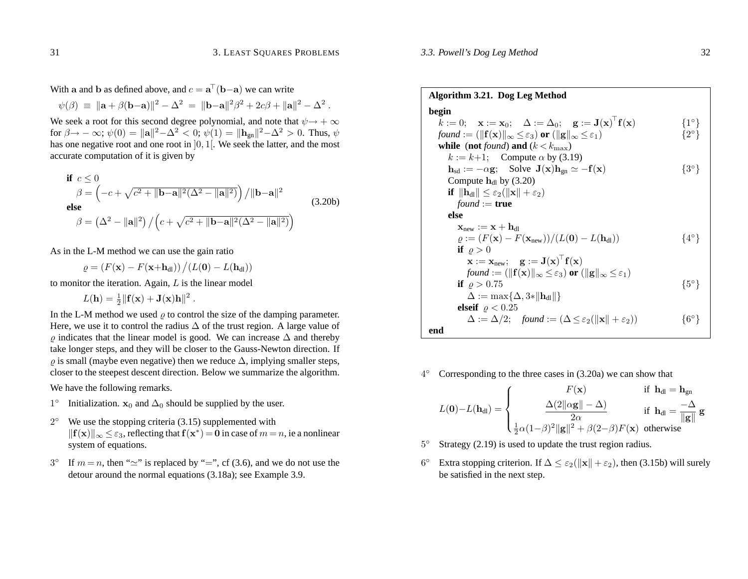With $\mathbf{a}$ and $\mathbf{b}$ as defined above, and $c = \mathbf{a}^\top(\mathbf{b}-\mathbf{a})$ we can write

$$\psi(\beta) \;\equiv\; \|\mathbf{a}+\beta(\mathbf{b}-\mathbf{a})\|^2 - \Delta^2 \;=\; \|\mathbf{b}-\mathbf{a}\|^2\beta^2 + 2c\beta + \|\mathbf{a}\|^2 - \Delta^2 \;.$$

We seek a root for this second degree polynomial, and note that $\psi \to +\infty$ for $\beta \to -\infty$; $\psi(0) = \|\mathbf{a}\|^2 - \Delta^2 < 0$; $\psi(1) = \|\mathbf{h}_{\text{gn}}\|^2 - \Delta^2 > 0$. Thus, $\psi$ has one negative root and one root in $]0,1[$. We seek the latter, and the most accurate computation of it is given by

$$\begin{aligned}
&\textbf{if } c \le 0 \\
&\quad \beta = \left(-c + \sqrt{c^2 + \|\mathbf{b}-\mathbf{a}\|^2(\Delta^2 - \|\mathbf{a}\|^2)}\right) \Big/ \|\mathbf{b}-\mathbf{a}\|^2 \\
&\textbf{else} \\
&\quad \beta = \left(\Delta^2 - \|\mathbf{a}\|^2\right) \Big/ \left(c + \sqrt{c^2 + \|\mathbf{b}-\mathbf{a}\|^2(\Delta^2 - \|\mathbf{a}\|^2)}\right)
\end{aligned} \qquad (3.20\text{b})$$

As in the L-M method we can use the gain ratio

$$\varrho = \left(F(\mathbf{x}) - F(\mathbf{x}+\mathbf{h}_{\text{dl}})\right) \big/ \left(L(\mathbf{0}) - L(\mathbf{h}_{\text{dl}})\right)$$

to monitor the iteration. Again, $L$ is the linear model

$$L(\mathbf{h}) = \tfrac{1}{2}\|\mathbf{f}(\mathbf{x}) + \mathbf{J}(\mathbf{x})\mathbf{h}\|^2 \;.$$

In the L-M method we used $\varrho$ to control the size of the damping parameter. Here, we use it to control the radius $\Delta$ of the trust region. A large value of $\varrho$ indicates that the linear model is good. We can increase $\Delta$ and thereby take longer steps, and they will be closer to the Gauss-Newton direction. If $\varrho$ is small (maybe even negative) then we reduce $\Delta$, implying smaller steps, closer to the steepest descent direction. Below we summarize the algorithm.

We have the following remarks.

$1^\circ$ Initialization. $\mathbf{x}_0$ and $\Delta_0$ should be supplied by the user.

$2^\circ$ We use the stopping criteria (3.15) supplemented with $\|\mathbf{f}(\mathbf{x})\|_\infty \le \varepsilon_3$, reflecting that $\mathbf{f}(\mathbf{x}^*) = \mathbf{0}$ in case of $m = n$, ie a nonlinear system of equations.

$3^\circ$ If $m = n$, then "$\simeq$" is replaced by "$=$", cf (3.6), and we do not use the detour around the normal equations (3.18a); see Example 3.9.

**Algorithm 3.21. Dog Leg Method**

```
begin
   k := 0;   x := x_0;   Δ := Δ_0;   g := J(x)^T f(x)                     {1°}
   found := (‖f(x)‖_∞ ≤ ε_3) or (‖g‖_∞ ≤ ε_1)                              {2°}
   while (not found) and (k < k_max)
      k := k+1;   Compute α by (3.19)
      h_sd := −αg;   Solve J(x)h_gn ≃ −f(x)                                {3°}
      Compute h_dl by (3.20)
      if ‖h_dl‖ ≤ ε_2(‖x‖ + ε_2)
         found := true
      else
         x_new := x + h_dl
         ϱ := (F(x) − F(x_new))/(L(0) − L(h_dl))                           {4°}
         if ϱ > 0
            x := x_new;   g := J(x)^T f(x)
            found := (‖f(x)‖_∞ ≤ ε_3) or (‖g‖_∞ ≤ ε_1)
         if ϱ > 0.75                                                       {5°}
            Δ := max{Δ, 3*‖h_dl‖}
         elseif ϱ < 0.25
            Δ := Δ/2;   found := (Δ ≤ ε_2(‖x‖ + ε_2))                      {6°}
end
```

$4^\circ$ Corresponding to the three cases in (3.20a) we can show that

$$L(\mathbf{0}) - L(\mathbf{h}_{\text{dl}}) = \begin{cases} F(\mathbf{x}) & \text{if } \mathbf{h}_{\text{dl}} = \mathbf{h}_{\text{gn}} \\[4pt] \dfrac{\Delta(2\|\alpha\mathbf{g}\| - \Delta)}{2\alpha} & \text{if } \mathbf{h}_{\text{dl}} = \dfrac{-\Delta}{\|\mathbf{g}\|}\,\mathbf{g} \\[4pt] \tfrac{1}{2}\alpha(1-\beta)^2\|\mathbf{g}\|^2 + \beta(2-\beta)F(\mathbf{x}) & \text{otherwise} \end{cases}$$

$5^\circ$ Strategy (2.19) is used to update the trust region radius.

$6^\circ$ Extra stopping criterion. If $\Delta \le \varepsilon_2(\|\mathbf{x}\| + \varepsilon_2)$, then (3.15b) will surely be satisfied in the next step.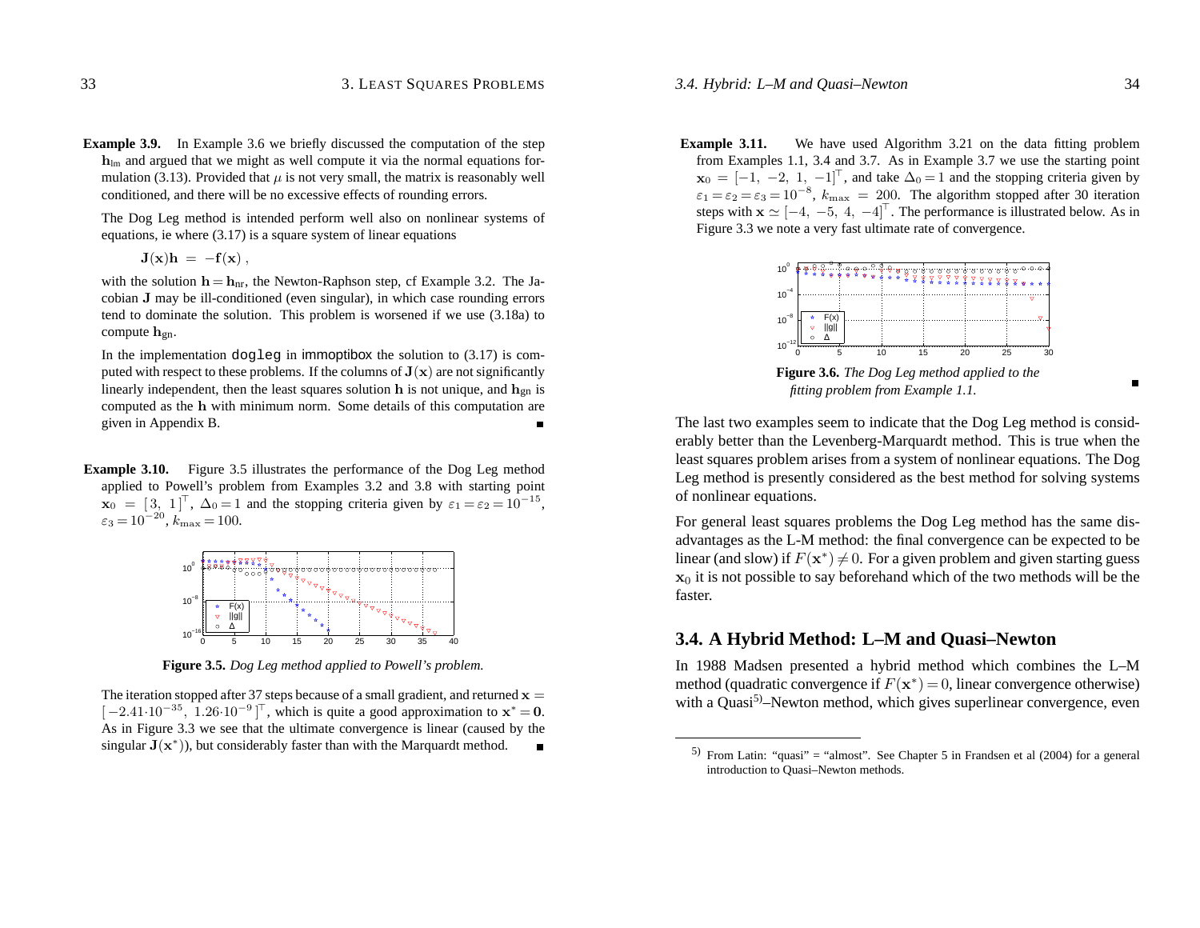**Example 3.9.** In Example 3.6 we briefly discussed the computation of the step $\mathbf{h}_{\text{lm}}$ and argued that we might as well compute it via the normal equations formulation (3.13). Provided that $\mu$ is not very small, the matrix is reasonably well conditioned, and there will be no excessive effects of rounding errors.

The Dog Leg method is intended perform well also on nonlinear systems of equations, ie where (3.17) is a square system of linear equations

$$\mathbf{J}(\mathbf{x})\mathbf{h} = -\mathbf{f}(\mathbf{x}) ,$$

with the solution $\mathbf{h} = \mathbf{h}_{\text{nr}}$, the Newton-Raphson step, cf Example 3.2. The Jacobian $\mathbf{J}$ may be ill-conditioned (even singular), in which case rounding errors tend to dominate the solution. This problem is worsened if we use (3.18a) to compute $\mathbf{h}_{\text{gn}}$.

In the implementation `dogleg` in immoptibox the solution to (3.17) is computed with respect to these problems. If the columns of $\mathbf{J}(\mathbf{x})$ are not significantly linearly independent, then the least squares solution $\mathbf{h}$ is not unique, and $\mathbf{h}_{\text{gn}}$ is computed as the $\mathbf{h}$ with minimum norm. Some details of this computation are given in Appendix B. ∎

**Example 3.10.** Figure 3.5 illustrates the performance of the Dog Leg method applied to Powell's problem from Examples 3.2 and 3.8 with starting point $\mathbf{x}_0 = [3,\ 1]^\top$, $\Delta_0 = 1$ and the stopping criteria given by $\varepsilon_1 = \varepsilon_2 = 10^{-15}$, $\varepsilon_3 = 10^{-20}$, $k_{\max} = 100$.

**Figure 3.5.** *Dog Leg method applied to Powell's problem.*

The iteration stopped after 37 steps because of a small gradient, and returned $\mathbf{x} = [\,-2.41{\cdot}10^{-35},\ 1.26{\cdot}10^{-9}\,]^\top$, which is quite a good approximation to $\mathbf{x}^* = \mathbf{0}$. As in Figure 3.3 we see that the ultimate convergence is linear (caused by the singular $\mathbf{J}(\mathbf{x}^*)$), but considerably faster than with the Marquardt method. ∎

**Example 3.11.** We have used Algorithm 3.21 on the data fitting problem from Examples 1.1, 3.4 and 3.7. As in Example 3.7 we use the starting point $\mathbf{x}_0 = [-1,\ -2,\ 1,\ -1]^\top$, and take $\Delta_0 = 1$ and the stopping criteria given by $\varepsilon_1 = \varepsilon_2 = \varepsilon_3 = 10^{-8}$, $k_{\max} = 200$. The algorithm stopped after 30 iteration steps with $\mathbf{x} \simeq [-4,\ -5,\ 4,\ -4]^\top$. The performance is illustrated below. As in Figure 3.3 we note a very fast ultimate rate of convergence.

**Figure 3.6.** *The Dog Leg method applied to the fitting problem from Example 1.1.* ∎

The last two examples seem to indicate that the Dog Leg method is considerably better than the Levenberg-Marquardt method. This is true when the least squares problem arises from a system of nonlinear equations. The Dog Leg method is presently considered as the best method for solving systems of nonlinear equations.

For general least squares problems the Dog Leg method has the same disadvantages as the L-M method: the final convergence can be expected to be linear (and slow) if $F(\mathbf{x}^*) \neq 0$. For a given problem and given starting guess $\mathbf{x}_0$ it is not possible to say beforehand which of the two methods will be the faster.

## 3.4. A Hybrid Method: L–M and Quasi–Newton

In 1988 Madsen presented a hybrid method which combines the L–M method (quadratic convergence if $F(\mathbf{x}^*) = 0$, linear convergence otherwise) with a Quasi[5]–Newton method, which gives superlinear convergence, even

[5] From Latin: "quasi" = "almost". See Chapter 5 in Frandsen et al (2004) for a general introduction to Quasi–Newton methods.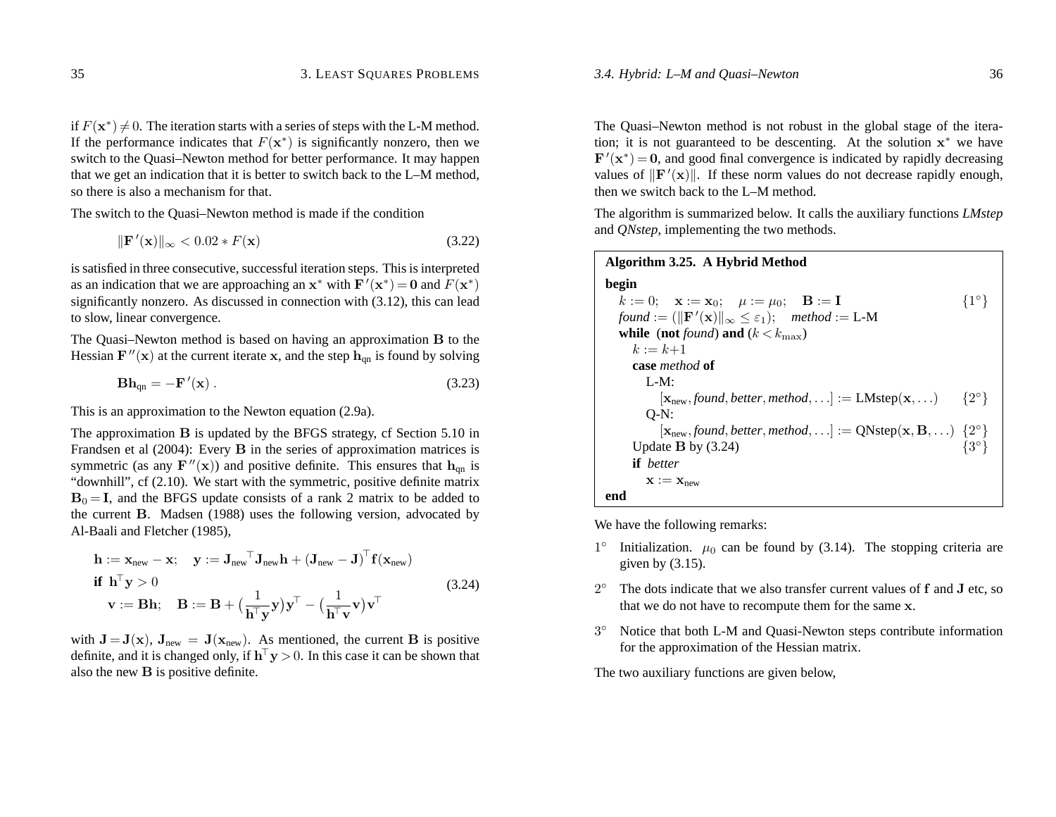if $F(\mathbf{x}^*) \neq 0$. The iteration starts with a series of steps with the L-M method. If the performance indicates that $F(\mathbf{x}^*)$ is significantly nonzero, then we switch to the Quasi–Newton method for better performance. It may happen that we get an indication that it is better to switch back to the L–M method, so there is also a mechanism for that.

The switch to the Quasi–Newton method is made if the condition

$$\|\mathbf{F}'(\mathbf{x})\|_\infty < 0.02 * F(\mathbf{x}) \tag{3.22}$$

is satisfied in three consecutive, successful iteration steps. This is interpreted as an indication that we are approaching an $\mathbf{x}^*$ with $\mathbf{F}'(\mathbf{x}^*) = \mathbf{0}$ and $F(\mathbf{x}^*)$ significantly nonzero. As discussed in connection with (3.12), this can lead to slow, linear convergence.

The Quasi–Newton method is based on having an approximation $\mathbf{B}$ to the Hessian $\mathbf{F}''(\mathbf{x})$ at the current iterate $\mathbf{x}$, and the step $\mathbf{h}_{\text{qn}}$ is found by solving

$$\mathbf{B}\mathbf{h}_{\text{qn}} = -\mathbf{F}'(\mathbf{x}) \,. \tag{3.23}$$

This is an approximation to the Newton equation (2.9a).

The approximation $\mathbf{B}$ is updated by the BFGS strategy, cf Section 5.10 in Frandsen et al (2004): Every $\mathbf{B}$ in the series of approximation matrices is symmetric (as any $\mathbf{F}''(\mathbf{x})$) and positive definite. This ensures that $\mathbf{h}_{\text{qn}}$ is "downhill", cf (2.10). We start with the symmetric, positive definite matrix $\mathbf{B}_0 = \mathbf{I}$, and the BFGS update consists of a rank 2 matrix to be added to the current $\mathbf{B}$. Madsen (1988) uses the following version, advocated by Al-Baali and Fletcher (1985),

$$\begin{aligned}
&\mathbf{h} := \mathbf{x}_{\text{new}} - \mathbf{x}; \quad \mathbf{y} := \mathbf{J}_{\text{new}}{}^\top \mathbf{J}_{\text{new}}\mathbf{h} + (\mathbf{J}_{\text{new}} - \mathbf{J})^\top \mathbf{f}(\mathbf{x}_{\text{new}}) \\
&\textbf{if } \mathbf{h}^\top \mathbf{y} > 0 \\
&\quad \mathbf{v} := \mathbf{B}\mathbf{h}; \quad \mathbf{B} := \mathbf{B} + \Big(\frac{1}{\mathbf{h}^\top \mathbf{y}}\mathbf{y}\Big)\mathbf{y}^\top - \Big(\frac{1}{\mathbf{h}^\top \mathbf{v}}\mathbf{v}\Big)\mathbf{v}^\top
\end{aligned} \tag{3.24}$$

with $\mathbf{J} = \mathbf{J}(\mathbf{x})$, $\mathbf{J}_{\text{new}} = \mathbf{J}(\mathbf{x}_{\text{new}})$. As mentioned, the current $\mathbf{B}$ is positive definite, and it is changed only, if $\mathbf{h}^\top \mathbf{y} > 0$. In this case it can be shown that also the new $\mathbf{B}$ is positive definite.

The Quasi–Newton method is not robust in the global stage of the iteration; it is not guaranteed to be descenting. At the solution $\mathbf{x}^*$ we have $\mathbf{F}'(\mathbf{x}^*) = \mathbf{0}$, and good final convergence is indicated by rapidly decreasing values of $\|\mathbf{F}'(\mathbf{x})\|$. If these norm values do not decrease rapidly enough, then we switch back to the L–M method.

The algorithm is summarized below. It calls the auxiliary functions *LMstep* and *QNstep*, implementing the two methods.

**Algorithm 3.25. A Hybrid Method**

```
begin
   k := 0;   x := x_0;   μ := μ_0;   B := I                               {1°}
   found := (||F'(x)||_∞ ≤ ε_1);   method := L-M
   while (not found) and (k < k_max)
      k := k+1
      case method of
         L-M:
            [x_new, found, better, method, ...] := LMstep(x, ...)        {2°}
         Q-N:
            [x_new, found, better, method, ...] := QNstep(x, B, ...)     {2°}
      Update B by (3.24)                                                  {3°}
      if better
         x := x_new
end
```

We have the following remarks:

1° Initialization. $\mu_0$ can be found by (3.14). The stopping criteria are given by (3.15).

2° The dots indicate that we also transfer current values of $\mathbf{f}$ and $\mathbf{J}$ etc, so that we do not have to recompute them for the same $\mathbf{x}$.

3° Notice that both L-M and Quasi-Newton steps contribute information for the approximation of the Hessian matrix.

The two auxiliary functions are given below,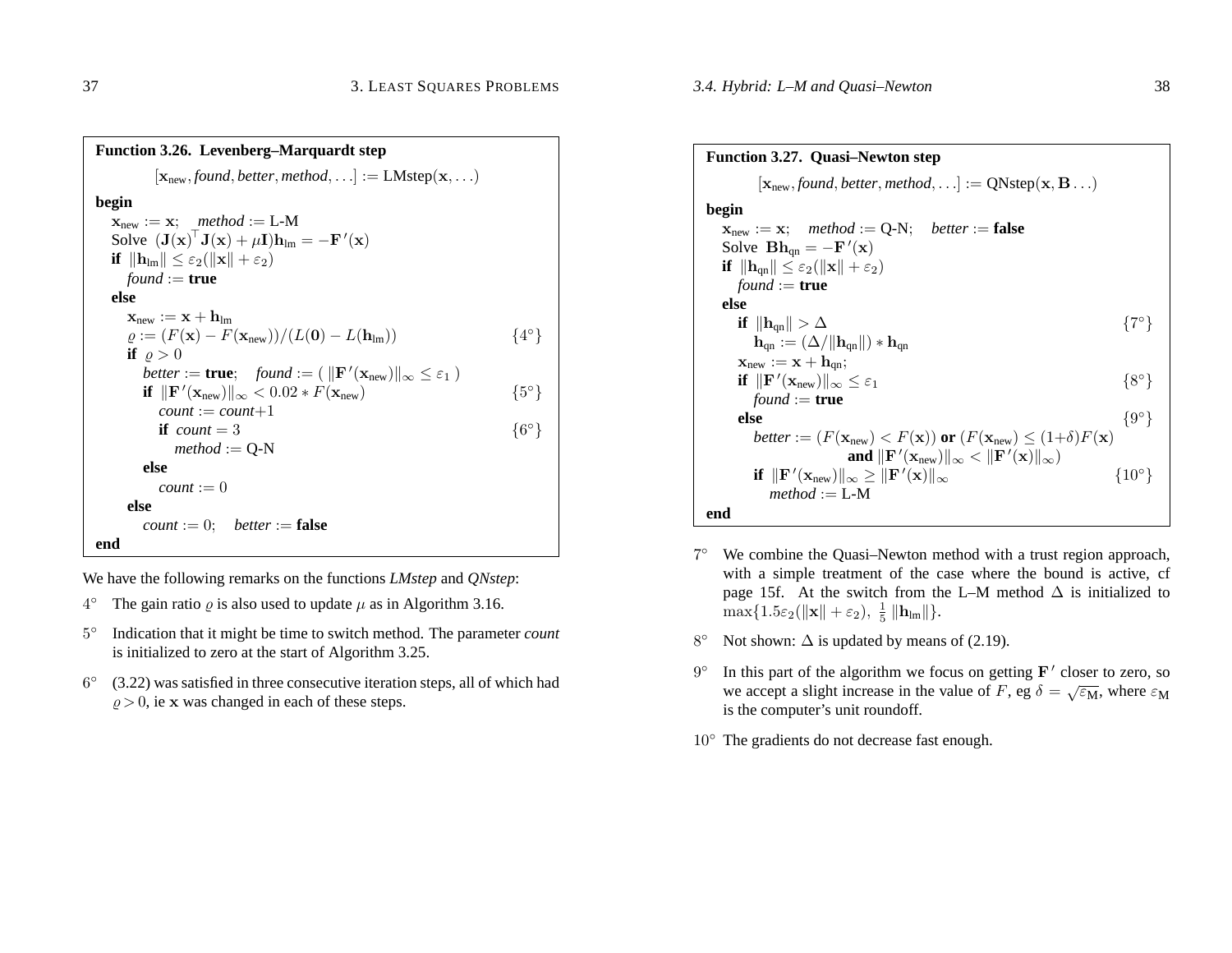**Function 3.26. Levenberg–Marquardt step**

$$[\mathbf{x}_{\text{new}}, \textit{found}, \textit{better}, \textit{method}, \ldots] := \text{LMstep}(\mathbf{x}, \ldots)$$

**begin**
- $\mathbf{x}_{\text{new}} := \mathbf{x}$; $\quad$ *method* := L-M
- Solve $(\mathbf{J}(\mathbf{x})^\top \mathbf{J}(\mathbf{x}) + \mu \mathbf{I})\mathbf{h}_{\text{lm}} = -\mathbf{F}'(\mathbf{x})$
- **if** $\|\mathbf{h}_{\text{lm}}\| \le \varepsilon_2(\|\mathbf{x}\| + \varepsilon_2)$
  - *found* := **true**
- **else**
  - $\mathbf{x}_{\text{new}} := \mathbf{x} + \mathbf{h}_{\text{lm}}$
  - $\varrho := (F(\mathbf{x}) - F(\mathbf{x}_{\text{new}}))/(L(\mathbf{0}) - L(\mathbf{h}_{\text{lm}}))$ $\quad\{4^\circ\}$
  - **if** $\varrho > 0$
    - *better* := **true**; $\quad$ *found* := ( $\|\mathbf{F}'(\mathbf{x}_{\text{new}})\|_\infty \le \varepsilon_1$ )
    - **if** $\|\mathbf{F}'(\mathbf{x}_{\text{new}})\|_\infty < 0.02 * F(\mathbf{x}_{\text{new}})$ $\quad\{5^\circ\}$
      - *count* := *count*+1
      - **if** *count* $= 3$ $\quad\{6^\circ\}$
        - *method* := Q-N
    - **else**
      - *count* := 0
  - **else**
    - *count* := 0; $\quad$ *better* := **false**

**end**

We have the following remarks on the functions *LMstep* and *QNstep*:

$4^\circ$ The gain ratio $\varrho$ is also used to update $\mu$ as in Algorithm 3.16.

$5^\circ$ Indication that it might be time to switch method. The parameter *count* is initialized to zero at the start of Algorithm 3.25.

$6^\circ$ (3.22) was satisfied in three consecutive iteration steps, all of which had $\varrho > 0$, ie $\mathbf{x}$ was changed in each of these steps.

**Function 3.27. Quasi–Newton step**

$$[\mathbf{x}_{\text{new}}, \textit{found}, \textit{better}, \textit{method}, \ldots] := \text{QNstep}(\mathbf{x}, \mathbf{B} \ldots)$$

**begin**
- $\mathbf{x}_{\text{new}} := \mathbf{x}$; $\quad$ *method* := Q-N; $\quad$ *better* := **false**
- Solve $\mathbf{B}\mathbf{h}_{\text{qn}} = -\mathbf{F}'(\mathbf{x})$
- **if** $\|\mathbf{h}_{\text{qn}}\| \le \varepsilon_2(\|\mathbf{x}\| + \varepsilon_2)$
  - *found* := **true**
- **else**
  - **if** $\|\mathbf{h}_{\text{qn}}\| > \Delta$ $\quad\{7^\circ\}$
    - $\mathbf{h}_{\text{qn}} := (\Delta/\|\mathbf{h}_{\text{qn}}\|) * \mathbf{h}_{\text{qn}}$
  - $\mathbf{x}_{\text{new}} := \mathbf{x} + \mathbf{h}_{\text{qn}}$;
  - **if** $\|\mathbf{F}'(\mathbf{x}_{\text{new}})\|_\infty \le \varepsilon_1$ $\quad\{8^\circ\}$
    - *found* := **true**
  - **else** $\quad\{9^\circ\}$
    - *better* := $(F(\mathbf{x}_{\text{new}}) < F(\mathbf{x}))$ **or** $(F(\mathbf{x}_{\text{new}}) \le (1+\delta)F(\mathbf{x})$ **and** $\|\mathbf{F}'(\mathbf{x}_{\text{new}})\|_\infty < \|\mathbf{F}'(\mathbf{x})\|_\infty)$
    - **if** $\|\mathbf{F}'(\mathbf{x}_{\text{new}})\|_\infty \ge \|\mathbf{F}'(\mathbf{x})\|_\infty$ $\quad\{10^\circ\}$
      - *method* := L-M

**end**

$7^\circ$ We combine the Quasi–Newton method with a trust region approach, with a simple treatment of the case where the bound is active, cf page 15f. At the switch from the L–M method $\Delta$ is initialized to $\max\{1.5\varepsilon_2(\|\mathbf{x}\| + \varepsilon_2),\ \frac{1}{5}\|\mathbf{h}_{\text{lm}}\|\}$.

$8^\circ$ Not shown: $\Delta$ is updated by means of (2.19).

$9^\circ$ In this part of the algorithm we focus on getting $\mathbf{F}'$ closer to zero, so we accept a slight increase in the value of $F$, eg $\delta = \sqrt{\varepsilon_{\text{M}}}$, where $\varepsilon_{\text{M}}$ is the computer's unit roundoff.

$10^\circ$ The gradients do not decrease fast enough.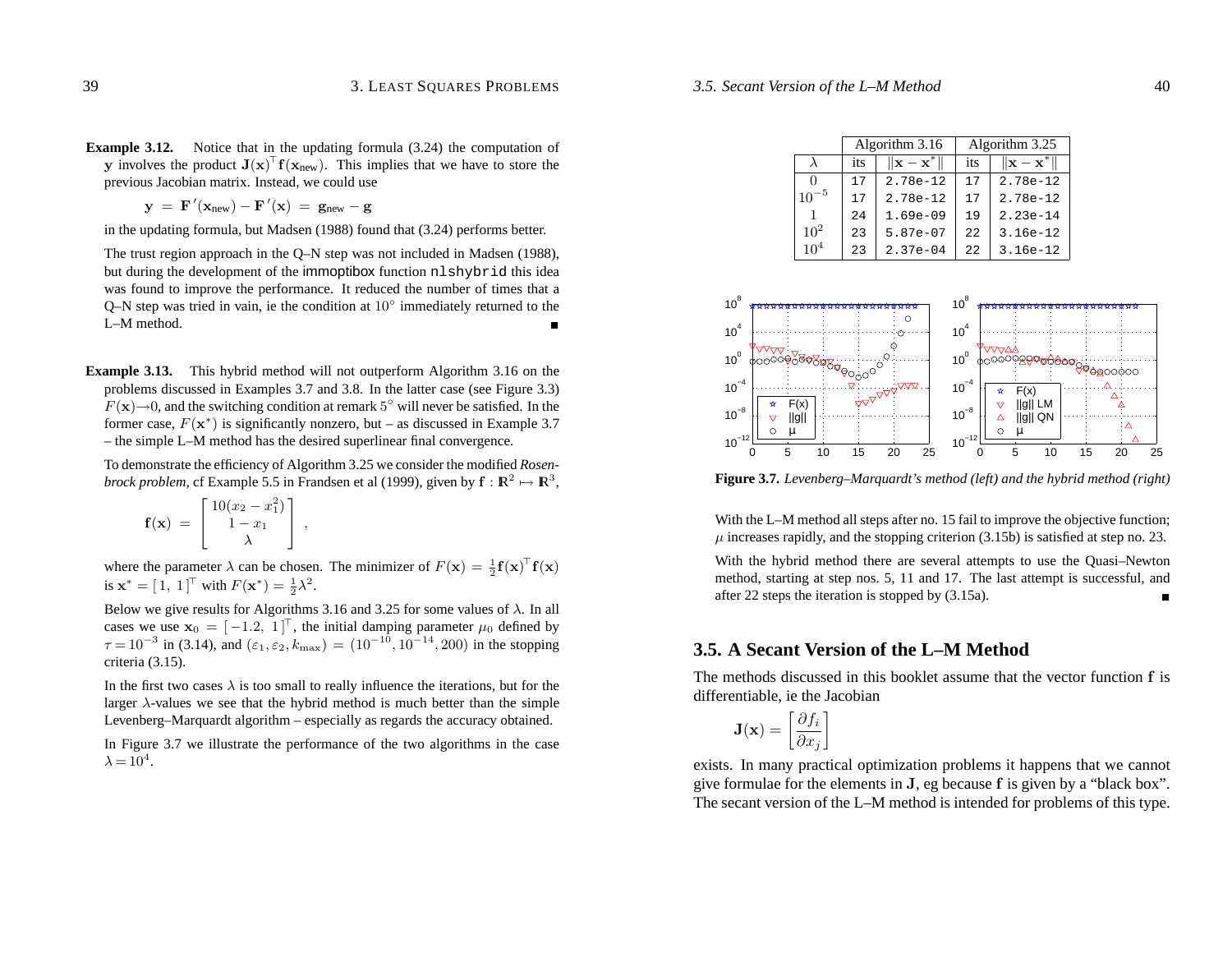**Example 3.12.** Notice that in the updating formula (3.24) the computation of $\mathbf{y}$ involves the product $\mathbf{J}(\mathbf{x})^\top \mathbf{f}(\mathbf{x}_{\text{new}})$. This implies that we have to store the previous Jacobian matrix. Instead, we could use

$$\mathbf{y} \;=\; \mathbf{F}'(\mathbf{x}_{\text{new}}) - \mathbf{F}'(\mathbf{x}) \;=\; \mathbf{g}_{\text{new}} - \mathbf{g}$$

in the updating formula, but Madsen (1988) found that (3.24) performs better.

The trust region approach in the Q–N step was not included in Madsen (1988), but during the development of the immoptibox function `nlshybrid` this idea was found to improve the performance. It reduced the number of times that a Q–N step was tried in vain, ie the condition at $10^\circ$ immediately returned to the L–M method. ∎

**Example 3.13.** This hybrid method will not outperform Algorithm 3.16 on the problems discussed in Examples 3.7 and 3.8. In the latter case (see Figure 3.3) $F(\mathbf{x}) \to 0$, and the switching condition at remark $5^\circ$ will never be satisfied. In the former case, $F(\mathbf{x}^*)$ is significantly nonzero, but – as discussed in Example 3.7 – the simple L–M method has the desired superlinear final convergence.

To demonstrate the efficiency of Algorithm 3.25 we consider the modified *Rosenbrock problem,* cf Example 5.5 in Frandsen et al (1999), given by $\mathbf{f} : \mathbb{R}^2 \mapsto \mathbb{R}^3$,

$$\mathbf{f}(\mathbf{x}) \;=\; \begin{bmatrix} 10(x_2 - x_1^2) \\ 1 - x_1 \\ \lambda \end{bmatrix} ,$$

where the parameter $\lambda$ can be chosen. The minimizer of $F(\mathbf{x}) = \frac{1}{2}\mathbf{f}(\mathbf{x})^\top \mathbf{f}(\mathbf{x})$ is $\mathbf{x}^* = [\,1,\ 1\,]^\top$ with $F(\mathbf{x}^*) = \frac{1}{2}\lambda^2$.

Below we give results for Algorithms 3.16 and 3.25 for some values of $\lambda$. In all cases we use $\mathbf{x}_0 = [\,-1.2,\ 1\,]^\top$, the initial damping parameter $\mu_0$ defined by $\tau = 10^{-3}$ in (3.14), and $(\varepsilon_1, \varepsilon_2, k_{\max}) = (10^{-10}, 10^{-14}, 200)$ in the stopping criteria (3.15).

In the first two cases $\lambda$ is too small to really influence the iterations, but for the larger $\lambda$-values we see that the hybrid method is much better than the simple Levenberg–Marquardt algorithm – especially as regards the accuracy obtained.

In Figure 3.7 we illustrate the performance of the two algorithms in the case $\lambda = 10^4$.

| | Algorithm 3.16 | | Algorithm 3.25 | |
|---|---|---|---|---|
| $\lambda$ | its | $\\|\mathbf{x}-\mathbf{x}^*\\|$ | its | $\\|\mathbf{x}-\mathbf{x}^*\\|$ |
| $0$ | 17 | 2.78e-12 | 17 | 2.78e-12 |
| $10^{-5}$ | 17 | 2.78e-12 | 17 | 2.78e-12 |
| $1$ | 24 | 1.69e-09 | 19 | 2.23e-14 |
| $10^2$ | 23 | 5.87e-07 | 22 | 3.16e-12 |
| $10^4$ | 23 | 2.37e-04 | 22 | 3.16e-12 |

**Figure 3.7.** *Levenberg–Marquardt's method (left) and the hybrid method (right)*

With the L–M method all steps after no. 15 fail to improve the objective function; $\mu$ increases rapidly, and the stopping criterion (3.15b) is satisfied at step no. 23.

With the hybrid method there are several attempts to use the Quasi–Newton method, starting at step nos. 5, 11 and 17. The last attempt is successful, and after 22 steps the iteration is stopped by (3.15a). ∎

## 3.5. A Secant Version of the L–M Method

The methods discussed in this booklet assume that the vector function $\mathbf{f}$ is differentiable, ie the Jacobian

$$\mathbf{J}(\mathbf{x}) = \left[\frac{\partial f_i}{\partial x_j}\right]$$

exists. In many practical optimization problems it happens that we cannot give formulae for the elements in $\mathbf{J}$, eg because $\mathbf{f}$ is given by a "black box". The secant version of the L–M method is intended for problems of this type.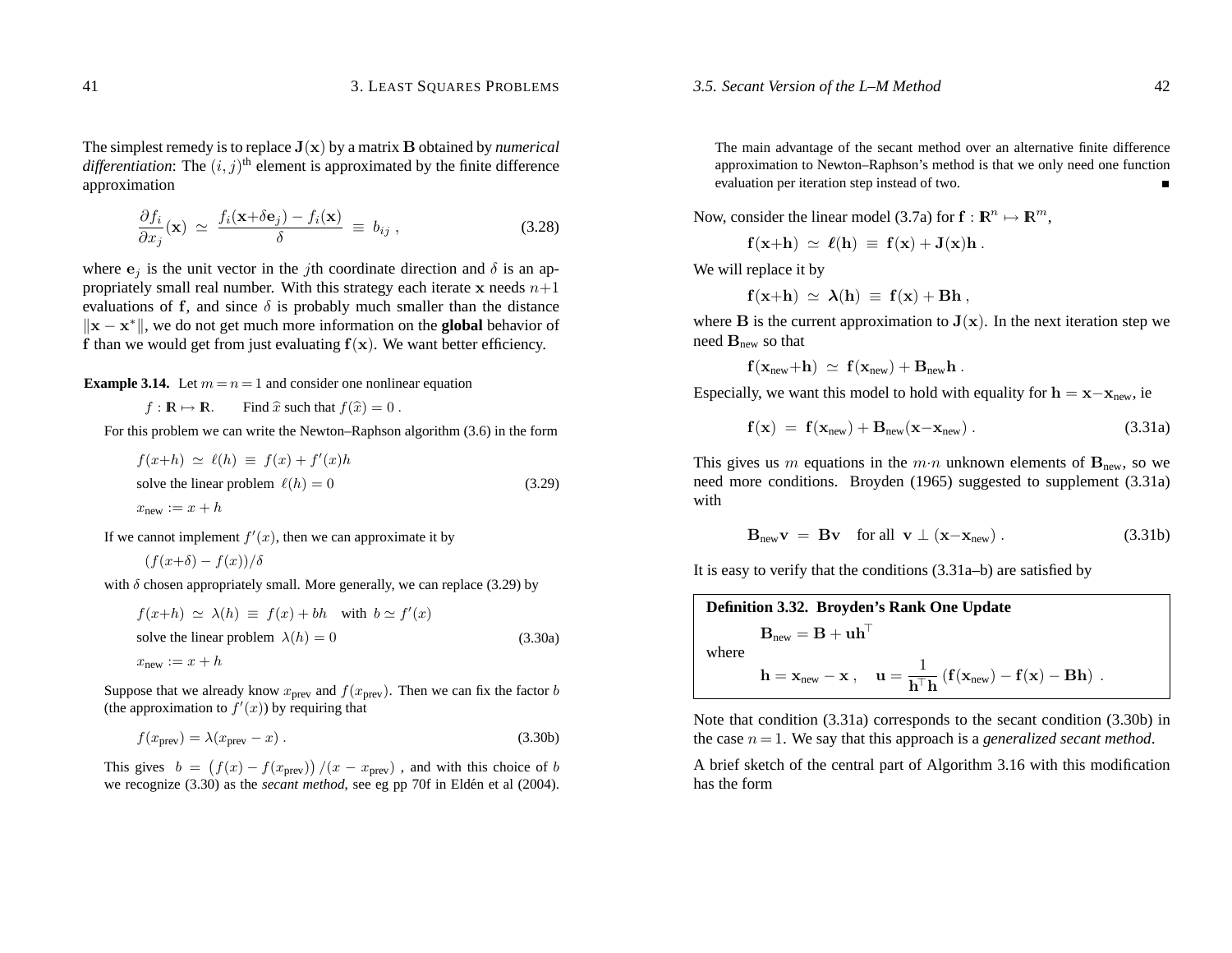The simplest remedy is to replace $\mathbf{J}(\mathbf{x})$ by a matrix $\mathbf{B}$ obtained by *numerical differentiation*: The $(i,j)^{\text{th}}$ element is approximated by the finite difference approximation

$$\frac{\partial f_i}{\partial x_j}(\mathbf{x}) \simeq \frac{f_i(\mathbf{x}+\delta \mathbf{e}_j) - f_i(\mathbf{x})}{\delta} \equiv b_{ij}, \tag{3.28}$$

where $\mathbf{e}_j$ is the unit vector in the $j$th coordinate direction and $\delta$ is an appropriately small real number. With this strategy each iterate $\mathbf{x}$ needs $n+1$ evaluations of $\mathbf{f}$, and since $\delta$ is probably much smaller than the distance $\|\mathbf{x} - \mathbf{x}^*\|$, we do not get much more information on the **global** behavior of $\mathbf{f}$ than we would get from just evaluating $\mathbf{f}(\mathbf{x})$. We want better efficiency.

**Example 3.14.** Let $m = n = 1$ and consider one nonlinear equation

$$f: \mathbb{R} \mapsto \mathbb{R}. \qquad \text{Find } \widehat{x} \text{ such that } f(\widehat{x}) = 0.$$

For this problem we can write the Newton–Raphson algorithm (3.6) in the form

$$\begin{aligned} &f(x+h) \simeq \ell(h) \equiv f(x) + f'(x)h \\ &\text{solve the linear problem } \ell(h) = 0 \\ &x_{\text{new}} := x + h \end{aligned} \tag{3.29}$$

If we cannot implement $f'(x)$, then we can approximate it by

$$(f(x+\delta) - f(x))/\delta$$

with $\delta$ chosen appropriately small. More generally, we can replace (3.29) by

$$\begin{aligned} &f(x+h) \simeq \lambda(h) \equiv f(x) + bh \quad \text{with } b \simeq f'(x) \\ &\text{solve the linear problem } \lambda(h) = 0 \\ &x_{\text{new}} := x + h \end{aligned} \tag{3.30a}$$

Suppose that we already know $x_{\text{prev}}$ and $f(x_{\text{prev}})$. Then we can fix the factor $b$ (the approximation to $f'(x)$) by requiring that

$$f(x_{\text{prev}}) = \lambda(x_{\text{prev}} - x). \tag{3.30b}$$

This gives $b = \big(f(x) - f(x_{\text{prev}})\big)/(x - x_{\text{prev}})$, and with this choice of $b$ we recognize (3.30) as the *secant method*, see eg pp 70f in Eldén et al (2004).

The main advantage of the secant method over an alternative finite difference approximation to Newton–Raphson's method is that we only need one function evaluation per iteration step instead of two. ∎

Now, consider the linear model (3.7a) for $\mathbf{f}: \mathbb{R}^n \mapsto \mathbb{R}^m$,

$$\mathbf{f}(\mathbf{x}+\mathbf{h}) \simeq \boldsymbol{\ell}(\mathbf{h}) \equiv \mathbf{f}(\mathbf{x}) + \mathbf{J}(\mathbf{x})\mathbf{h}.$$

We will replace it by

$$\mathbf{f}(\mathbf{x}+\mathbf{h}) \simeq \boldsymbol{\lambda}(\mathbf{h}) \equiv \mathbf{f}(\mathbf{x}) + \mathbf{B}\mathbf{h},$$

where $\mathbf{B}$ is the current approximation to $\mathbf{J}(\mathbf{x})$. In the next iteration step we need $\mathbf{B}_{\text{new}}$ so that

$$\mathbf{f}(\mathbf{x}_{\text{new}}+\mathbf{h}) \simeq \mathbf{f}(\mathbf{x}_{\text{new}}) + \mathbf{B}_{\text{new}}\mathbf{h}.$$

Especially, we want this model to hold with equality for $\mathbf{h} = \mathbf{x} - \mathbf{x}_{\text{new}}$, ie

$$\mathbf{f}(\mathbf{x}) = \mathbf{f}(\mathbf{x}_{\text{new}}) + \mathbf{B}_{\text{new}}(\mathbf{x} - \mathbf{x}_{\text{new}}). \tag{3.31a}$$

This gives us $m$ equations in the $m \cdot n$ unknown elements of $\mathbf{B}_{\text{new}}$, so we need more conditions. Broyden (1965) suggested to supplement (3.31a) with

$$\mathbf{B}_{\text{new}}\mathbf{v} = \mathbf{B}\mathbf{v} \quad \text{for all } \mathbf{v} \perp (\mathbf{x} - \mathbf{x}_{\text{new}}). \tag{3.31b}$$

It is easy to verify that the conditions (3.31a–b) are satisfied by

**Definition 3.32. Broyden's Rank One Update**

$$\mathbf{B}_{\text{new}} = \mathbf{B} + \mathbf{u}\mathbf{h}^\top$$

where

$$\mathbf{h} = \mathbf{x}_{\text{new}} - \mathbf{x}, \quad \mathbf{u} = \frac{1}{\mathbf{h}^\top\mathbf{h}}\left(\mathbf{f}(\mathbf{x}_{\text{new}}) - \mathbf{f}(\mathbf{x}) - \mathbf{B}\mathbf{h}\right).$$

Note that condition (3.31a) corresponds to the secant condition (3.30b) in the case $n = 1$. We say that this approach is a *generalized secant method*.

A brief sketch of the central part of Algorithm 3.16 with this modification has the form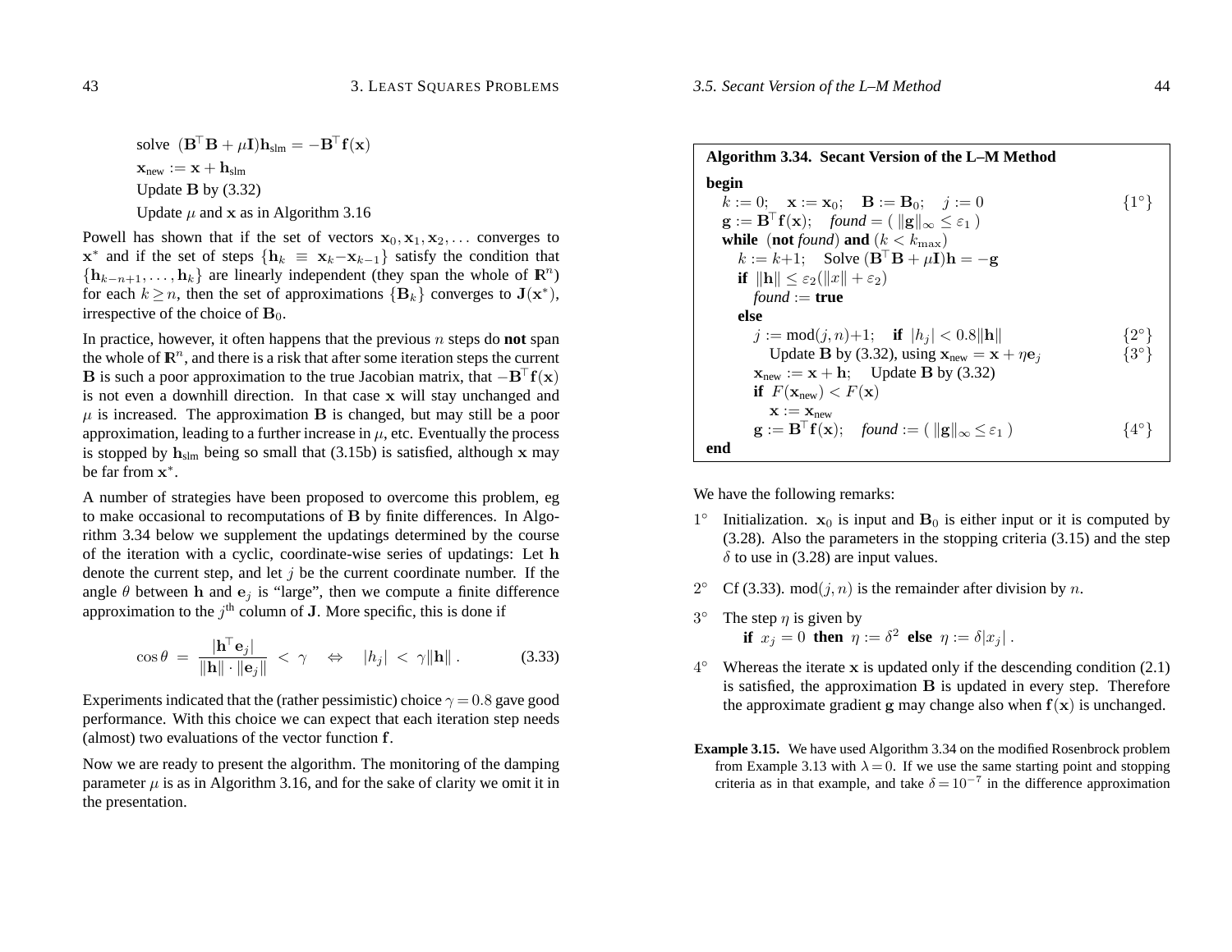solve $(\mathbf{B}^\top\mathbf{B} + \mu\mathbf{I})\mathbf{h}_{\text{slm}} = -\mathbf{B}^\top\mathbf{f}(\mathbf{x})$

$\mathbf{x}_{\text{new}} := \mathbf{x} + \mathbf{h}_{\text{slm}}$

Update $\mathbf{B}$ by (3.32)

Update $\mu$ and $\mathbf{x}$ as in Algorithm 3.16

Powell has shown that if the set of vectors $\mathbf{x}_0, \mathbf{x}_1, \mathbf{x}_2, \ldots$ converges to $\mathbf{x}^*$ and if the set of steps $\{\mathbf{h}_k \equiv \mathbf{x}_k - \mathbf{x}_{k-1}\}$ satisfy the condition that $\{\mathbf{h}_{k-n+1}, \ldots, \mathbf{h}_k\}$ are linearly independent (they span the whole of $\mathbb{R}^n$) for each $k \geq n$, then the set of approximations $\{\mathbf{B}_k\}$ converges to $\mathbf{J}(\mathbf{x}^*)$, irrespective of the choice of $\mathbf{B}_0$.

In practice, however, it often happens that the previous $n$ steps do **not** span the whole of $\mathbb{R}^n$, and there is a risk that after some iteration steps the current $\mathbf{B}$ is such a poor approximation to the true Jacobian matrix, that $-\mathbf{B}^\top\mathbf{f}(\mathbf{x})$ is not even a downhill direction. In that case $\mathbf{x}$ will stay unchanged and $\mu$ is increased. The approximation $\mathbf{B}$ is changed, but may still be a poor approximation, leading to a further increase in $\mu$, etc. Eventually the process is stopped by $\mathbf{h}_{\text{slm}}$ being so small that (3.15b) is satisfied, although $\mathbf{x}$ may be far from $\mathbf{x}^*$.

A number of strategies have been proposed to overcome this problem, eg to make occasional to recomputations of $\mathbf{B}$ by finite differences. In Algorithm 3.34 below we supplement the updatings determined by the course of the iteration with a cyclic, coordinate-wise series of updatings: Let $\mathbf{h}$ denote the current step, and let $j$ be the current coordinate number. If the angle $\theta$ between $\mathbf{h}$ and $\mathbf{e}_j$ is "large", then we compute a finite difference approximation to the $j^{\text{th}}$ column of $\mathbf{J}$. More specific, this is done if

$$\cos\theta \;=\; \frac{|\mathbf{h}^\top\mathbf{e}_j|}{\|\mathbf{h}\| \cdot \|\mathbf{e}_j\|} \;<\; \gamma \quad \Leftrightarrow \quad |h_j| \;<\; \gamma\|\mathbf{h}\|\,. \tag{3.33}$$

Experiments indicated that the (rather pessimistic) choice $\gamma = 0.8$ gave good performance. With this choice we can expect that each iteration step needs (almost) two evaluations of the vector function $\mathbf{f}$.

Now we are ready to present the algorithm. The monitoring of the damping parameter $\mu$ is as in Algorithm 3.16, and for the sake of clarity we omit it in the presentation.

**Algorithm 3.34. Secant Version of the L–M Method**

```
begin
   k := 0;   x := x_0;   B := B_0;   j := 0                              {1°}
   g := Bᵀf(x);   found = ( ‖g‖_∞ ≤ ε_1 )
   while (not found) and (k < k_max)
      k := k+1;   Solve (BᵀB + μI)h = −g
      if ‖h‖ ≤ ε_2(‖x‖ + ε_2)
         found := true
      else
         j := mod(j, n)+1;   if |h_j| < 0.8‖h‖                          {2°}
            Update B by (3.32), using x_new = x + η e_j                  {3°}
         x_new := x + h;   Update B by (3.32)
         if F(x_new) < F(x)
            x := x_new
         g := Bᵀf(x);   found := ( ‖g‖_∞ ≤ ε_1 )                        {4°}
end
```

We have the following remarks:

1° Initialization. $\mathbf{x}_0$ is input and $\mathbf{B}_0$ is either input or it is computed by (3.28). Also the parameters in the stopping criteria (3.15) and the step $\delta$ to use in (3.28) are input values.

2° Cf (3.33). $\text{mod}(j, n)$ is the remainder after division by $n$.

3° The step $\eta$ is given by
**if** $x_j = 0$ **then** $\eta := \delta^2$ **else** $\eta := \delta|x_j|$ .

4° Whereas the iterate $\mathbf{x}$ is updated only if the descending condition (2.1) is satisfied, the approximation $\mathbf{B}$ is updated in every step. Therefore the approximate gradient $\mathbf{g}$ may change also when $\mathbf{f}(\mathbf{x})$ is unchanged.

**Example 3.15.** We have used Algorithm 3.34 on the modified Rosenbrock problem from Example 3.13 with $\lambda = 0$. If we use the same starting point and stopping criteria as in that example, and take $\delta = 10^{-7}$ in the difference approximation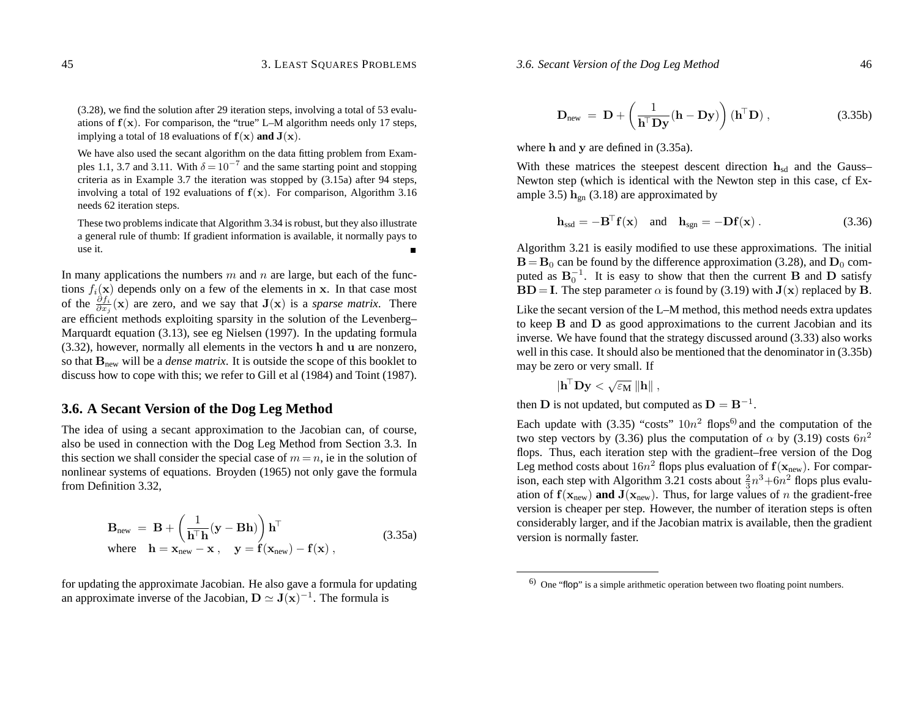(3.28), we find the solution after 29 iteration steps, involving a total of 53 evaluations of $\mathbf{f}(\mathbf{x})$. For comparison, the "true" L–M algorithm needs only 17 steps, implying a total of 18 evaluations of $\mathbf{f}(\mathbf{x})$ **and** $\mathbf{J}(\mathbf{x})$.

We have also used the secant algorithm on the data fitting problem from Examples 1.1, 3.7 and 3.11. With $\delta = 10^{-7}$ and the same starting point and stopping criteria as in Example 3.7 the iteration was stopped by (3.15a) after 94 steps, involving a total of 192 evaluations of $\mathbf{f}(\mathbf{x})$. For comparison, Algorithm 3.16 needs 62 iteration steps.

These two problems indicate that Algorithm 3.34 is robust, but they also illustrate a general rule of thumb: If gradient information is available, it normally pays to use it. ∎

In many applications the numbers $m$ and $n$ are large, but each of the functions $f_i(\mathbf{x})$ depends only on a few of the elements in $\mathbf{x}$. In that case most of the $\frac{\partial f_i}{\partial x_j}(\mathbf{x})$ are zero, and we say that $\mathbf{J}(\mathbf{x})$ is a *sparse matrix*. There are efficient methods exploiting sparsity in the solution of the Levenberg–Marquardt equation (3.13), see eg Nielsen (1997). In the updating formula (3.32), however, normally all elements in the vectors $\mathbf{h}$ and $\mathbf{u}$ are nonzero, so that $\mathbf{B}_{\text{new}}$ will be a *dense matrix*. It is outside the scope of this booklet to discuss how to cope with this; we refer to Gill et al (1984) and Toint (1987).

## 3.6. A Secant Version of the Dog Leg Method

The idea of using a secant approximation to the Jacobian can, of course, also be used in connection with the Dog Leg Method from Section 3.3. In this section we shall consider the special case of $m = n$, ie in the solution of nonlinear systems of equations. Broyden (1965) not only gave the formula from Definition 3.32,

$$
\begin{aligned}
&\mathbf{B}_{\text{new}} \;=\; \mathbf{B} + \left(\frac{1}{\mathbf{h}^\top\mathbf{h}}(\mathbf{y} - \mathbf{B}\mathbf{h})\right)\mathbf{h}^\top \\
&\text{where} \quad \mathbf{h} = \mathbf{x}_{\text{new}} - \mathbf{x}\,, \quad \mathbf{y} = \mathbf{f}(\mathbf{x}_{\text{new}}) - \mathbf{f}(\mathbf{x})\,,
\end{aligned}
\tag{3.35a}
$$

for updating the approximate Jacobian. He also gave a formula for updating an approximate inverse of the Jacobian, $\mathbf{D} \simeq \mathbf{J}(\mathbf{x})^{-1}$. The formula is

$$
\mathbf{D}_{\text{new}} \;=\; \mathbf{D} + \left(\frac{1}{\mathbf{h}^\top\mathbf{D}\mathbf{y}}(\mathbf{h} - \mathbf{D}\mathbf{y})\right)(\mathbf{h}^\top\mathbf{D})\,,
\tag{3.35b}
$$

where $\mathbf{h}$ and $\mathbf{y}$ are defined in (3.35a).

With these matrices the steepest descent direction $\mathbf{h}_{\text{sd}}$ and the Gauss–Newton step (which is identical with the Newton step in this case, cf Example 3.5) $\mathbf{h}_{\text{gn}}$ (3.18) are approximated by

$$
\mathbf{h}_{\text{ssd}} = -\mathbf{B}^\top\mathbf{f}(\mathbf{x}) \quad \text{and} \quad \mathbf{h}_{\text{sgn}} = -\mathbf{D}\mathbf{f}(\mathbf{x})\,.
\tag{3.36}
$$

Algorithm 3.21 is easily modified to use these approximations. The initial $\mathbf{B} = \mathbf{B}_0$ can be found by the difference approximation (3.28), and $\mathbf{D}_0$ computed as $\mathbf{B}_0^{-1}$. It is easy to show that then the current $\mathbf{B}$ and $\mathbf{D}$ satisfy $\mathbf{B}\mathbf{D} = \mathbf{I}$. The step parameter $\alpha$ is found by (3.19) with $\mathbf{J}(\mathbf{x})$ replaced by $\mathbf{B}$.

Like the secant version of the L–M method, this method needs extra updates to keep $\mathbf{B}$ and $\mathbf{D}$ as good approximations to the current Jacobian and its inverse. We have found that the strategy discussed around (3.33) also works well in this case. It should also be mentioned that the denominator in (3.35b) may be zero or very small. If

$$
|\mathbf{h}^\top\mathbf{D}\mathbf{y}| < \sqrt{\varepsilon_{\text{M}}}\,\|\mathbf{h}\|\,,
$$

then $\mathbf{D}$ is not updated, but computed as $\mathbf{D} = \mathbf{B}^{-1}$.

Each update with (3.35) "costs" $10n^2$ flops[6] and the computation of the two step vectors by (3.36) plus the computation of $\alpha$ by (3.19) costs $6n^2$ flops. Thus, each iteration step with the gradient–free version of the Dog Leg method costs about $16n^2$ flops plus evaluation of $\mathbf{f}(\mathbf{x}_{\text{new}})$. For comparison, each step with Algorithm 3.21 costs about $\frac{2}{3}n^3 + 6n^2$ flops plus evaluation of $\mathbf{f}(\mathbf{x}_{\text{new}})$ **and** $\mathbf{J}(\mathbf{x}_{\text{new}})$. Thus, for large values of $n$ the gradient-free version is cheaper per step. However, the number of iteration steps is often considerably larger, and if the Jacobian matrix is available, then the gradient version is normally faster.

[6] One "flop" is a simple arithmetic operation between two floating point numbers.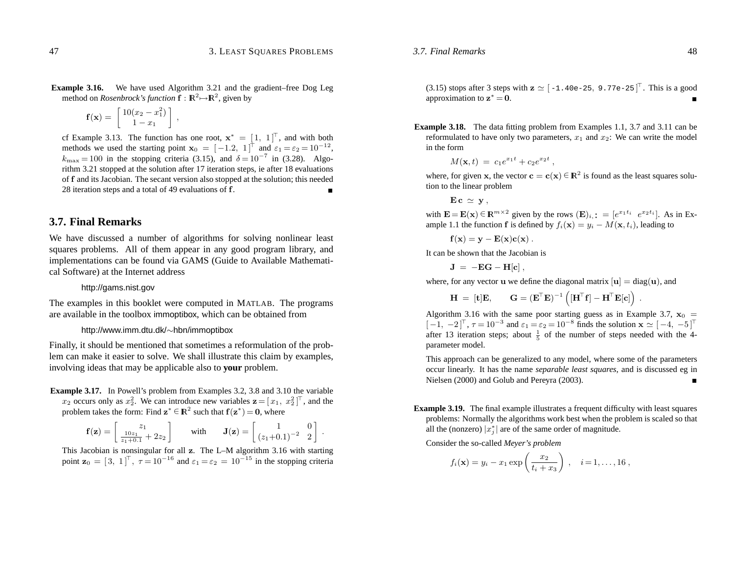**Example 3.16.** We have used Algorithm 3.21 and the gradient–free Dog Leg method on *Rosenbrock's function* $\mathbf{f} : \mathbb{R}^2 \mapsto \mathbb{R}^2$, given by

$$\mathbf{f}(\mathbf{x}) = \begin{bmatrix} 10(x_2 - x_1^2) \\ 1 - x_1 \end{bmatrix} ,$$

cf Example 3.13. The function has one root, $\mathbf{x}^* = [1,\ 1]^\top$, and with both methods we used the starting point $\mathbf{x}_0 = [-1.2,\ 1]^\top$ and $\varepsilon_1 = \varepsilon_2 = 10^{-12}$, $k_{\max} = 100$ in the stopping criteria (3.15), and $\delta = 10^{-7}$ in (3.28). Algorithm 3.21 stopped at the solution after 17 iteration steps, ie after 18 evaluations of $\mathbf{f}$ and its Jacobian. The secant version also stopped at the solution; this needed 28 iteration steps and a total of 49 evaluations of $\mathbf{f}$. ■

## 3.7. Final Remarks

We have discussed a number of algorithms for solving nonlinear least squares problems. All of them appear in any good program library, and implementations can be found via GAMS (Guide to Available Mathematical Software) at the Internet address

http://gams.nist.gov

The examples in this booklet were computed in MATLAB. The programs are available in the toolbox immoptibox, which can be obtained from

http://www.imm.dtu.dk/∼hbn/immoptibox

Finally, it should be mentioned that sometimes a reformulation of the problem can make it easier to solve. We shall illustrate this claim by examples, involving ideas that may be applicable also to **your** problem.

**Example 3.17.** In Powell's problem from Examples 3.2, 3.8 and 3.10 the variable $x_2$ occurs only as $x_2^2$. We can introduce new variables $\mathbf{z} = [x_1,\ x_2^2]^\top$, and the problem takes the form: Find $\mathbf{z}^* \in \mathbb{R}^2$ such that $\mathbf{f}(\mathbf{z}^*) = \mathbf{0}$, where

$$\mathbf{f}(\mathbf{z}) = \begin{bmatrix} z_1 \\ \frac{10z_1}{z_1+0.1} + 2z_2 \end{bmatrix} \qquad \text{with} \qquad \mathbf{J}(\mathbf{z}) = \begin{bmatrix} 1 & 0 \\ (z_1+0.1)^{-2} & 2 \end{bmatrix} .$$

This Jacobian is nonsingular for all $\mathbf{z}$. The L–M algorithm 3.16 with starting point $\mathbf{z}_0 = [3,\ 1]^\top$, $\tau = 10^{-16}$ and $\varepsilon_1 = \varepsilon_2 = 10^{-15}$ in the stopping criteria (3.15) stops after 3 steps with $\mathbf{z} \simeq [\texttt{-1.40e-25},\ \texttt{9.77e-25}]^\top$. This is a good approximation to $\mathbf{z}^* = \mathbf{0}$. ■

**Example 3.18.** The data fitting problem from Examples 1.1, 3.7 and 3.11 can be reformulated to have only two parameters, $x_1$ and $x_2$: We can write the model in the form

$$M(\mathbf{x}, t) \ = \ c_1 e^{x_1 t} + c_2 e^{x_2 t} ,$$

where, for given $\mathbf{x}$, the vector $\mathbf{c} = \mathbf{c}(\mathbf{x}) \in \mathbb{R}^2$ is found as the least squares solution to the linear problem

$$\mathbf{E}\,\mathbf{c} \ \simeq \ \mathbf{y} ,$$

with $\mathbf{E} = \mathbf{E}(\mathbf{x}) \in \mathbb{R}^{m \times 2}$ given by the rows $(\mathbf{E})_{i,:} = [e^{x_1 t_i} \ \ e^{x_2 t_i}]$. As in Example 1.1 the function $\mathbf{f}$ is defined by $f_i(\mathbf{x}) = y_i - M(\mathbf{x}, t_i)$, leading to

$$\mathbf{f}(\mathbf{x}) = \mathbf{y} - \mathbf{E}(\mathbf{x})\mathbf{c}(\mathbf{x}) .$$

It can be shown that the Jacobian is

$$\mathbf{J} \ = \ -\mathbf{E}\mathbf{G} - \mathbf{H}[\mathbf{c}] ,$$

where, for any vector $\mathbf{u}$ we define the diagonal matrix $[\mathbf{u}] = \mathrm{diag}(\mathbf{u})$, and

$$\mathbf{H} \ = \ [\mathbf{t}]\mathbf{E}, \qquad \mathbf{G} = (\mathbf{E}^\top\mathbf{E})^{-1}\left([\mathbf{H}^\top\mathbf{f}] - \mathbf{H}^\top\mathbf{E}[\mathbf{c}]\right) .$$

Algorithm 3.16 with the same poor starting guess as in Example 3.7, $\mathbf{x}_0 = [-1,\ -2]^\top$, $\tau = 10^{-3}$ and $\varepsilon_1 = \varepsilon_2 = 10^{-8}$ finds the solution $\mathbf{x} \simeq [-4,\ -5]^\top$ after 13 iteration steps; about $\frac{1}{5}$ of the number of steps needed with the 4-parameter model.

This approach can be generalized to any model, where some of the parameters occur linearly. It has the name *separable least squares*, and is discussed eg in Nielsen (2000) and Golub and Pereyra (2003). ■

**Example 3.19.** The final example illustrates a frequent difficulty with least squares problems: Normally the algorithms work best when the problem is scaled so that all the (nonzero) $|x_j^*|$ are of the same order of magnitude.

Consider the so-called *Meyer's problem*

$$f_i(\mathbf{x}) = y_i - x_1 \exp\left(\frac{x_2}{t_i + x_3}\right) , \quad i = 1, \ldots, 16 ,$$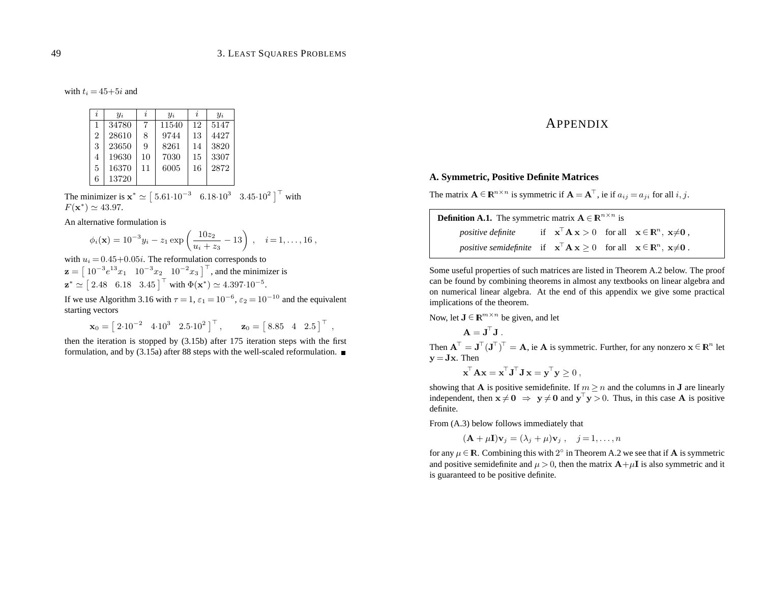with $t_i = 45+5i$ and

| $i$ | $y_i$ | $i$ | $y_i$ | $i$ | $y_i$ |
|---|---|---|---|---|---|
| 1 | 34780 | 7 | 11540 | 12 | 5147 |
| 2 | 28610 | 8 | 9744 | 13 | 4427 |
| 3 | 23650 | 9 | 8261 | 14 | 3820 |
| 4 | 19630 | 10 | 7030 | 15 | 3307 |
| 5 | 16370 | 11 | 6005 | 16 | 2872 |
| 6 | 13720 | | | | |

The minimizer is $\mathbf{x}^* \simeq \left[\, 5.61{\cdot}10^{-3} \quad 6.18{\cdot}10^{3} \quad 3.45{\cdot}10^{2} \,\right]^\top$ with $F(\mathbf{x}^*) \simeq 43.97$.

An alternative formulation is

$$\phi_i(\mathbf{x}) = 10^{-3} y_i - z_1 \exp\left(\frac{10 z_2}{u_i + z_3} - 13\right) , \quad i = 1, \ldots, 16 ,$$

with $u_i = 0.45+0.05i$. The reformulation corresponds to $\mathbf{z} = \left[\, 10^{-3} e^{13} x_1 \quad 10^{-3} x_2 \quad 10^{-2} x_3 \,\right]^\top$, and the minimizer is $\mathbf{z}^* \simeq \left[\, 2.48 \quad 6.18 \quad 3.45 \,\right]^\top$ with $\Phi(\mathbf{x}^*) \simeq 4.397{\cdot}10^{-5}$.

If we use Algorithm 3.16 with $\tau = 1$, $\varepsilon_1 = 10^{-6}$, $\varepsilon_2 = 10^{-10}$ and the equivalent starting vectors

$$\mathbf{x}_0 = \left[\, 2{\cdot}10^{-2} \quad 4{\cdot}10^{3} \quad 2.5{\cdot}10^{2} \,\right]^\top , \qquad \mathbf{z}_0 = \left[\, 8.85 \quad 4 \quad 2.5 \,\right]^\top ,$$

then the iteration is stopped by (3.15b) after 175 iteration steps with the first formulation, and by (3.15a) after 88 steps with the well-scaled reformulation. ■

# APPENDIX

## A. Symmetric, Positive Definite Matrices

The matrix $\mathbf{A} \in \mathbb{R}^{n\times n}$ is symmetric if $\mathbf{A} = \mathbf{A}^\top$, ie if $a_{ij} = a_{ji}$ for all $i, j$.

> **Definition A.1.** The symmetric matrix $\mathbf{A} \in \mathbb{R}^{n\times n}$ is
>
> *positive definite* if $\mathbf{x}^\top \mathbf{A}\,\mathbf{x} > 0$ for all $\mathbf{x} \in \mathbb{R}^n,\ \mathbf{x} \neq \mathbf{0}$ ,
>
> *positive semidefinite* if $\mathbf{x}^\top \mathbf{A}\,\mathbf{x} \geq 0$ for all $\mathbf{x} \in \mathbb{R}^n,\ \mathbf{x} \neq \mathbf{0}$ .

Some useful properties of such matrices are listed in Theorem A.2 below. The proof can be found by combining theorems in almost any textbooks on linear algebra and on numerical linear algebra. At the end of this appendix we give some practical implications of the theorem.

Now, let $\mathbf{J} \in \mathbb{R}^{m\times n}$ be given, and let

$$\mathbf{A} = \mathbf{J}^\top \mathbf{J} .$$

Then $\mathbf{A}^\top = \mathbf{J}^\top (\mathbf{J}^\top)^\top = \mathbf{A}$, ie $\mathbf{A}$ is symmetric. Further, for any nonzero $\mathbf{x} \in \mathbb{R}^n$ let $\mathbf{y} = \mathbf{J}\mathbf{x}$. Then

$$\mathbf{x}^\top \mathbf{A}\mathbf{x} = \mathbf{x}^\top \mathbf{J}^\top \mathbf{J}\,\mathbf{x} = \mathbf{y}^\top \mathbf{y} \geq 0 ,$$

showing that $\mathbf{A}$ is positive semidefinite. If $m \geq n$ and the columns in $\mathbf{J}$ are linearly independent, then $\mathbf{x} \neq \mathbf{0} \;\Rightarrow\; \mathbf{y} \neq \mathbf{0}$ and $\mathbf{y}^\top \mathbf{y} > 0$. Thus, in this case $\mathbf{A}$ is positive definite.

From (A.3) below follows immediately that

$$(\mathbf{A} + \mu\mathbf{I})\mathbf{v}_j = (\lambda_j + \mu)\mathbf{v}_j , \quad j = 1, \ldots, n$$

for any $\mu \in \mathbb{R}$. Combining this with 2° in Theorem A.2 we see that if $\mathbf{A}$ is symmetric and positive semidefinite and $\mu > 0$, then the matrix $\mathbf{A}+\mu\mathbf{I}$ is also symmetric and it is guaranteed to be positive definite.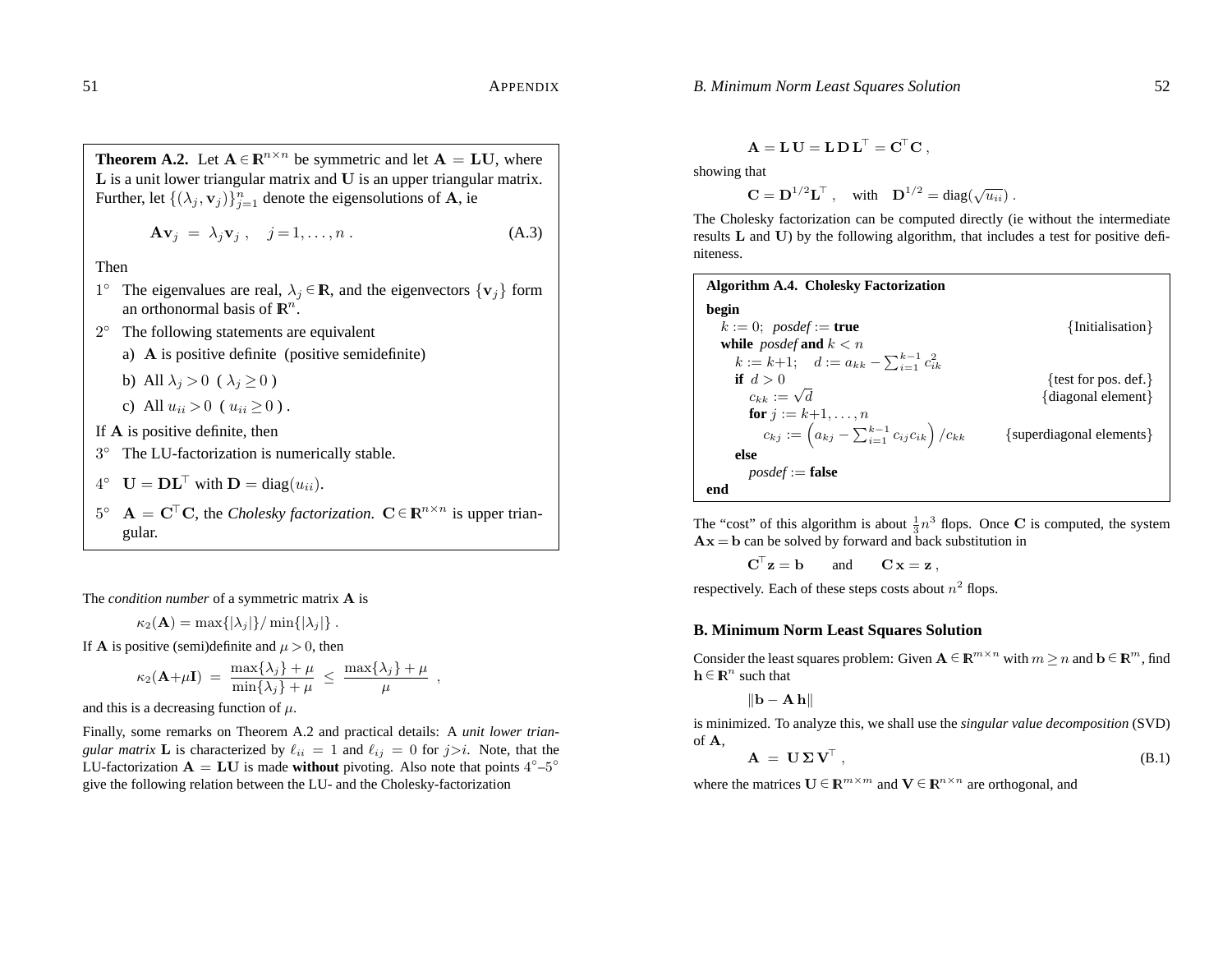**Theorem A.2.** Let $\mathbf{A} \in \mathbb{R}^{n\times n}$ be symmetric and let $\mathbf{A} = \mathbf{L}\mathbf{U}$, where $\mathbf{L}$ is a unit lower triangular matrix and $\mathbf{U}$ is an upper triangular matrix. Further, let $\{(\lambda_j, \mathbf{v}_j)\}_{j=1}^n$ denote the eigensolutions of $\mathbf{A}$, ie

$$\mathbf{A}\mathbf{v}_j = \lambda_j \mathbf{v}_j , \quad j = 1, \ldots, n . \tag{A.3}$$

Then

1° The eigenvalues are real, $\lambda_j \in \mathbb{R}$, and the eigenvectors $\{\mathbf{v}_j\}$ form an orthonormal basis of $\mathbb{R}^n$.

2° The following statements are equivalent

a) $\mathbf{A}$ is positive definite (positive semidefinite)

b) All $\lambda_j > 0$ ( $\lambda_j \geq 0$ )

c) All $u_{ii} > 0$ ( $u_{ii} \geq 0$ ) .

If $\mathbf{A}$ is positive definite, then

3° The LU-factorization is numerically stable.

4° $\mathbf{U} = \mathbf{D}\mathbf{L}^\top$ with $\mathbf{D} = \text{diag}(u_{ii})$.

5° $\mathbf{A} = \mathbf{C}^\top\mathbf{C}$, the *Cholesky factorization.* $\mathbf{C} \in \mathbb{R}^{n\times n}$ is upper triangular.

The *condition number* of a symmetric matrix $\mathbf{A}$ is

$$\kappa_2(\mathbf{A}) = \max\{|\lambda_j|\}/\min\{|\lambda_j|\} .$$

If $\mathbf{A}$ is positive (semi)definite and $\mu > 0$, then

$$\kappa_2(\mathbf{A}+\mu\mathbf{I}) = \frac{\max\{\lambda_j\} + \mu}{\min\{\lambda_j\} + \mu} \leq \frac{\max\{\lambda_j\} + \mu}{\mu} ,$$

and this is a decreasing function of $\mu$.

Finally, some remarks on Theorem A.2 and practical details: A *unit lower triangular matrix* $\mathbf{L}$ is characterized by $\ell_{ii} = 1$ and $\ell_{ij} = 0$ for $j>i$. Note, that the LU-factorization $\mathbf{A} = \mathbf{L}\mathbf{U}$ is made **without** pivoting. Also note that points 4°–5° give the following relation between the LU- and the Cholesky-factorization

$$\mathbf{A} = \mathbf{L}\,\mathbf{U} = \mathbf{L}\,\mathbf{D}\,\mathbf{L}^\top = \mathbf{C}^\top\mathbf{C} ,$$

showing that

$$\mathbf{C} = \mathbf{D}^{1/2}\mathbf{L}^\top , \quad \text{with} \quad \mathbf{D}^{1/2} = \text{diag}(\sqrt{u_{ii}}) .$$

The Cholesky factorization can be computed directly (ie without the intermediate results $\mathbf{L}$ and $\mathbf{U}$) by the following algorithm, that includes a test for positive definiteness.

**Algorithm A.4. Cholesky Factorization**

**begin**
  $k := 0$; *posdef* := **true** {Initialisation}
  **while** *posdef* **and** $k < n$
    $k := k+1$; $d := a_{kk} - \sum_{i=1}^{k-1} c_{ik}^2$
    **if** $d > 0$ {test for pos. def.}
      $c_{kk} := \sqrt{d}$ {diagonal element}
      **for** $j := k+1, \ldots, n$
        $c_{kj} := \left(a_{kj} - \sum_{i=1}^{k-1} c_{ij}c_{ik}\right)/c_{kk}$ {superdiagonal elements}
    **else**
      *posdef* := **false**
**end**

The "cost" of this algorithm is about $\frac{1}{3}n^3$ flops. Once $\mathbf{C}$ is computed, the system $\mathbf{A}\mathbf{x} = \mathbf{b}$ can be solved by forward and back substitution in

$$\mathbf{C}^\top\mathbf{z} = \mathbf{b} \quad \text{and} \quad \mathbf{C}\,\mathbf{x} = \mathbf{z} ,$$

respectively. Each of these steps costs about $n^2$ flops.

## B. Minimum Norm Least Squares Solution

Consider the least squares problem: Given $\mathbf{A} \in \mathbb{R}^{m\times n}$ with $m \geq n$ and $\mathbf{b} \in \mathbb{R}^m$, find $\mathbf{h} \in \mathbb{R}^n$ such that

$$\|\mathbf{b} - \mathbf{A}\,\mathbf{h}\|$$

is minimized. To analyze this, we shall use the *singular value decomposition* (SVD) of $\mathbf{A}$,

$$\mathbf{A} = \mathbf{U}\,\mathbf{\Sigma}\,\mathbf{V}^\top , \tag{B.1}$$

where the matrices $\mathbf{U} \in \mathbb{R}^{m\times m}$ and $\mathbf{V} \in \mathbb{R}^{n\times n}$ are orthogonal, and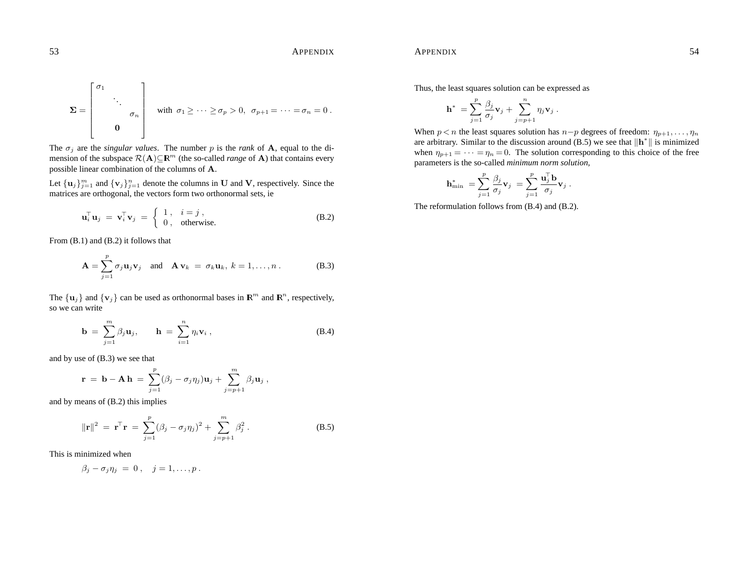$$\mathbf{\Sigma} = \begin{bmatrix} \sigma_1 & & \\ & \ddots & \\ & & \sigma_n \\ & \mathbf{0} & \end{bmatrix} \quad \text{with } \sigma_1 \geq \cdots \geq \sigma_p > 0, \;\; \sigma_{p+1} = \cdots = \sigma_n = 0 \, .$$

The $\sigma_j$ are the *singular values*. The number $p$ is the *rank* of $\mathbf{A}$, equal to the dimension of the subspace $\mathcal{R}(\mathbf{A}) \subseteq \mathbb{R}^m$ (the so-called *range* of $\mathbf{A}$) that contains every possible linear combination of the columns of $\mathbf{A}$.

Let $\{\mathbf{u}_j\}_{j=1}^m$ and $\{\mathbf{v}_j\}_{j=1}^n$ denote the columns in $\mathbf{U}$ and $\mathbf{V}$, respectively. Since the matrices are orthogonal, the vectors form two orthonormal sets, ie

$$\mathbf{u}_i^\top \mathbf{u}_j \;=\; \mathbf{v}_i^\top \mathbf{v}_j \;=\; \begin{cases} 1 \, , & i = j \, , \\ 0 \, , & \text{otherwise.} \end{cases} \tag{B.2}$$

From (B.1) and (B.2) it follows that

$$\mathbf{A} = \sum_{j=1}^{p} \sigma_j \mathbf{u}_j \mathbf{v}_j \quad \text{and} \quad \mathbf{A}\,\mathbf{v}_k \;=\; \sigma_k \mathbf{u}_k, \; k = 1, \ldots, n \, . \tag{B.3}$$

The $\{\mathbf{u}_j\}$ and $\{\mathbf{v}_j\}$ can be used as orthonormal bases in $\mathbb{R}^m$ and $\mathbb{R}^n$, respectively, so we can write

$$\mathbf{b} \;=\; \sum_{j=1}^{m} \beta_j \mathbf{u}_j, \qquad \mathbf{h} \;=\; \sum_{i=1}^{n} \eta_i \mathbf{v}_i \, , \tag{B.4}$$

and by use of (B.3) we see that

$$\mathbf{r} \;=\; \mathbf{b} - \mathbf{A}\,\mathbf{h} \;=\; \sum_{j=1}^{p} (\beta_j - \sigma_j \eta_j) \mathbf{u}_j + \sum_{j=p+1}^{m} \beta_j \mathbf{u}_j \, ,$$

and by means of (B.2) this implies

$$\|\mathbf{r}\|^2 \;=\; \mathbf{r}^\top \mathbf{r} \;=\; \sum_{j=1}^{p} (\beta_j - \sigma_j \eta_j)^2 + \sum_{j=p+1}^{m} \beta_j^2 \, . \tag{B.5}$$

This is minimized when

$$\beta_j - \sigma_j \eta_j \;=\; 0 \, , \quad j = 1, \ldots, p \, .$$

Thus, the least squares solution can be expressed as

$$\mathbf{h}^* \;= \sum_{j=1}^{p} \frac{\beta_j}{\sigma_j} \mathbf{v}_j + \sum_{j=p+1}^{n} \eta_j \mathbf{v}_j \, .$$

When $p < n$ the least squares solution has $n - p$ degrees of freedom: $\eta_{p+1}, \ldots, \eta_n$ are arbitrary. Similar to the discussion around (B.5) we see that $\|\mathbf{h}^*\|$ is minimized when $\eta_{p+1} = \cdots = \eta_n = 0$. The solution corresponding to this choice of the free parameters is the so-called *minimum norm solution*,

$$\mathbf{h}^*_{\min} \;= \sum_{j=1}^{p} \frac{\beta_j}{\sigma_j} \mathbf{v}_j \;= \sum_{j=1}^{p} \frac{\mathbf{u}_j^\top \mathbf{b}}{\sigma_j} \mathbf{v}_j \, .$$

The reformulation follows from (B.4) and (B.2).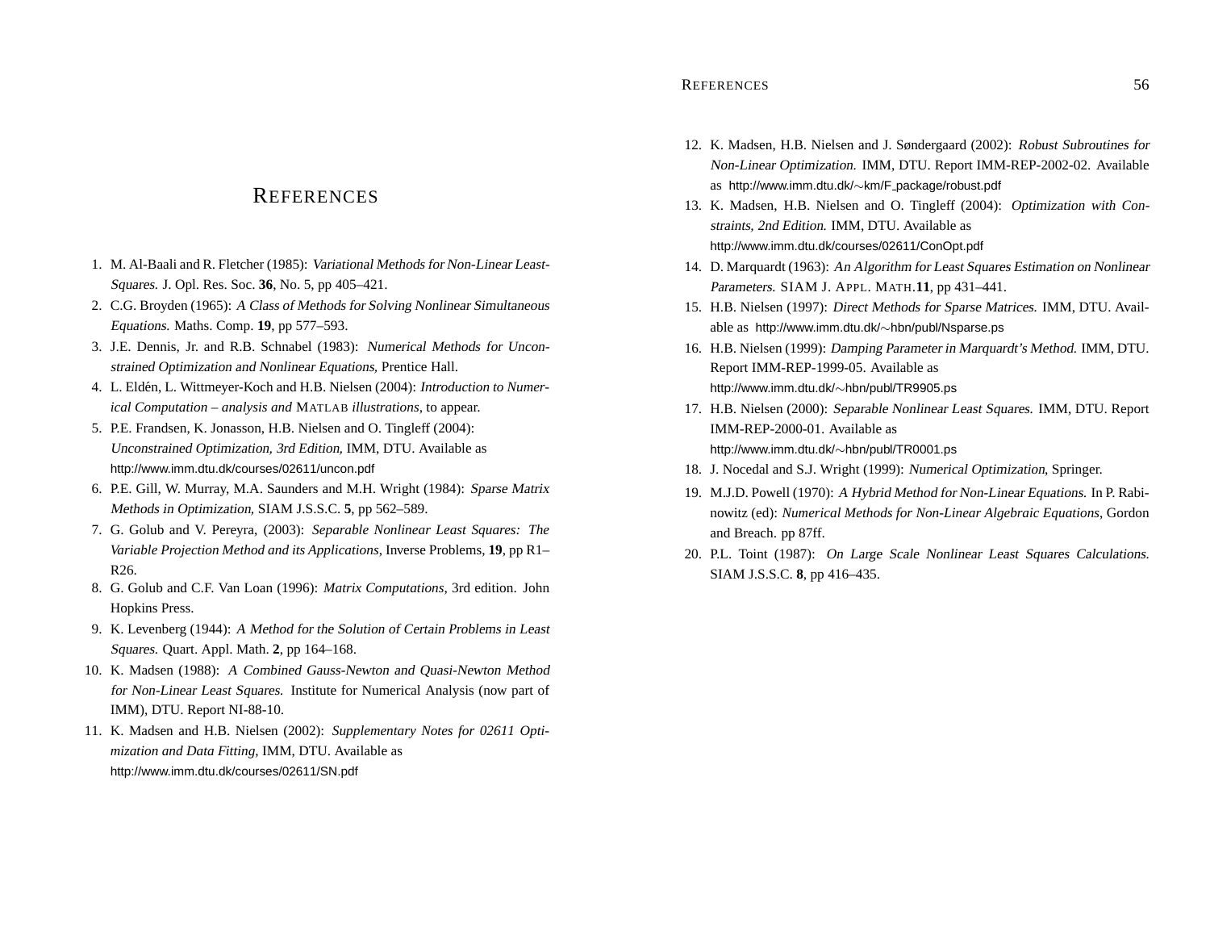# References

1. M. Al-Baali and R. Fletcher (1985): *Variational Methods for Non-Linear Least-Squares.* J. Opl. Res. Soc. **36**, No. 5, pp 405–421.
2. C.G. Broyden (1965): *A Class of Methods for Solving Nonlinear Simultaneous Equations.* Maths. Comp. **19**, pp 577–593.
3. J.E. Dennis, Jr. and R.B. Schnabel (1983): *Numerical Methods for Unconstrained Optimization and Nonlinear Equations,* Prentice Hall.
4. L. Eldén, L. Wittmeyer-Koch and H.B. Nielsen (2004): *Introduction to Numerical Computation – analysis and* MATLAB *illustrations*, to appear.
5. P.E. Frandsen, K. Jonasson, H.B. Nielsen and O. Tingleff (2004): *Unconstrained Optimization, 3rd Edition,* IMM, DTU. Available as http://www.imm.dtu.dk/courses/02611/uncon.pdf
6. P.E. Gill, W. Murray, M.A. Saunders and M.H. Wright (1984): *Sparse Matrix Methods in Optimization,* SIAM J.S.S.C. **5**, pp 562–589.
7. G. Golub and V. Pereyra, (2003): *Separable Nonlinear Least Squares: The Variable Projection Method and its Applications*, Inverse Problems, **19**, pp R1–R26.
8. G. Golub and C.F. Van Loan (1996): *Matrix Computations*, 3rd edition. John Hopkins Press.
9. K. Levenberg (1944): *A Method for the Solution of Certain Problems in Least Squares.* Quart. Appl. Math. **2**, pp 164–168.
10. K. Madsen (1988): *A Combined Gauss-Newton and Quasi-Newton Method for Non-Linear Least Squares.* Institute for Numerical Analysis (now part of IMM), DTU. Report NI-88-10.
11. K. Madsen and H.B. Nielsen (2002): *Supplementary Notes for 02611 Optimization and Data Fitting,* IMM, DTU. Available as http://www.imm.dtu.dk/courses/02611/SN.pdf
12. K. Madsen, H.B. Nielsen and J. Søndergaard (2002): *Robust Subroutines for Non-Linear Optimization.* IMM, DTU. Report IMM-REP-2002-02. Available as http://www.imm.dtu.dk/∼km/F_package/robust.pdf
13. K. Madsen, H.B. Nielsen and O. Tingleff (2004): *Optimization with Constraints, 2nd Edition.* IMM, DTU. Available as http://www.imm.dtu.dk/courses/02611/ConOpt.pdf
14. D. Marquardt (1963): *An Algorithm for Least Squares Estimation on Nonlinear Parameters.* SIAM J. APPL. MATH.**11**, pp 431–441.
15. H.B. Nielsen (1997): *Direct Methods for Sparse Matrices.* IMM, DTU. Available as http://www.imm.dtu.dk/∼hbn/publ/Nsparse.ps
16. H.B. Nielsen (1999): *Damping Parameter in Marquardt's Method.* IMM, DTU. Report IMM-REP-1999-05. Available as http://www.imm.dtu.dk/∼hbn/publ/TR9905.ps
17. H.B. Nielsen (2000): *Separable Nonlinear Least Squares.* IMM, DTU. Report IMM-REP-2000-01. Available as http://www.imm.dtu.dk/∼hbn/publ/TR0001.ps
18. J. Nocedal and S.J. Wright (1999): *Numerical Optimization*, Springer.
19. M.J.D. Powell (1970): *A Hybrid Method for Non-Linear Equations.* In P. Rabinowitz (ed): *Numerical Methods for Non-Linear Algebraic Equations*, Gordon and Breach. pp 87ff.
20. P.L. Toint (1987): *On Large Scale Nonlinear Least Squares Calculations.* SIAM J.S.S.C. **8**, pp 416–435.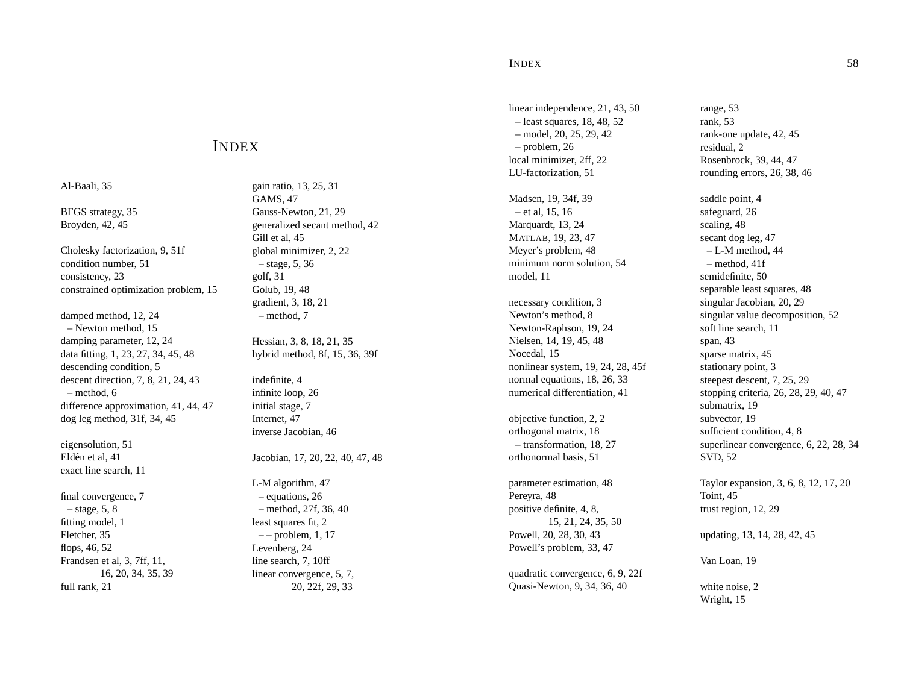# INDEX

Al-Baali, 35

BFGS strategy, 35
Broyden, 42, 45

Cholesky factorization, 9, 51f
condition number, 51
consistency, 23
constrained optimization problem, 15

damped method, 12, 24
 – Newton method, 15
damping parameter, 12, 24
data fitting, 1, 23, 27, 34, 45, 48
descending condition, 5
descent direction, 7, 8, 21, 24, 43
 – method, 6
difference approximation, 41, 44, 47
dog leg method, 31f, 34, 45

eigensolution, 51
Eldén et al, 41
exact line search, 11

final convergence, 7
 – stage, 5, 8
fitting model, 1
Fletcher, 35
flops, 46, 52
Frandsen et al, 3, 7ff, 11, 16, 20, 34, 35, 39
full rank, 21

gain ratio, 13, 25, 31
GAMS, 47
Gauss-Newton, 21, 29
generalized secant method, 42
Gill et al, 45
global minimizer, 2, 22
 – stage, 5, 36
golf, 31
Golub, 19, 48
gradient, 3, 18, 21
 – method, 7

Hessian, 3, 8, 18, 21, 35
hybrid method, 8f, 15, 36, 39f

indefinite, 4
infinite loop, 26
initial stage, 7
Internet, 47
inverse Jacobian, 46

Jacobian, 17, 20, 22, 40, 47, 48

L-M algorithm, 47
 – equations, 26
 – method, 27f, 36, 40
least squares fit, 2
 – – problem, 1, 17
Levenberg, 24
line search, 7, 10ff
linear convergence, 5, 7, 20, 22f, 29, 33

linear independence, 21, 43, 50
 – least squares, 18, 48, 52
 – model, 20, 25, 29, 42
 – problem, 26
local minimizer, 2ff, 22
LU-factorization, 51

Madsen, 19, 34f, 39
 – et al, 15, 16
Marquardt, 13, 24
MATLAB, 19, 23, 47
Meyer's problem, 48
minimum norm solution, 54
model, 11

necessary condition, 3
Newton's method, 8
Newton-Raphson, 19, 24
Nielsen, 14, 19, 45, 48
Nocedal, 15
nonlinear system, 19, 24, 28, 45f
normal equations, 18, 26, 33
numerical differentiation, 41

objective function, 2, 2
orthogonal matrix, 18
 – transformation, 18, 27
orthonormal basis, 51

parameter estimation, 48
Pereyra, 48
positive definite, 4, 8, 15, 21, 24, 35, 50
Powell, 20, 28, 30, 43
Powell's problem, 33, 47

quadratic convergence, 6, 9, 22f
Quasi-Newton, 9, 34, 36, 40

range, 53
rank, 53
rank-one update, 42, 45
residual, 2
Rosenbrock, 39, 44, 47
rounding errors, 26, 38, 46

saddle point, 4
safeguard, 26
scaling, 48
secant dog leg, 47
 – L-M method, 44
 – method, 41f
semidefinite, 50
separable least squares, 48
singular Jacobian, 20, 29
singular value decomposition, 52
soft line search, 11
span, 43
sparse matrix, 45
stationary point, 3
steepest descent, 7, 25, 29
stopping criteria, 26, 28, 29, 40, 47
submatrix, 19
subvector, 19
sufficient condition, 4, 8
superlinear convergence, 6, 22, 28, 34
SVD, 52

Taylor expansion, 3, 6, 8, 12, 17, 20
Toint, 45
trust region, 12, 29

updating, 13, 14, 28, 42, 45

Van Loan, 19

white noise, 2
Wright, 15